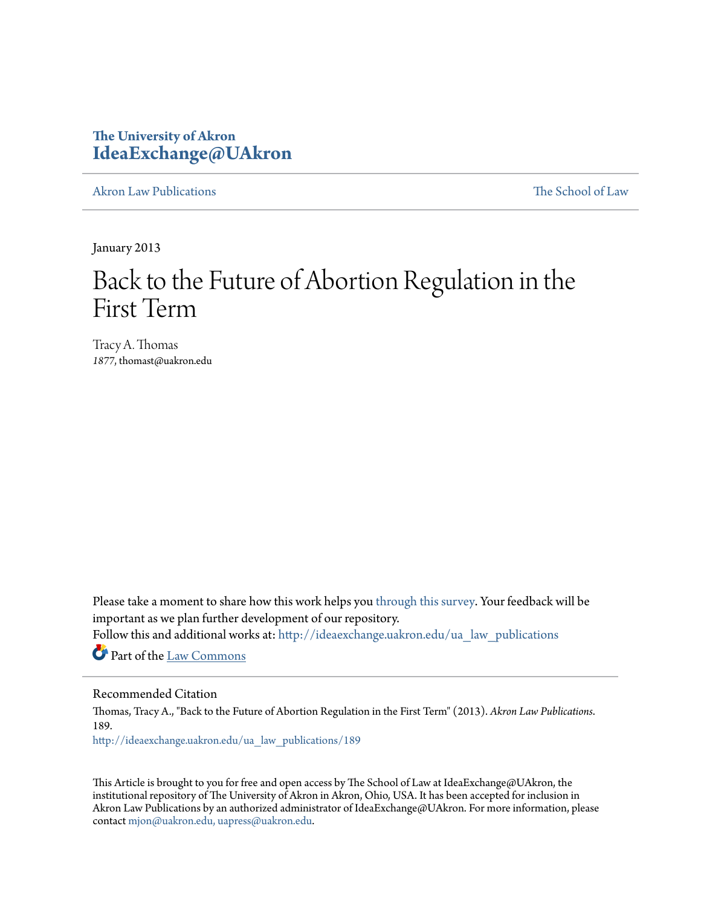The University of Akron
**IdeaExchange@UAkron**

Akron Law Publications | The School of Law

January 2013

# Back to the Future of Abortion Regulation in the First Term

Tracy A. Thomas
*1877*, thomast@uakron.edu

Please take a moment to share how this work helps you through this survey. Your feedback will be important as we plan further development of our repository.
Follow this and additional works at: http://ideaexchange.uakron.edu/ua_law_publications

Part of the Law Commons

## Recommended Citation

Thomas, Tracy A., "Back to the Future of Abortion Regulation in the First Term" (2013). *Akron Law Publications*. 189.
http://ideaexchange.uakron.edu/ua_law_publications/189

This Article is brought to you for free and open access by The School of Law at IdeaExchange@UAkron, the institutional repository of The University of Akron in Akron, Ohio, USA. It has been accepted for inclusion in Akron Law Publications by an authorized administrator of IdeaExchange@UAkron. For more information, please contact mjon@uakron.edu, uapress@uakron.edu.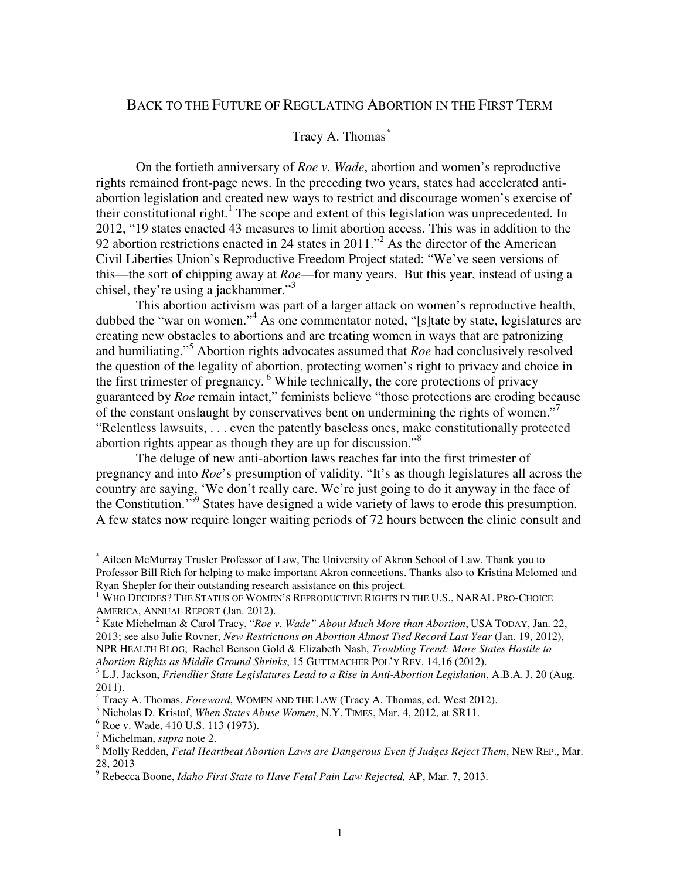# Back to the Future of Regulating Abortion in the First Term

Tracy A. Thomas[*]

On the fortieth anniversary of *Roe v. Wade*, abortion and women's reproductive rights remained front-page news. In the preceding two years, states had accelerated anti-abortion legislation and created new ways to restrict and discourage women's exercise of their constitutional right.[1] The scope and extent of this legislation was unprecedented. In 2012, "19 states enacted 43 measures to limit abortion access. This was in addition to the 92 abortion restrictions enacted in 24 states in 2011."[2] As the director of the American Civil Liberties Union's Reproductive Freedom Project stated: "We've seen versions of this—the sort of chipping away at *Roe*—for many years. But this year, instead of using a chisel, they're using a jackhammer."[3]

This abortion activism was part of a larger attack on women's reproductive health, dubbed the "war on women."[4] As one commentator noted, "[s]tate by state, legislatures are creating new obstacles to abortions and are treating women in ways that are patronizing and humiliating."[5] Abortion rights advocates assumed that *Roe* had conclusively resolved the question of the legality of abortion, protecting women's right to privacy and choice in the first trimester of pregnancy.[6] While technically, the core protections of privacy guaranteed by *Roe* remain intact," feminists believe "those protections are eroding because of the constant onslaught by conservatives bent on undermining the rights of women."[7] "Relentless lawsuits, . . . even the patently baseless ones, make constitutionally protected abortion rights appear as though they are up for discussion."[8]

The deluge of new anti-abortion laws reaches far into the first trimester of pregnancy and into *Roe*'s presumption of validity. "It's as though legislatures all across the country are saying, 'We don't really care. We're just going to do it anyway in the face of the Constitution.'"[9] States have designed a wide variety of laws to erode this presumption. A few states now require longer waiting periods of 72 hours between the clinic consult and

---

[*] Aileen McMurray Trusler Professor of Law, The University of Akron School of Law. Thank you to Professor Bill Rich for helping to make important Akron connections. Thanks also to Kristina Melomed and Ryan Shepler for their outstanding research assistance on this project.

[1] Who Decides? The Status of Women's Reproductive Rights in the U.S., NARAL Pro-Choice America, Annual Report (Jan. 2012).

[2] Kate Michelman & Carol Tracy, "*Roe v. Wade" About Much More than Abortion*, USA Today, Jan. 22, 2013; see also Julie Rovner, *New Restrictions on Abortion Almost Tied Record Last Year* (Jan. 19, 2012), NPR Health Blog; Rachel Benson Gold & Elizabeth Nash, *Troubling Trend: More States Hostile to Abortion Rights as Middle Ground Shrinks*, 15 Guttmacher Pol'y Rev. 14,16 (2012).

[3] L.J. Jackson, *Friendlier State Legislatures Lead to a Rise in Anti-Abortion Legislation*, A.B.A. J. 20 (Aug. 2011).

[4] Tracy A. Thomas, *Foreword*, Women and the Law (Tracy A. Thomas, ed. West 2012).

[5] Nicholas D. Kristof, *When States Abuse Women*, N.Y. Times, Mar. 4, 2012, at SR11.

[6] Roe v. Wade, 410 U.S. 113 (1973).

[7] Michelman, *supra* note 2.

[8] Molly Redden, *Fetal Heartbeat Abortion Laws are Dangerous Even if Judges Reject Them*, New Rep., Mar. 28, 2013

[9] Rebecca Boone, *Idaho First State to Have Fetal Pain Law Rejected,* AP, Mar. 7, 2013.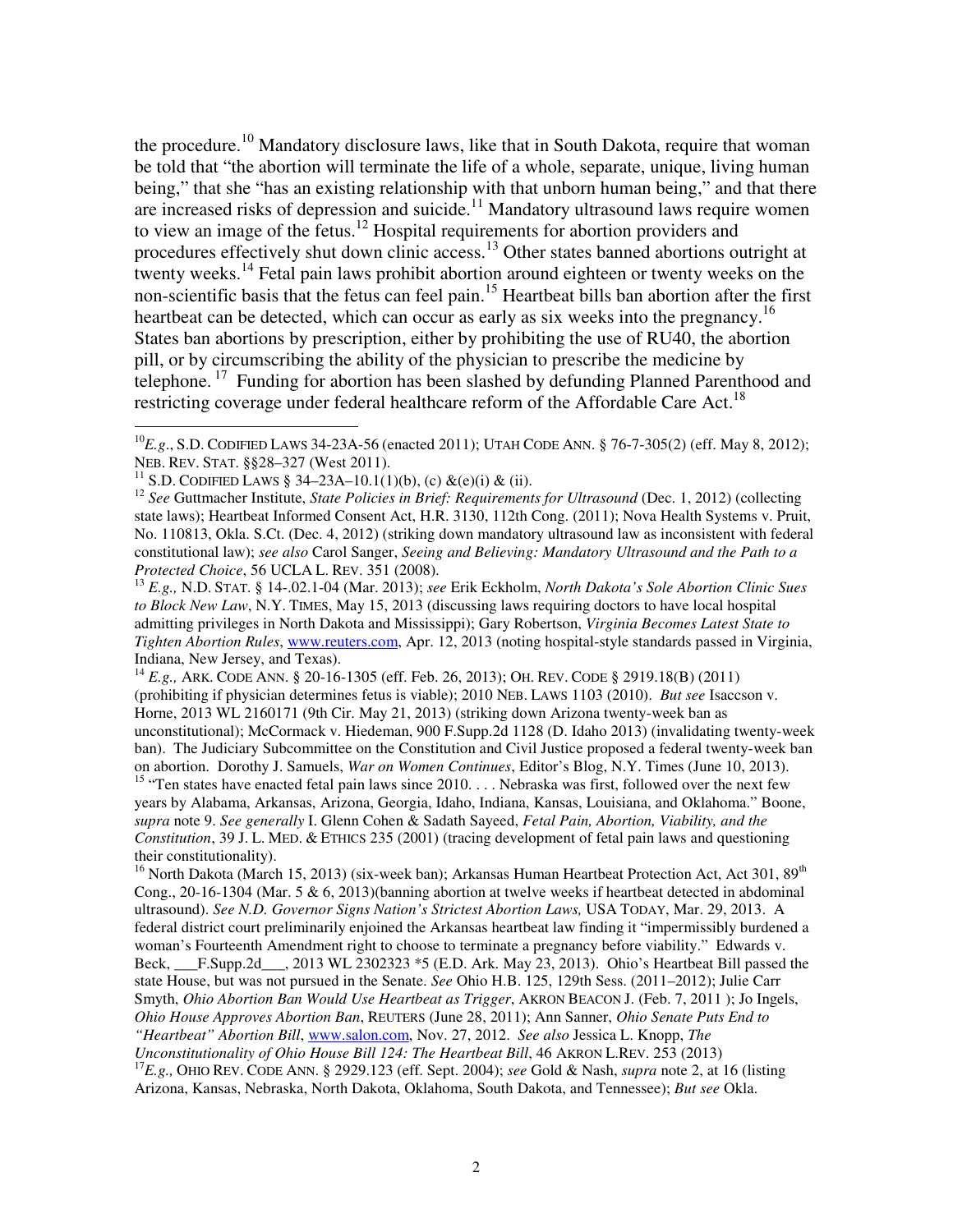the procedure.[10] Mandatory disclosure laws, like that in South Dakota, require that woman be told that "the abortion will terminate the life of a whole, separate, unique, living human being," that she "has an existing relationship with that unborn human being," and that there are increased risks of depression and suicide.[11] Mandatory ultrasound laws require women to view an image of the fetus.[12] Hospital requirements for abortion providers and procedures effectively shut down clinic access.[13] Other states banned abortions outright at twenty weeks.[14] Fetal pain laws prohibit abortion around eighteen or twenty weeks on the non-scientific basis that the fetus can feel pain.[15] Heartbeat bills ban abortion after the first heartbeat can be detected, which can occur as early as six weeks into the pregnancy.[16] States ban abortions by prescription, either by prohibiting the use of RU40, the abortion pill, or by circumscribing the ability of the physician to prescribe the medicine by telephone.[17] Funding for abortion has been slashed by defunding Planned Parenthood and restricting coverage under federal healthcare reform of the Affordable Care Act.[18]

---

[10] *E.g.*, S.D. CODIFIED LAWS 34-23A-56 (enacted 2011); UTAH CODE ANN. § 76-7-305(2) (eff. May 8, 2012); NEB. REV. STAT. §§28–327 (West 2011).

[11] S.D. CODIFIED LAWS § 34–23A–10.1(1)(b), (c) &(e)(i) & (ii).

[12] *See* Guttmacher Institute, *State Policies in Brief: Requirements for Ultrasound* (Dec. 1, 2012) (collecting state laws); Heartbeat Informed Consent Act, H.R. 3130, 112th Cong. (2011); Nova Health Systems v. Pruit, No. 110813, Okla. S.Ct. (Dec. 4, 2012) (striking down mandatory ultrasound law as inconsistent with federal constitutional law); *see also* Carol Sanger, *Seeing and Believing: Mandatory Ultrasound and the Path to a Protected Choice*, 56 UCLA L. REV. 351 (2008).

[13] *E.g.,* N.D. STAT. § 14-.02.1-04 (Mar. 2013); *see* Erik Eckholm, *North Dakota's Sole Abortion Clinic Sues to Block New Law*, N.Y. TIMES, May 15, 2013 (discussing laws requiring doctors to have local hospital admitting privileges in North Dakota and Mississippi); Gary Robertson, *Virginia Becomes Latest State to Tighten Abortion Rules*, www.reuters.com, Apr. 12, 2013 (noting hospital-style standards passed in Virginia, Indiana, New Jersey, and Texas).

[14] *E.g.,* ARK. CODE ANN. § 20-16-1305 (eff. Feb. 26, 2013); OH. REV. CODE § 2919.18(B) (2011) (prohibiting if physician determines fetus is viable); 2010 NEB. LAWS 1103 (2010). *But see* Isaccson v. Horne, 2013 WL 2160171 (9th Cir. May 21, 2013) (striking down Arizona twenty-week ban as unconstitutional); McCormack v. Hiedeman, 900 F.Supp.2d 1128 (D. Idaho 2013) (invalidating twenty-week ban). The Judiciary Subcommittee on the Constitution and Civil Justice proposed a federal twenty-week ban on abortion. Dorothy J. Samuels, *War on Women Continues*, Editor's Blog, N.Y. Times (June 10, 2013).

[15] "Ten states have enacted fetal pain laws since 2010. . . . Nebraska was first, followed over the next few years by Alabama, Arkansas, Arizona, Georgia, Idaho, Indiana, Kansas, Louisiana, and Oklahoma." Boone, *supra* note 9. *See generally* I. Glenn Cohen & Sadath Sayeed, *Fetal Pain, Abortion, Viability, and the Constitution*, 39 J. L. MED. & ETHICS 235 (2001) (tracing development of fetal pain laws and questioning their constitutionality).

[16] North Dakota (March 15, 2013) (six-week ban); Arkansas Human Heartbeat Protection Act, Act 301, 89th Cong., 20-16-1304 (Mar. 5 & 6, 2013)(banning abortion at twelve weeks if heartbeat detected in abdominal ultrasound). *See N.D. Governor Signs Nation's Strictest Abortion Laws,* USA TODAY, Mar. 29, 2013. A federal district court preliminarily enjoined the Arkansas heartbeat law finding it "impermissibly burdened a woman's Fourteenth Amendment right to choose to terminate a pregnancy before viability." Edwards v. Beck, ___F.Supp.2d___, 2013 WL 2302323 *5 (E.D. Ark. May 23, 2013). Ohio's Heartbeat Bill passed the state House, but was not pursued in the Senate. *See* Ohio H.B. 125, 129th Sess. (2011–2012); Julie Carr Smyth, *Ohio Abortion Ban Would Use Heartbeat as Trigger*, AKRON BEACON J. (Feb. 7, 2011 ); Jo Ingels, *Ohio House Approves Abortion Ban*, REUTERS (June 28, 2011); Ann Sanner, *Ohio Senate Puts End to "Heartbeat" Abortion Bill*, www.salon.com, Nov. 27, 2012. *See also* Jessica L. Knopp, *The Unconstitutionality of Ohio House Bill 124: The Heartbeat Bill*, 46 AKRON L.REV. 253 (2013)

[17] *E.g.,* OHIO REV. CODE ANN. § 2929.123 (eff. Sept. 2004); *see* Gold & Nash, *supra* note 2, at 16 (listing Arizona, Kansas, Nebraska, North Dakota, Oklahoma, South Dakota, and Tennessee); *But see* Okla.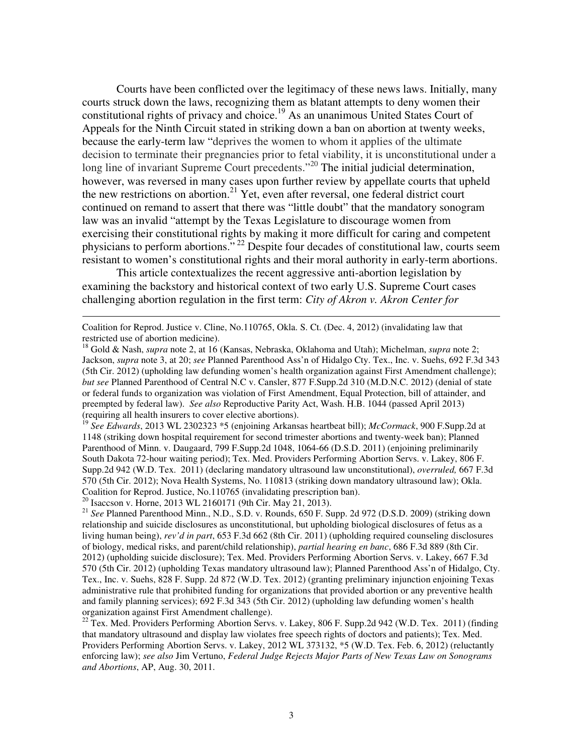Courts have been conflicted over the legitimacy of these news laws. Initially, many courts struck down the laws, recognizing them as blatant attempts to deny women their constitutional rights of privacy and choice.[19] As an unanimous United States Court of Appeals for the Ninth Circuit stated in striking down a ban on abortion at twenty weeks, because the early-term law "deprives the women to whom it applies of the ultimate decision to terminate their pregnancies prior to fetal viability, it is unconstitutional under a long line of invariant Supreme Court precedents."[20] The initial judicial determination, however, was reversed in many cases upon further review by appellate courts that upheld the new restrictions on abortion.[21] Yet, even after reversal, one federal district court continued on remand to assert that there was "little doubt" that the mandatory sonogram law was an invalid "attempt by the Texas Legislature to discourage women from exercising their constitutional rights by making it more difficult for caring and competent physicians to perform abortions."[22] Despite four decades of constitutional law, courts seem resistant to women's constitutional rights and their moral authority in early-term abortions.

This article contextualizes the recent aggressive anti-abortion legislation by examining the backstory and historical context of two early U.S. Supreme Court cases challenging abortion regulation in the first term: *City of Akron v. Akron Center for*

---

Coalition for Reprod. Justice v. Cline, No.110765, Okla. S. Ct. (Dec. 4, 2012) (invalidating law that restricted use of abortion medicine).

[18] Gold & Nash, *supra* note 2, at 16 (Kansas, Nebraska, Oklahoma and Utah); Michelman, *supra* note 2; Jackson, *supra* note 3, at 20; *see* Planned Parenthood Ass'n of Hidalgo Cty. Tex., Inc. v. Suehs, 692 F.3d 343 (5th Cir. 2012) (upholding law defunding women's health organization against First Amendment challenge); *but see* Planned Parenthood of Central N.C v. Cansler, 877 F.Supp.2d 310 (M.D.N.C. 2012) (denial of state or federal funds to organization was violation of First Amendment, Equal Protection, bill of attainder, and preempted by federal law). *See also* Reproductive Parity Act, Wash. H.B. 1044 (passed April 2013) (requiring all health insurers to cover elective abortions).

[19] *See Edwards*, 2013 WL 2302323 *5 (enjoining Arkansas heartbeat bill); *McCormack*, 900 F.Supp.2d at 1148 (striking down hospital requirement for second trimester abortions and twenty-week ban); Planned Parenthood of Minn. v. Daugaard, 799 F.Supp.2d 1048, 1064-66 (D.S.D. 2011) (enjoining preliminarily South Dakota 72-hour waiting period); Tex. Med. Providers Performing Abortion Servs. v. Lakey, 806 F. Supp.2d 942 (W.D. Tex. 2011) (declaring mandatory ultrasound law unconstitutional), *overruled,* 667 F.3d 570 (5th Cir. 2012); Nova Health Systems, No. 110813 (striking down mandatory ultrasound law); Okla. Coalition for Reprod. Justice, No.110765 (invalidating prescription ban).

[20] Isaccson v. Horne, 2013 WL 2160171 (9th Cir. May 21, 2013).

[21] *See* Planned Parenthood Minn., N.D., S.D. v. Rounds, 650 F. Supp. 2d 972 (D.S.D. 2009) (striking down relationship and suicide disclosures as unconstitutional, but upholding biological disclosures of fetus as a living human being), *rev'd in part*, 653 F.3d 662 (8th Cir. 2011) (upholding required counseling disclosures of biology, medical risks, and parent/child relationship), *partial hearing en banc*, 686 F.3d 889 (8th Cir. 2012) (upholding suicide disclosure); Tex. Med. Providers Performing Abortion Servs. v. Lakey, 667 F.3d 570 (5th Cir. 2012) (upholding Texas mandatory ultrasound law); Planned Parenthood Ass'n of Hidalgo, Cty. Tex., Inc. v. Suehs, 828 F. Supp. 2d 872 (W.D. Tex. 2012) (granting preliminary injunction enjoining Texas administrative rule that prohibited funding for organizations that provided abortion or any preventive health and family planning services); 692 F.3d 343 (5th Cir. 2012) (upholding law defunding women's health organization against First Amendment challenge).

[22] Tex. Med. Providers Performing Abortion Servs. v. Lakey, 806 F. Supp.2d 942 (W.D. Tex. 2011) (finding that mandatory ultrasound and display law violates free speech rights of doctors and patients); Tex. Med. Providers Performing Abortion Servs. v. Lakey, 2012 WL 373132, *5 (W.D. Tex. Feb. 6, 2012) (reluctantly enforcing law); *see also* Jim Vertuno, *Federal Judge Rejects Major Parts of New Texas Law on Sonograms and Abortions*, AP, Aug. 30, 2011.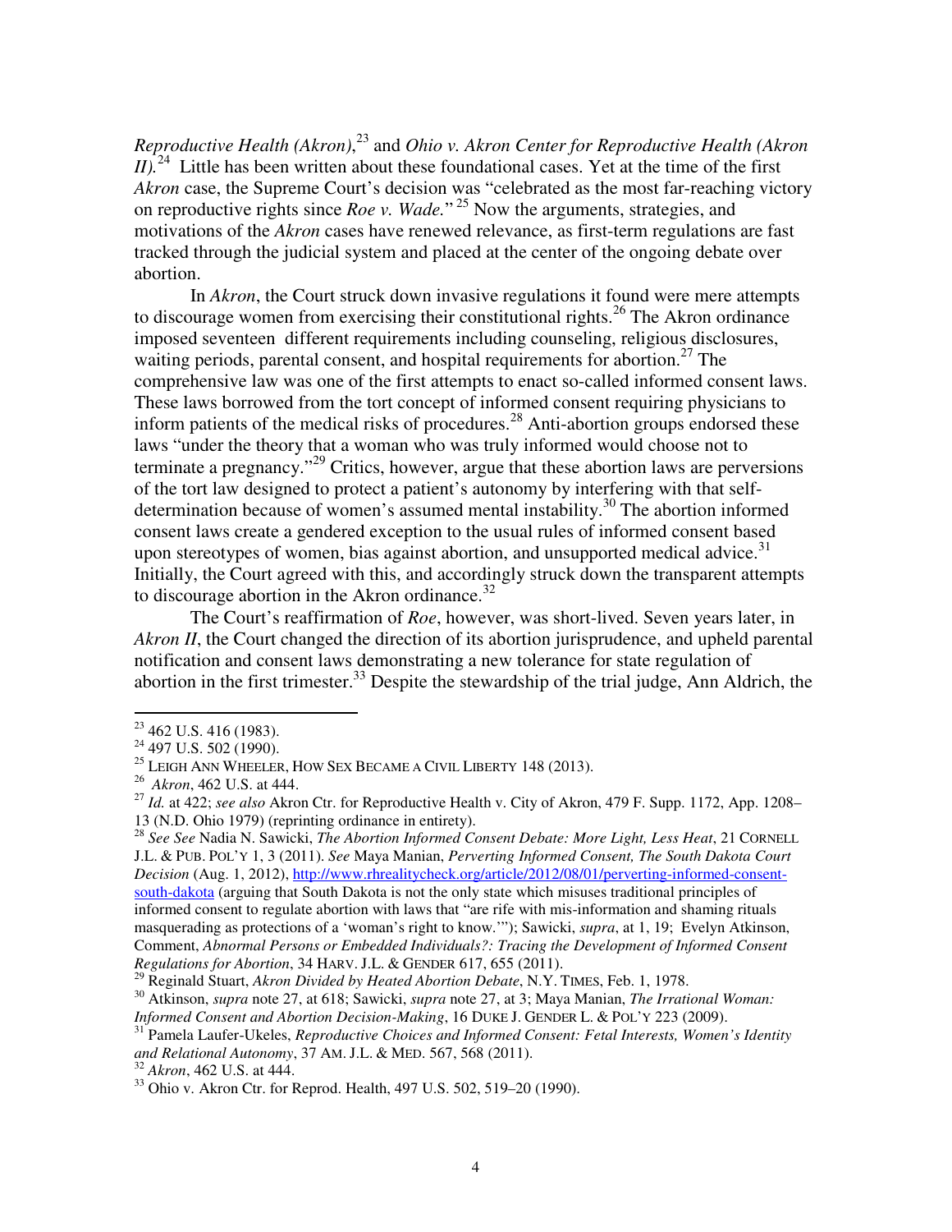*Reproductive Health (Akron)*,[23] and *Ohio v. Akron Center for Reproductive Health (Akron II).*[24] Little has been written about these foundational cases. Yet at the time of the first *Akron* case, the Supreme Court's decision was "celebrated as the most far-reaching victory on reproductive rights since *Roe v. Wade.*"[25] Now the arguments, strategies, and motivations of the *Akron* cases have renewed relevance, as first-term regulations are fast tracked through the judicial system and placed at the center of the ongoing debate over abortion.

In *Akron*, the Court struck down invasive regulations it found were mere attempts to discourage women from exercising their constitutional rights.[26] The Akron ordinance imposed seventeen different requirements including counseling, religious disclosures, waiting periods, parental consent, and hospital requirements for abortion.[27] The comprehensive law was one of the first attempts to enact so-called informed consent laws. These laws borrowed from the tort concept of informed consent requiring physicians to inform patients of the medical risks of procedures.[28] Anti-abortion groups endorsed these laws "under the theory that a woman who was truly informed would choose not to terminate a pregnancy."[29] Critics, however, argue that these abortion laws are perversions of the tort law designed to protect a patient's autonomy by interfering with that self-determination because of women's assumed mental instability.[30] The abortion informed consent laws create a gendered exception to the usual rules of informed consent based upon stereotypes of women, bias against abortion, and unsupported medical advice.[31] Initially, the Court agreed with this, and accordingly struck down the transparent attempts to discourage abortion in the Akron ordinance.[32]

The Court's reaffirmation of *Roe*, however, was short-lived. Seven years later, in *Akron II*, the Court changed the direction of its abortion jurisprudence, and upheld parental notification and consent laws demonstrating a new tolerance for state regulation of abortion in the first trimester.[33] Despite the stewardship of the trial judge, Ann Aldrich, the

---

[23] 462 U.S. 416 (1983).

[24] 497 U.S. 502 (1990).

[25] LEIGH ANN WHEELER, HOW SEX BECAME A CIVIL LIBERTY 148 (2013).

[26] *Akron*, 462 U.S. at 444.

[27] *Id.* at 422; *see also* Akron Ctr. for Reproductive Health v. City of Akron, 479 F. Supp. 1172, App. 1208–13 (N.D. Ohio 1979) (reprinting ordinance in entirety).

[28] *See See* Nadia N. Sawicki, *The Abortion Informed Consent Debate: More Light, Less Heat*, 21 CORNELL J.L. & PUB. POL'Y 1, 3 (2011). *See* Maya Manian, *Perverting Informed Consent, The South Dakota Court Decision* (Aug. 1, 2012), http://www.rhrealitycheck.org/article/2012/08/01/perverting-informed-consent-south-dakota (arguing that South Dakota is not the only state which misuses traditional principles of informed consent to regulate abortion with laws that "are rife with mis-information and shaming rituals masquerading as protections of a 'woman's right to know.'"); Sawicki, *supra*, at 1, 19; Evelyn Atkinson, Comment, *Abnormal Persons or Embedded Individuals?: Tracing the Development of Informed Consent Regulations for Abortion*, 34 HARV. J.L. & GENDER 617, 655 (2011).

[29] Reginald Stuart, *Akron Divided by Heated Abortion Debate*, N.Y. TIMES, Feb. 1, 1978.

[30] Atkinson, *supra* note 27, at 618; Sawicki, *supra* note 27, at 3; Maya Manian, *The Irrational Woman: Informed Consent and Abortion Decision-Making*, 16 DUKE J. GENDER L. & POL'Y 223 (2009).

[31] Pamela Laufer-Ukeles, *Reproductive Choices and Informed Consent: Fetal Interests, Women's Identity and Relational Autonomy*, 37 AM. J.L. & MED. 567, 568 (2011).

[32] *Akron*, 462 U.S. at 444.

[33] Ohio v. Akron Ctr. for Reprod. Health, 497 U.S. 502, 519–20 (1990).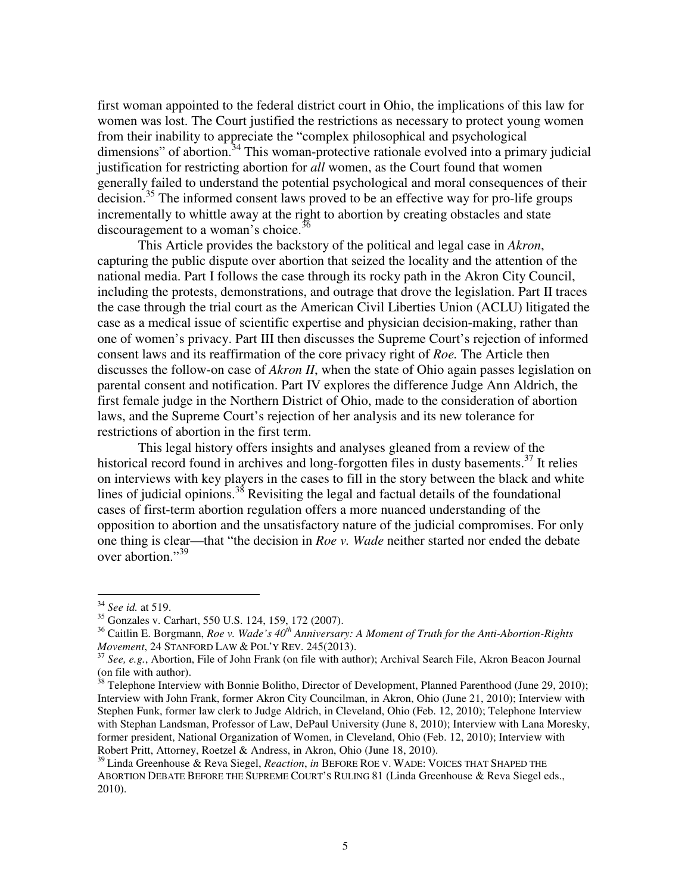first woman appointed to the federal district court in Ohio, the implications of this law for women was lost. The Court justified the restrictions as necessary to protect young women from their inability to appreciate the "complex philosophical and psychological dimensions" of abortion.[34] This woman-protective rationale evolved into a primary judicial justification for restricting abortion for *all* women, as the Court found that women generally failed to understand the potential psychological and moral consequences of their decision.[35] The informed consent laws proved to be an effective way for pro-life groups incrementally to whittle away at the right to abortion by creating obstacles and state discouragement to a woman's choice.[36]

This Article provides the backstory of the political and legal case in *Akron*, capturing the public dispute over abortion that seized the locality and the attention of the national media. Part I follows the case through its rocky path in the Akron City Council, including the protests, demonstrations, and outrage that drove the legislation. Part II traces the case through the trial court as the American Civil Liberties Union (ACLU) litigated the case as a medical issue of scientific expertise and physician decision-making, rather than one of women's privacy. Part III then discusses the Supreme Court's rejection of informed consent laws and its reaffirmation of the core privacy right of *Roe.* The Article then discusses the follow-on case of *Akron II*, when the state of Ohio again passes legislation on parental consent and notification. Part IV explores the difference Judge Ann Aldrich, the first female judge in the Northern District of Ohio, made to the consideration of abortion laws, and the Supreme Court's rejection of her analysis and its new tolerance for restrictions of abortion in the first term.

This legal history offers insights and analyses gleaned from a review of the historical record found in archives and long-forgotten files in dusty basements.[37] It relies on interviews with key players in the cases to fill in the story between the black and white lines of judicial opinions.[38] Revisiting the legal and factual details of the foundational cases of first-term abortion regulation offers a more nuanced understanding of the opposition to abortion and the unsatisfactory nature of the judicial compromises. For only one thing is clear—that "the decision in *Roe v. Wade* neither started nor ended the debate over abortion."[39]

---

[34] *See id.* at 519.

[35] Gonzales v. Carhart, 550 U.S. 124, 159, 172 (2007).

[36] Caitlin E. Borgmann, *Roe v. Wade's 40th Anniversary: A Moment of Truth for the Anti-Abortion-Rights Movement*, 24 STANFORD LAW & POL'Y REV. 245(2013).

[37] *See, e.g.*, Abortion, File of John Frank (on file with author); Archival Search File, Akron Beacon Journal (on file with author).

[38] Telephone Interview with Bonnie Bolitho, Director of Development, Planned Parenthood (June 29, 2010); Interview with John Frank, former Akron City Councilman, in Akron, Ohio (June 21, 2010); Interview with Stephen Funk, former law clerk to Judge Aldrich, in Cleveland, Ohio (Feb. 12, 2010); Telephone Interview with Stephan Landsman, Professor of Law, DePaul University (June 8, 2010); Interview with Lana Moresky, former president, National Organization of Women, in Cleveland, Ohio (Feb. 12, 2010); Interview with Robert Pritt, Attorney, Roetzel & Andress, in Akron, Ohio (June 18, 2010).

[39] Linda Greenhouse & Reva Siegel, *Reaction*, *in* BEFORE ROE V. WADE: VOICES THAT SHAPED THE ABORTION DEBATE BEFORE THE SUPREME COURT'S RULING 81 (Linda Greenhouse & Reva Siegel eds., 2010).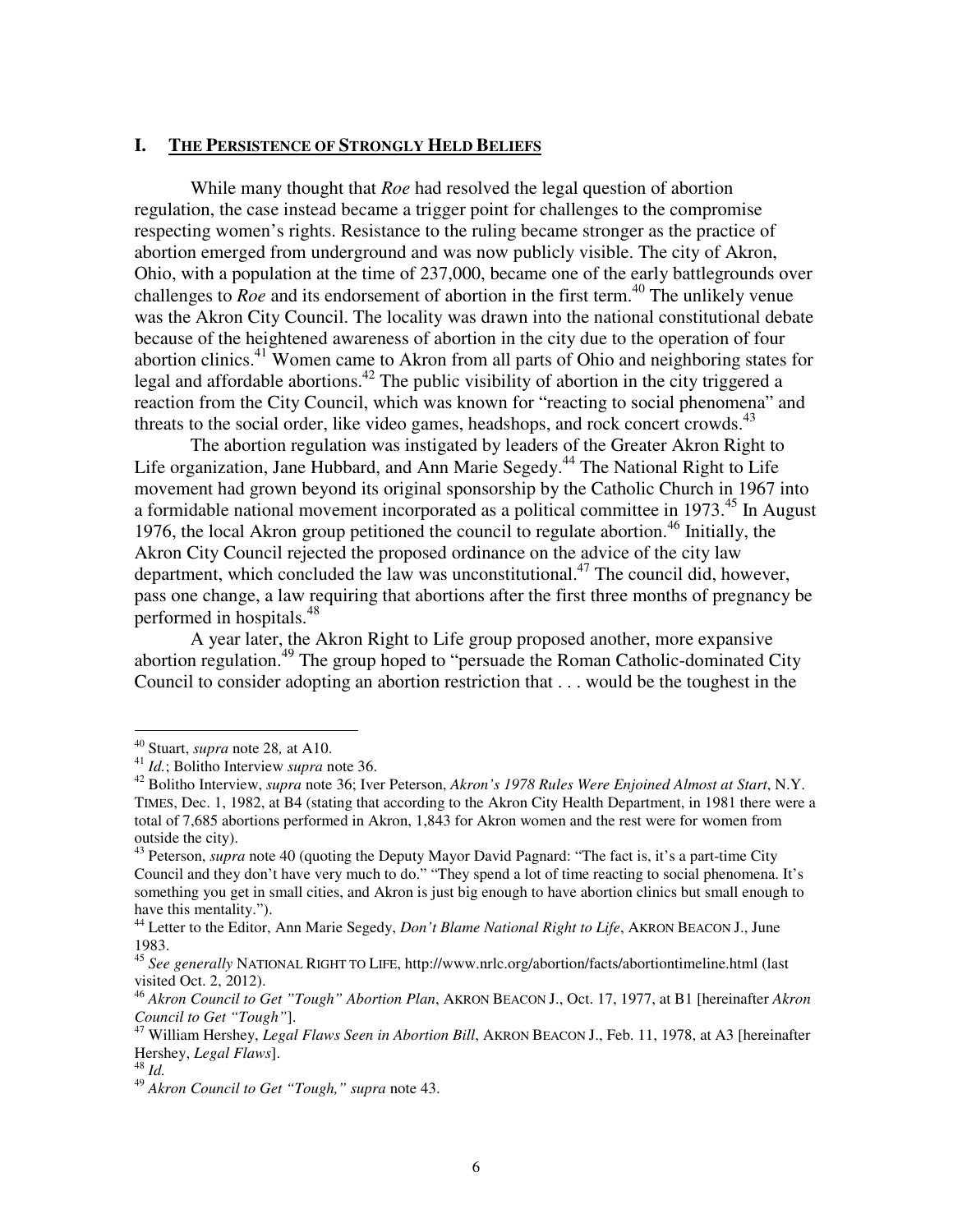## I. THE PERSISTENCE OF STRONGLY HELD BELIEFS

While many thought that *Roe* had resolved the legal question of abortion regulation, the case instead became a trigger point for challenges to the compromise respecting women's rights. Resistance to the ruling became stronger as the practice of abortion emerged from underground and was now publicly visible. The city of Akron, Ohio, with a population at the time of 237,000, became one of the early battlegrounds over challenges to *Roe* and its endorsement of abortion in the first term.[40] The unlikely venue was the Akron City Council. The locality was drawn into the national constitutional debate because of the heightened awareness of abortion in the city due to the operation of four abortion clinics.[41] Women came to Akron from all parts of Ohio and neighboring states for legal and affordable abortions.[42] The public visibility of abortion in the city triggered a reaction from the City Council, which was known for "reacting to social phenomena" and threats to the social order, like video games, headshops, and rock concert crowds.[43]

The abortion regulation was instigated by leaders of the Greater Akron Right to Life organization, Jane Hubbard, and Ann Marie Segedy.[44] The National Right to Life movement had grown beyond its original sponsorship by the Catholic Church in 1967 into a formidable national movement incorporated as a political committee in 1973.[45] In August 1976, the local Akron group petitioned the council to regulate abortion.[46] Initially, the Akron City Council rejected the proposed ordinance on the advice of the city law department, which concluded the law was unconstitutional.[47] The council did, however, pass one change, a law requiring that abortions after the first three months of pregnancy be performed in hospitals.[48]

A year later, the Akron Right to Life group proposed another, more expansive abortion regulation.[49] The group hoped to "persuade the Roman Catholic-dominated City Council to consider adopting an abortion restriction that . . . would be the toughest in the

---

[40] Stuart, *supra* note 28*,* at A10.

[41] *Id.*; Bolitho Interview *supra* note 36.

[42] Bolitho Interview, *supra* note 36; Iver Peterson, *Akron's 1978 Rules Were Enjoined Almost at Start*, N.Y. TIMES, Dec. 1, 1982, at B4 (stating that according to the Akron City Health Department, in 1981 there were a total of 7,685 abortions performed in Akron, 1,843 for Akron women and the rest were for women from outside the city).

[43] Peterson, *supra* note 40 (quoting the Deputy Mayor David Pagnard: "The fact is, it's a part-time City Council and they don't have very much to do." "They spend a lot of time reacting to social phenomena. It's something you get in small cities, and Akron is just big enough to have abortion clinics but small enough to have this mentality.").

[44] Letter to the Editor, Ann Marie Segedy, *Don't Blame National Right to Life*, AKRON BEACON J., June 1983.

[45] *See generally* NATIONAL RIGHT TO LIFE, http://www.nrlc.org/abortion/facts/abortiontimeline.html (last visited Oct. 2, 2012).

[46] *Akron Council to Get "Tough" Abortion Plan*, AKRON BEACON J., Oct. 17, 1977, at B1 [hereinafter *Akron Council to Get "Tough"*].

[47] William Hershey, *Legal Flaws Seen in Abortion Bill*, AKRON BEACON J., Feb. 11, 1978, at A3 [hereinafter Hershey, *Legal Flaws*].

[48] *Id.*

[49] *Akron Council to Get "Tough," supra* note 43.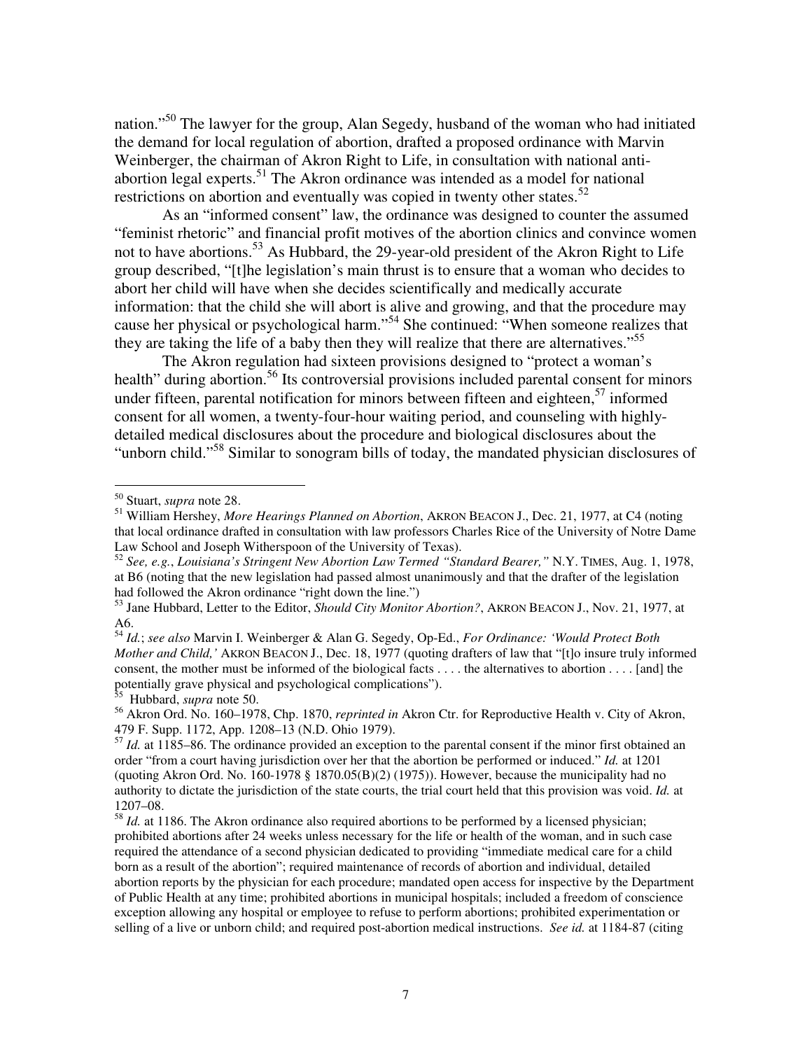nation."[50] The lawyer for the group, Alan Segedy, husband of the woman who had initiated the demand for local regulation of abortion, drafted a proposed ordinance with Marvin Weinberger, the chairman of Akron Right to Life, in consultation with national anti-abortion legal experts.[51] The Akron ordinance was intended as a model for national restrictions on abortion and eventually was copied in twenty other states.[52]

As an "informed consent" law, the ordinance was designed to counter the assumed "feminist rhetoric" and financial profit motives of the abortion clinics and convince women not to have abortions.[53] As Hubbard, the 29-year-old president of the Akron Right to Life group described, "[t]he legislation's main thrust is to ensure that a woman who decides to abort her child will have when she decides scientifically and medically accurate information: that the child she will abort is alive and growing, and that the procedure may cause her physical or psychological harm."[54] She continued: "When someone realizes that they are taking the life of a baby then they will realize that there are alternatives."[55]

The Akron regulation had sixteen provisions designed to "protect a woman's health" during abortion.[56] Its controversial provisions included parental consent for minors under fifteen, parental notification for minors between fifteen and eighteen,[57] informed consent for all women, a twenty-four-hour waiting period, and counseling with highly-detailed medical disclosures about the procedure and biological disclosures about the "unborn child."[58] Similar to sonogram bills of today, the mandated physician disclosures of

---

[50] Stuart, *supra* note 28.

[51] William Hershey, *More Hearings Planned on Abortion*, AKRON BEACON J., Dec. 21, 1977, at C4 (noting that local ordinance drafted in consultation with law professors Charles Rice of the University of Notre Dame Law School and Joseph Witherspoon of the University of Texas).

[52] *See, e.g.*, *Louisiana's Stringent New Abortion Law Termed "Standard Bearer,"* N.Y. TIMES, Aug. 1, 1978, at B6 (noting that the new legislation had passed almost unanimously and that the drafter of the legislation had followed the Akron ordinance "right down the line.")

[53] Jane Hubbard, Letter to the Editor, *Should City Monitor Abortion?*, AKRON BEACON J., Nov. 21, 1977, at A6.

[54] *Id.*; *see also* Marvin I. Weinberger & Alan G. Segedy, Op-Ed., *For Ordinance: 'Would Protect Both Mother and Child,'* AKRON BEACON J., Dec. 18, 1977 (quoting drafters of law that "[t]o insure truly informed consent, the mother must be informed of the biological facts . . . . the alternatives to abortion . . . . [and] the potentially grave physical and psychological complications").

[55] Hubbard, *supra* note 50.

[56] Akron Ord. No. 160–1978, Chp. 1870, *reprinted in* Akron Ctr. for Reproductive Health v. City of Akron, 479 F. Supp. 1172, App. 1208–13 (N.D. Ohio 1979).

[57] *Id.* at 1185–86. The ordinance provided an exception to the parental consent if the minor first obtained an order "from a court having jurisdiction over her that the abortion be performed or induced." *Id.* at 1201 (quoting Akron Ord. No. 160-1978 § 1870.05(B)(2) (1975)). However, because the municipality had no authority to dictate the jurisdiction of the state courts, the trial court held that this provision was void. *Id.* at 1207–08.

[58] *Id.* at 1186. The Akron ordinance also required abortions to be performed by a licensed physician; prohibited abortions after 24 weeks unless necessary for the life or health of the woman, and in such case required the attendance of a second physician dedicated to providing "immediate medical care for a child born as a result of the abortion"; required maintenance of records of abortion and individual, detailed abortion reports by the physician for each procedure; mandated open access for inspective by the Department of Public Health at any time; prohibited abortions in municipal hospitals; included a freedom of conscience exception allowing any hospital or employee to refuse to perform abortions; prohibited experimentation or selling of a live or unborn child; and required post-abortion medical instructions. *See id.* at 1184-87 (citing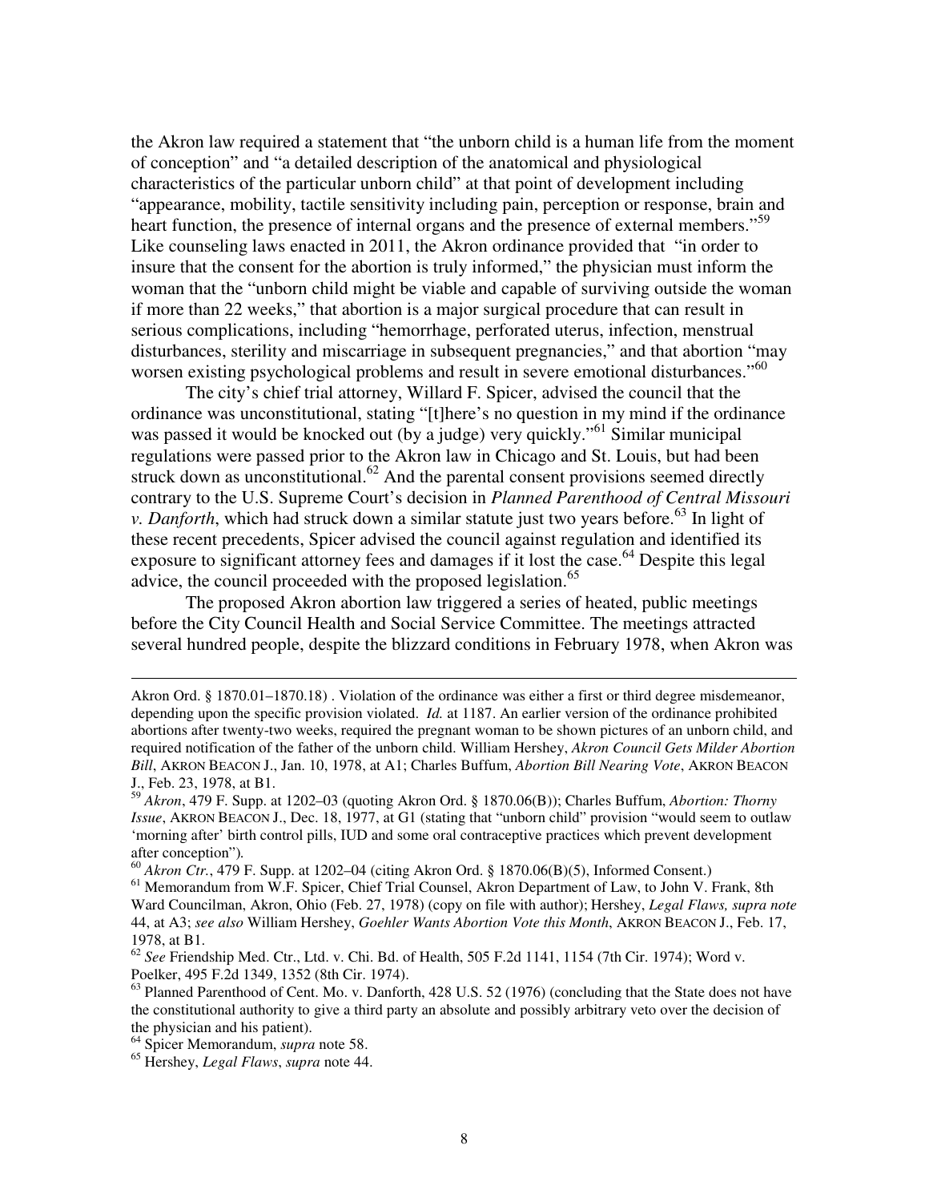the Akron law required a statement that "the unborn child is a human life from the moment of conception" and "a detailed description of the anatomical and physiological characteristics of the particular unborn child" at that point of development including "appearance, mobility, tactile sensitivity including pain, perception or response, brain and heart function, the presence of internal organs and the presence of external members."[59] Like counseling laws enacted in 2011, the Akron ordinance provided that "in order to insure that the consent for the abortion is truly informed," the physician must inform the woman that the "unborn child might be viable and capable of surviving outside the woman if more than 22 weeks," that abortion is a major surgical procedure that can result in serious complications, including "hemorrhage, perforated uterus, infection, menstrual disturbances, sterility and miscarriage in subsequent pregnancies," and that abortion "may worsen existing psychological problems and result in severe emotional disturbances."[60]

The city's chief trial attorney, Willard F. Spicer, advised the council that the ordinance was unconstitutional, stating "[t]here's no question in my mind if the ordinance was passed it would be knocked out (by a judge) very quickly."[61] Similar municipal regulations were passed prior to the Akron law in Chicago and St. Louis, but had been struck down as unconstitutional.[62] And the parental consent provisions seemed directly contrary to the U.S. Supreme Court's decision in *Planned Parenthood of Central Missouri v. Danforth*, which had struck down a similar statute just two years before.[63] In light of these recent precedents, Spicer advised the council against regulation and identified its exposure to significant attorney fees and damages if it lost the case.[64] Despite this legal advice, the council proceeded with the proposed legislation.[65]

The proposed Akron abortion law triggered a series of heated, public meetings before the City Council Health and Social Service Committee. The meetings attracted several hundred people, despite the blizzard conditions in February 1978, when Akron was

---

Akron Ord. § 1870.01–1870.18) . Violation of the ordinance was either a first or third degree misdemeanor, depending upon the specific provision violated. *Id.* at 1187. An earlier version of the ordinance prohibited abortions after twenty-two weeks, required the pregnant woman to be shown pictures of an unborn child, and required notification of the father of the unborn child. William Hershey, *Akron Council Gets Milder Abortion Bill*, AKRON BEACON J., Jan. 10, 1978, at A1; Charles Buffum, *Abortion Bill Nearing Vote*, AKRON BEACON J., Feb. 23, 1978, at B1.

[59] *Akron*, 479 F. Supp. at 1202–03 (quoting Akron Ord. § 1870.06(B)); Charles Buffum, *Abortion: Thorny Issue*, AKRON BEACON J., Dec. 18, 1977, at G1 (stating that "unborn child" provision "would seem to outlaw 'morning after' birth control pills, IUD and some oral contraceptive practices which prevent development after conception").

[60] *Akron Ctr.*, 479 F. Supp. at 1202–04 (citing Akron Ord. § 1870.06(B)(5), Informed Consent.)

[61] Memorandum from W.F. Spicer, Chief Trial Counsel, Akron Department of Law, to John V. Frank, 8th Ward Councilman, Akron, Ohio (Feb. 27, 1978) (copy on file with author); Hershey, *Legal Flaws, supra note* 44, at A3; *see also* William Hershey, *Goehler Wants Abortion Vote this Month*, AKRON BEACON J., Feb. 17, 1978, at B1.

[62] *See* Friendship Med. Ctr., Ltd. v. Chi. Bd. of Health, 505 F.2d 1141, 1154 (7th Cir. 1974); Word v. Poelker, 495 F.2d 1349, 1352 (8th Cir. 1974).

[63] Planned Parenthood of Cent. Mo. v. Danforth, 428 U.S. 52 (1976) (concluding that the State does not have the constitutional authority to give a third party an absolute and possibly arbitrary veto over the decision of the physician and his patient).

[64] Spicer Memorandum, *supra* note 58.

[65] Hershey, *Legal Flaws*, *supra* note 44.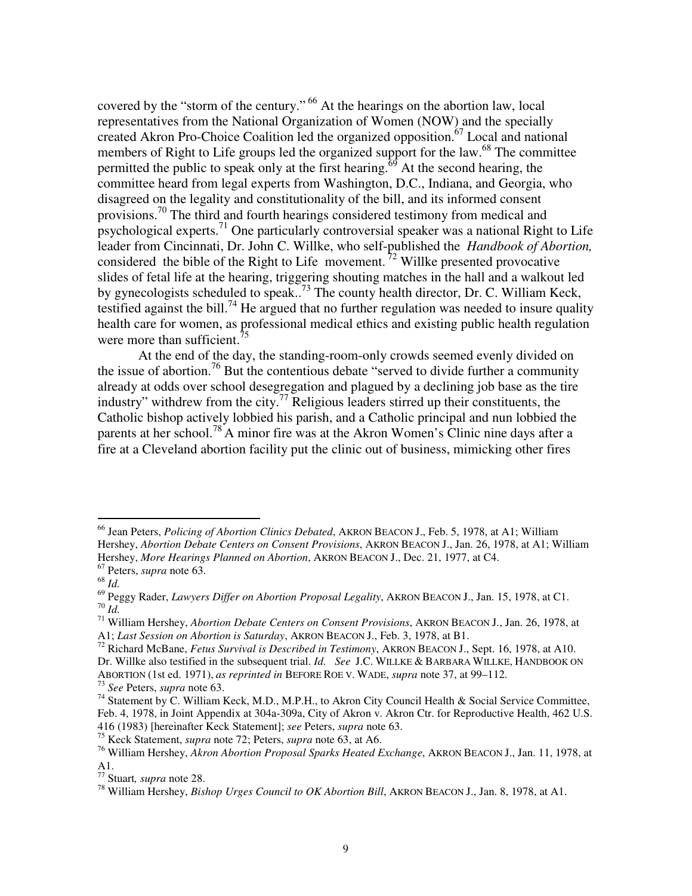covered by the "storm of the century." [66] At the hearings on the abortion law, local representatives from the National Organization of Women (NOW) and the specially created Akron Pro-Choice Coalition led the organized opposition.[67] Local and national members of Right to Life groups led the organized support for the law.[68] The committee permitted the public to speak only at the first hearing.[69] At the second hearing, the committee heard from legal experts from Washington, D.C., Indiana, and Georgia, who disagreed on the legality and constitutionality of the bill, and its informed consent provisions.[70] The third and fourth hearings considered testimony from medical and psychological experts.[71] One particularly controversial speaker was a national Right to Life leader from Cincinnati, Dr. John C. Willke, who self-published the *Handbook of Abortion,* considered the bible of the Right to Life movement. [72] Willke presented provocative slides of fetal life at the hearing, triggering shouting matches in the hall and a walkout led by gynecologists scheduled to speak..[73] The county health director, Dr. C. William Keck, testified against the bill.[74] He argued that no further regulation was needed to insure quality health care for women, as professional medical ethics and existing public health regulation were more than sufficient.[75]

At the end of the day, the standing-room-only crowds seemed evenly divided on the issue of abortion.[76] But the contentious debate "served to divide further a community already at odds over school desegregation and plagued by a declining job base as the tire industry" withdrew from the city.[77] Religious leaders stirred up their constituents, the Catholic bishop actively lobbied his parish, and a Catholic principal and nun lobbied the parents at her school.[78] A minor fire was at the Akron Women's Clinic nine days after a fire at a Cleveland abortion facility put the clinic out of business, mimicking other fires

---

[66] Jean Peters, *Policing of Abortion Clinics Debated*, AKRON BEACON J., Feb. 5, 1978, at A1; William Hershey, *Abortion Debate Centers on Consent Provisions*, AKRON BEACON J., Jan. 26, 1978, at A1; William Hershey, *More Hearings Planned on Abortion*, AKRON BEACON J., Dec. 21, 1977, at C4.

[67] Peters, *supra* note 63.

[68] *Id.*

[69] Peggy Rader, *Lawyers Differ on Abortion Proposal Legality*, AKRON BEACON J., Jan. 15, 1978, at C1.

[70] *Id.*

[71] William Hershey, *Abortion Debate Centers on Consent Provisions*, AKRON BEACON J., Jan. 26, 1978, at A1; *Last Session on Abortion is Saturday*, AKRON BEACON J., Feb. 3, 1978, at B1.

[72] Richard McBane, *Fetus Survival is Described in Testimony*, AKRON BEACON J., Sept. 16, 1978, at A10. Dr. Willke also testified in the subsequent trial. *Id.* *See* J.C. WILLKE & BARBARA WILLKE, HANDBOOK ON ABORTION (1st ed. 1971), *as reprinted in* BEFORE ROE V. WADE, *supra* note 37, at 99–112.

[73] *See* Peters, *supra* note 63.

[74] Statement by C. William Keck, M.D., M.P.H., to Akron City Council Health & Social Service Committee, Feb. 4, 1978, in Joint Appendix at 304a-309a, City of Akron v. Akron Ctr. for Reproductive Health, 462 U.S. 416 (1983) [hereinafter Keck Statement]; *see* Peters, *supra* note 63.

[75] Keck Statement, *supra* note 72; Peters, *supra* note 63, at A6.

[76] William Hershey, *Akron Abortion Proposal Sparks Heated Exchange*, AKRON BEACON J., Jan. 11, 1978, at A1.

[77] Stuart*, supra* note 28.

[78] William Hershey, *Bishop Urges Council to OK Abortion Bill*, AKRON BEACON J., Jan. 8, 1978, at A1.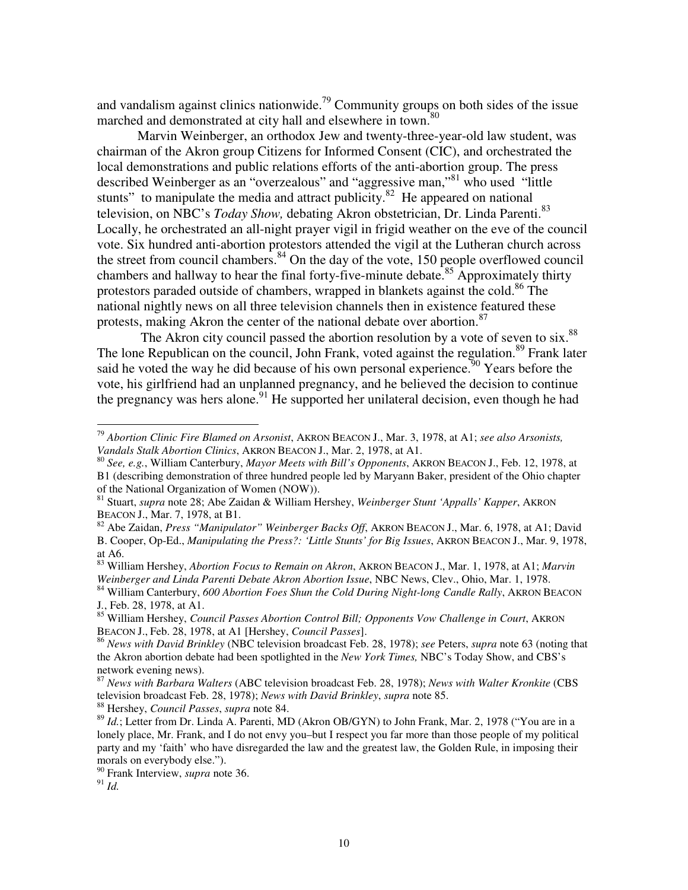and vandalism against clinics nationwide.[79] Community groups on both sides of the issue marched and demonstrated at city hall and elsewhere in town.[80]

Marvin Weinberger, an orthodox Jew and twenty-three-year-old law student, was chairman of the Akron group Citizens for Informed Consent (CIC), and orchestrated the local demonstrations and public relations efforts of the anti-abortion group. The press described Weinberger as an "overzealous" and "aggressive man,"[81] who used "little stunts" to manipulate the media and attract publicity.[82] He appeared on national television, on NBC's *Today Show,* debating Akron obstetrician, Dr. Linda Parenti.[83] Locally, he orchestrated an all-night prayer vigil in frigid weather on the eve of the council vote. Six hundred anti-abortion protestors attended the vigil at the Lutheran church across the street from council chambers.[84] On the day of the vote, 150 people overflowed council chambers and hallway to hear the final forty-five-minute debate.[85] Approximately thirty protestors paraded outside of chambers, wrapped in blankets against the cold.[86] The national nightly news on all three television channels then in existence featured these protests, making Akron the center of the national debate over abortion.[87]

The Akron city council passed the abortion resolution by a vote of seven to six.[88] The lone Republican on the council, John Frank, voted against the regulation.[89] Frank later said he voted the way he did because of his own personal experience.[90] Years before the vote, his girlfriend had an unplanned pregnancy, and he believed the decision to continue the pregnancy was hers alone.[91] He supported her unilateral decision, even though he had

---

[79] *Abortion Clinic Fire Blamed on Arsonist*, AKRON BEACON J., Mar. 3, 1978, at A1; *see also Arsonists, Vandals Stalk Abortion Clinics*, AKRON BEACON J., Mar. 2, 1978, at A1.

[80] *See, e.g.*, William Canterbury, *Mayor Meets with Bill's Opponents*, AKRON BEACON J., Feb. 12, 1978, at B1 (describing demonstration of three hundred people led by Maryann Baker, president of the Ohio chapter of the National Organization of Women (NOW)).

[81] Stuart, *supra* note 28; Abe Zaidan & William Hershey, *Weinberger Stunt 'Appalls' Kapper*, AKRON BEACON J., Mar. 7, 1978, at B1.

[82] Abe Zaidan, *Press "Manipulator" Weinberger Backs Off*, AKRON BEACON J., Mar. 6, 1978, at A1; David B. Cooper, Op-Ed., *Manipulating the Press?: 'Little Stunts' for Big Issues*, AKRON BEACON J., Mar. 9, 1978, at A6.

[83] William Hershey, *Abortion Focus to Remain on Akron*, AKRON BEACON J., Mar. 1, 1978, at A1; *Marvin Weinberger and Linda Parenti Debate Akron Abortion Issue*, NBC News, Clev., Ohio, Mar. 1, 1978.

[84] William Canterbury, *600 Abortion Foes Shun the Cold During Night-long Candle Rally*, AKRON BEACON J., Feb. 28, 1978, at A1.

[85] William Hershey, *Council Passes Abortion Control Bill; Opponents Vow Challenge in Court*, AKRON BEACON J., Feb. 28, 1978, at A1 [Hershey, *Council Passes*].

[86] *News with David Brinkley* (NBC television broadcast Feb. 28, 1978); *see* Peters, *supra* note 63 (noting that the Akron abortion debate had been spotlighted in the *New York Times,* NBC's Today Show, and CBS's network evening news).

[87] *News with Barbara Walters* (ABC television broadcast Feb. 28, 1978); *News with Walter Kronkite* (CBS television broadcast Feb. 28, 1978); *News with David Brinkley*, *supra* note 85.

[88] Hershey, *Council Passes*, *supra* note 84.

[89] *Id.*; Letter from Dr. Linda A. Parenti, MD (Akron OB/GYN) to John Frank, Mar. 2, 1978 ("You are in a lonely place, Mr. Frank, and I do not envy you–but I respect you far more than those people of my political party and my 'faith' who have disregarded the law and the greatest law, the Golden Rule, in imposing their morals on everybody else.").

[90] Frank Interview, *supra* note 36.

[91] *Id.*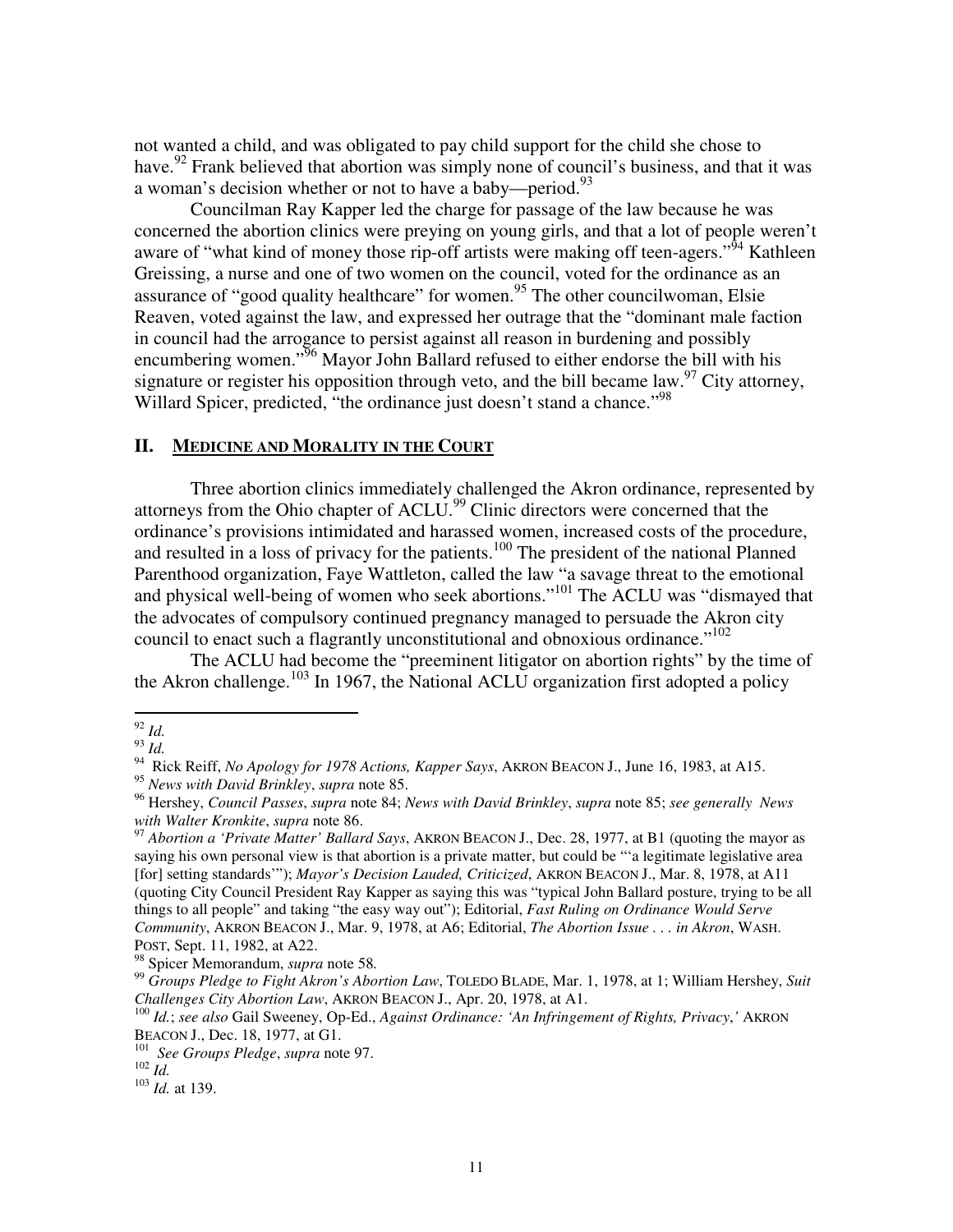not wanted a child, and was obligated to pay child support for the child she chose to have.[92] Frank believed that abortion was simply none of council's business, and that it was a woman's decision whether or not to have a baby—period.[93]

Councilman Ray Kapper led the charge for passage of the law because he was concerned the abortion clinics were preying on young girls, and that a lot of people weren't aware of "what kind of money those rip-off artists were making off teen-agers."[94] Kathleen Greissing, a nurse and one of two women on the council, voted for the ordinance as an assurance of "good quality healthcare" for women.[95] The other councilwoman, Elsie Reaven, voted against the law, and expressed her outrage that the "dominant male faction in council had the arrogance to persist against all reason in burdening and possibly encumbering women."[96] Mayor John Ballard refused to either endorse the bill with his signature or register his opposition through veto, and the bill became law.[97] City attorney, Willard Spicer, predicted, "the ordinance just doesn't stand a chance."[98]

## II. MEDICINE AND MORALITY IN THE COURT

Three abortion clinics immediately challenged the Akron ordinance, represented by attorneys from the Ohio chapter of ACLU.[99] Clinic directors were concerned that the ordinance's provisions intimidated and harassed women, increased costs of the procedure, and resulted in a loss of privacy for the patients.[100] The president of the national Planned Parenthood organization, Faye Wattleton, called the law "a savage threat to the emotional and physical well-being of women who seek abortions."[101] The ACLU was "dismayed that the advocates of compulsory continued pregnancy managed to persuade the Akron city council to enact such a flagrantly unconstitutional and obnoxious ordinance."[102]

The ACLU had become the "preeminent litigator on abortion rights" by the time of the Akron challenge.[103] In 1967, the National ACLU organization first adopted a policy

---

[92] *Id.*

[93] *Id.*

[94] Rick Reiff, *No Apology for 1978 Actions, Kapper Says*, AKRON BEACON J., June 16, 1983, at A15.

[95] *News with David Brinkley*, *supra* note 85.

[96] Hershey, *Council Passes*, *supra* note 84; *News with David Brinkley*, *supra* note 85; *see generally News with Walter Kronkite*, *supra* note 86.

[97] *Abortion a 'Private Matter' Ballard Says*, AKRON BEACON J., Dec. 28, 1977, at B1 (quoting the mayor as saying his own personal view is that abortion is a private matter, but could be "'a legitimate legislative area [for] setting standards'"); *Mayor's Decision Lauded, Criticized*, AKRON BEACON J., Mar. 8, 1978, at A11 (quoting City Council President Ray Kapper as saying this was "typical John Ballard posture, trying to be all things to all people" and taking "the easy way out"); Editorial, *Fast Ruling on Ordinance Would Serve Community*, AKRON BEACON J., Mar. 9, 1978, at A6; Editorial, *The Abortion Issue . . . in Akron*, WASH. POST, Sept. 11, 1982, at A22.

[98] Spicer Memorandum, *supra* note 58.

[99] *Groups Pledge to Fight Akron's Abortion Law*, TOLEDO BLADE, Mar. 1, 1978, at 1; William Hershey, *Suit Challenges City Abortion Law*, AKRON BEACON J., Apr. 20, 1978, at A1.

[100] *Id.*; *see also* Gail Sweeney, Op-Ed., *Against Ordinance: 'An Infringement of Rights, Privacy,'* AKRON BEACON J., Dec. 18, 1977, at G1.

[101] *See Groups Pledge*, *supra* note 97.

[102] *Id.*

[103] *Id.* at 139.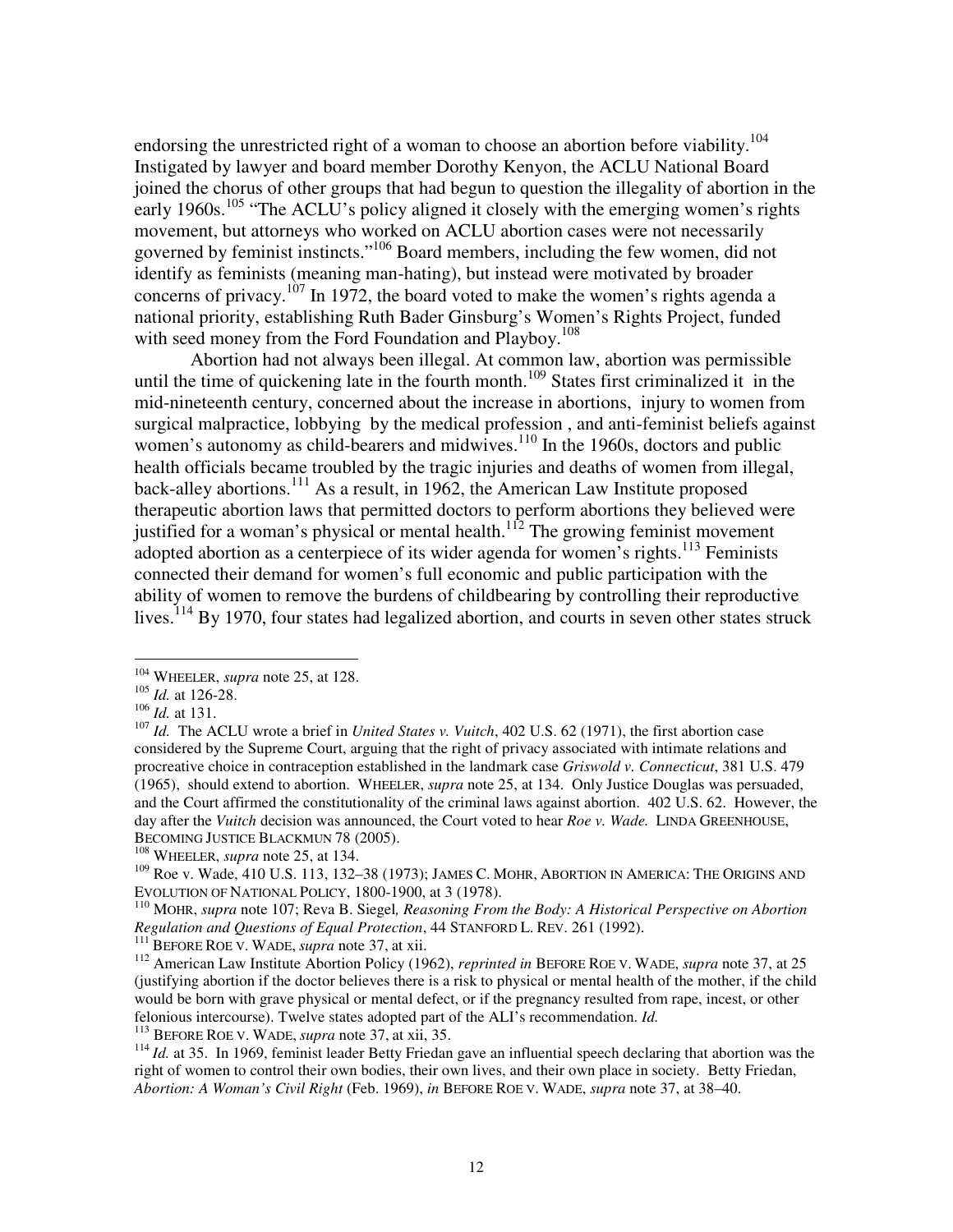endorsing the unrestricted right of a woman to choose an abortion before viability.[104] Instigated by lawyer and board member Dorothy Kenyon, the ACLU National Board joined the chorus of other groups that had begun to question the illegality of abortion in the early 1960s.[105] "The ACLU's policy aligned it closely with the emerging women's rights movement, but attorneys who worked on ACLU abortion cases were not necessarily governed by feminist instincts."[106] Board members, including the few women, did not identify as feminists (meaning man-hating), but instead were motivated by broader concerns of privacy.[107] In 1972, the board voted to make the women's rights agenda a national priority, establishing Ruth Bader Ginsburg's Women's Rights Project, funded with seed money from the Ford Foundation and Playboy.[108]

Abortion had not always been illegal. At common law, abortion was permissible until the time of quickening late in the fourth month.[109] States first criminalized it in the mid-nineteenth century, concerned about the increase in abortions, injury to women from surgical malpractice, lobbying by the medical profession , and anti-feminist beliefs against women's autonomy as child-bearers and midwives.[110] In the 1960s, doctors and public health officials became troubled by the tragic injuries and deaths of women from illegal, back-alley abortions.[111] As a result, in 1962, the American Law Institute proposed therapeutic abortion laws that permitted doctors to perform abortions they believed were justified for a woman's physical or mental health.[112] The growing feminist movement adopted abortion as a centerpiece of its wider agenda for women's rights.[113] Feminists connected their demand for women's full economic and public participation with the ability of women to remove the burdens of childbearing by controlling their reproductive lives.[114] By 1970, four states had legalized abortion, and courts in seven other states struck

---

[104] WHEELER, *supra* note 25, at 128.

[105] *Id.* at 126-28.

[106] *Id.* at 131.

[107] *Id.* The ACLU wrote a brief in *United States v. Vuitch*, 402 U.S. 62 (1971), the first abortion case considered by the Supreme Court, arguing that the right of privacy associated with intimate relations and procreative choice in contraception established in the landmark case *Griswold v. Connecticut*, 381 U.S. 479 (1965), should extend to abortion. WHEELER, *supra* note 25, at 134. Only Justice Douglas was persuaded, and the Court affirmed the constitutionality of the criminal laws against abortion. 402 U.S. 62. However, the day after the *Vuitch* decision was announced, the Court voted to hear *Roe v. Wade.* LINDA GREENHOUSE, BECOMING JUSTICE BLACKMUN 78 (2005).

[108] WHEELER, *supra* note 25, at 134.

[109] Roe v. Wade, 410 U.S. 113, 132–38 (1973); JAMES C. MOHR, ABORTION IN AMERICA: THE ORIGINS AND EVOLUTION OF NATIONAL POLICY, 1800-1900, at 3 (1978).

[110] MOHR, *supra* note 107; Reva B. Siegel*, Reasoning From the Body: A Historical Perspective on Abortion Regulation and Questions of Equal Protection*, 44 STANFORD L. REV. 261 (1992).

[111] BEFORE ROE V. WADE, *supra* note 37, at xii.

[112] American Law Institute Abortion Policy (1962), *reprinted in* BEFORE ROE V. WADE, *supra* note 37, at 25 (justifying abortion if the doctor believes there is a risk to physical or mental health of the mother, if the child would be born with grave physical or mental defect, or if the pregnancy resulted from rape, incest, or other felonious intercourse). Twelve states adopted part of the ALI's recommendation. *Id.*

[113] BEFORE ROE V. WADE, *supra* note 37, at xii, 35.

[114] *Id.* at 35. In 1969, feminist leader Betty Friedan gave an influential speech declaring that abortion was the right of women to control their own bodies, their own lives, and their own place in society. Betty Friedan, *Abortion: A Woman's Civil Right* (Feb. 1969), *in* BEFORE ROE V. WADE, *supra* note 37, at 38–40.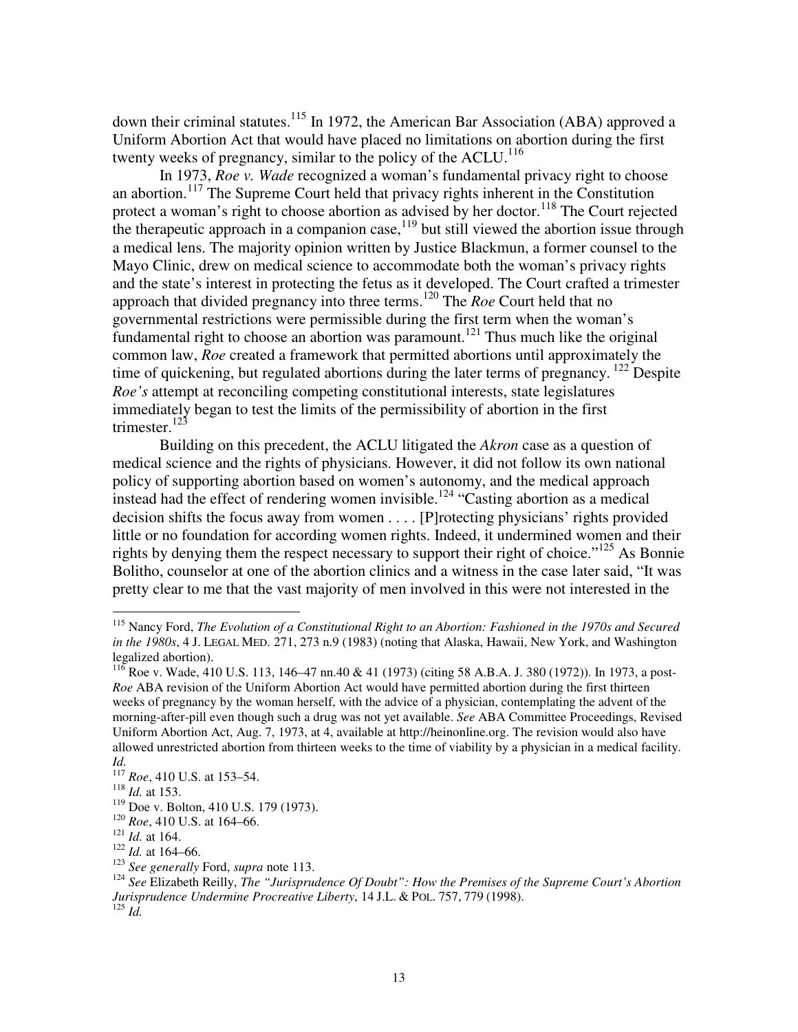down their criminal statutes.[115] In 1972, the American Bar Association (ABA) approved a Uniform Abortion Act that would have placed no limitations on abortion during the first twenty weeks of pregnancy, similar to the policy of the ACLU.[116]

In 1973, *Roe v. Wade* recognized a woman's fundamental privacy right to choose an abortion.[117] The Supreme Court held that privacy rights inherent in the Constitution protect a woman's right to choose abortion as advised by her doctor.[118] The Court rejected the therapeutic approach in a companion case,[119] but still viewed the abortion issue through a medical lens. The majority opinion written by Justice Blackmun, a former counsel to the Mayo Clinic, drew on medical science to accommodate both the woman's privacy rights and the state's interest in protecting the fetus as it developed. The Court crafted a trimester approach that divided pregnancy into three terms.[120] The *Roe* Court held that no governmental restrictions were permissible during the first term when the woman's fundamental right to choose an abortion was paramount.[121] Thus much like the original common law, *Roe* created a framework that permitted abortions until approximately the time of quickening, but regulated abortions during the later terms of pregnancy.[122] Despite *Roe's* attempt at reconciling competing constitutional interests, state legislatures immediately began to test the limits of the permissibility of abortion in the first trimester.[123]

Building on this precedent, the ACLU litigated the *Akron* case as a question of medical science and the rights of physicians. However, it did not follow its own national policy of supporting abortion based on women's autonomy, and the medical approach instead had the effect of rendering women invisible.[124] "Casting abortion as a medical decision shifts the focus away from women . . . . [P]rotecting physicians' rights provided little or no foundation for according women rights. Indeed, it undermined women and their rights by denying them the respect necessary to support their right of choice."[125] As Bonnie Bolitho, counselor at one of the abortion clinics and a witness in the case later said, "It was pretty clear to me that the vast majority of men involved in this were not interested in the

---

[115] Nancy Ford, *The Evolution of a Constitutional Right to an Abortion: Fashioned in the 1970s and Secured in the 1980s*, 4 J. LEGAL MED. 271, 273 n.9 (1983) (noting that Alaska, Hawaii, New York, and Washington legalized abortion).

[116] Roe v. Wade, 410 U.S. 113, 146–47 nn.40 & 41 (1973) (citing 58 A.B.A. J. 380 (1972)). In 1973, a post-*Roe* ABA revision of the Uniform Abortion Act would have permitted abortion during the first thirteen weeks of pregnancy by the woman herself, with the advice of a physician, contemplating the advent of the morning-after-pill even though such a drug was not yet available. *See* ABA Committee Proceedings, Revised Uniform Abortion Act, Aug. 7, 1973, at 4, available at http://heinonline.org. The revision would also have allowed unrestricted abortion from thirteen weeks to the time of viability by a physician in a medical facility. *Id.*

[117] *Roe*, 410 U.S. at 153–54.

[118] *Id.* at 153.

[119] Doe v. Bolton, 410 U.S. 179 (1973).

[120] *Roe*, 410 U.S. at 164–66.

[121] *Id.* at 164.

[122] *Id.* at 164–66.

[123] *See generally* Ford, *supra* note 113.

[124] *See* Elizabeth Reilly, *The "Jurisprudence Of Doubt": How the Premises of the Supreme Court's Abortion Jurisprudence Undermine Procreative Liberty*, 14 J.L. & POL. 757, 779 (1998).

[125] *Id.*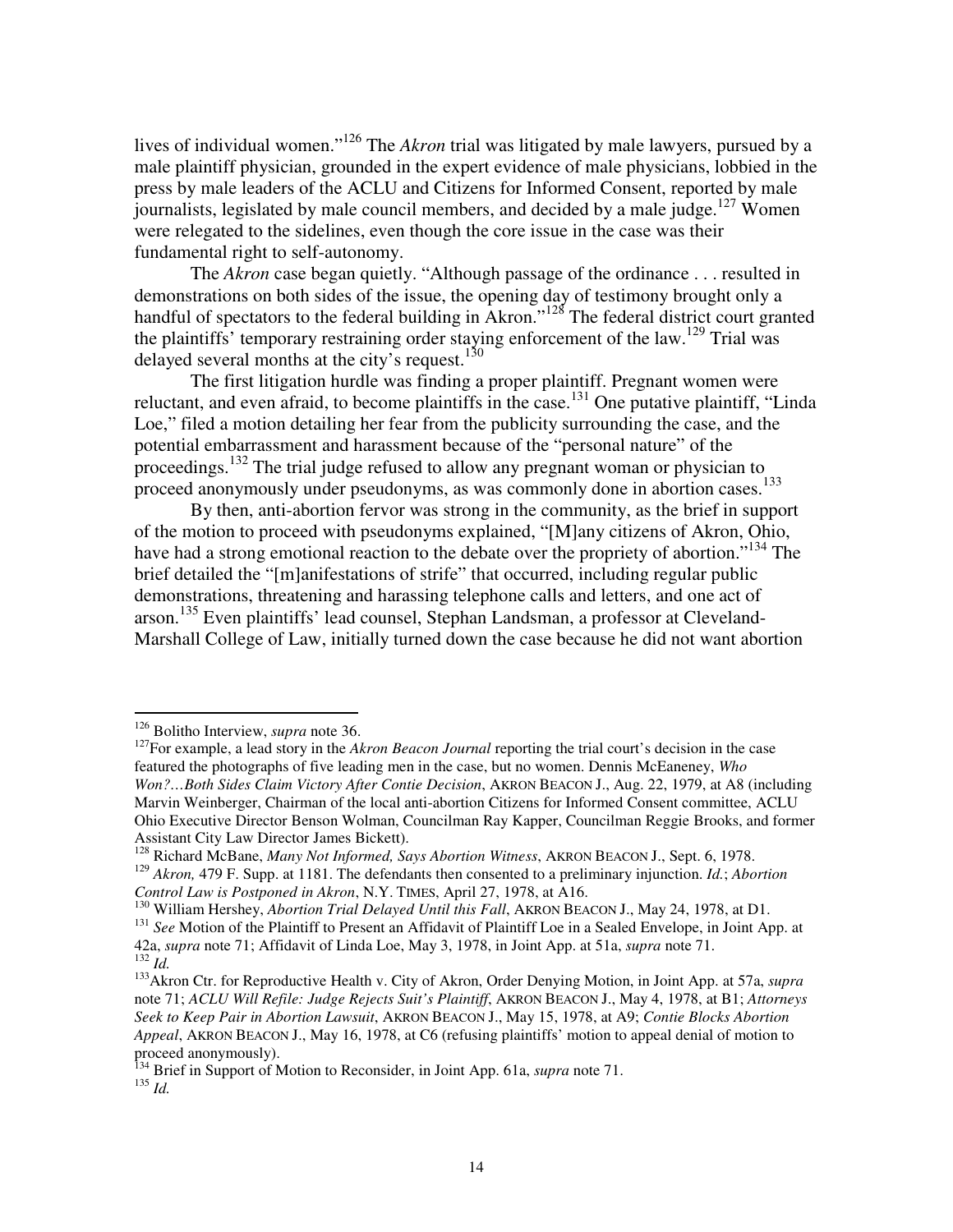lives of individual women."[126] The *Akron* trial was litigated by male lawyers, pursued by a male plaintiff physician, grounded in the expert evidence of male physicians, lobbied in the press by male leaders of the ACLU and Citizens for Informed Consent, reported by male journalists, legislated by male council members, and decided by a male judge.[127] Women were relegated to the sidelines, even though the core issue in the case was their fundamental right to self-autonomy.

The *Akron* case began quietly. "Although passage of the ordinance . . . resulted in demonstrations on both sides of the issue, the opening day of testimony brought only a handful of spectators to the federal building in Akron."[128] The federal district court granted the plaintiffs' temporary restraining order staying enforcement of the law.[129] Trial was delayed several months at the city's request.[130]

The first litigation hurdle was finding a proper plaintiff. Pregnant women were reluctant, and even afraid, to become plaintiffs in the case.[131] One putative plaintiff, "Linda Loe," filed a motion detailing her fear from the publicity surrounding the case, and the potential embarrassment and harassment because of the "personal nature" of the proceedings.[132] The trial judge refused to allow any pregnant woman or physician to proceed anonymously under pseudonyms, as was commonly done in abortion cases.[133]

By then, anti-abortion fervor was strong in the community, as the brief in support of the motion to proceed with pseudonyms explained, "[M]any citizens of Akron, Ohio, have had a strong emotional reaction to the debate over the propriety of abortion."[134] The brief detailed the "[m]anifestations of strife" that occurred, including regular public demonstrations, threatening and harassing telephone calls and letters, and one act of arson.[135] Even plaintiffs' lead counsel, Stephan Landsman, a professor at Cleveland-Marshall College of Law, initially turned down the case because he did not want abortion

---

[126] Bolitho Interview, *supra* note 36.

[127] For example, a lead story in the *Akron Beacon Journal* reporting the trial court's decision in the case featured the photographs of five leading men in the case, but no women. Dennis McEaneney, *Who Won?…Both Sides Claim Victory After Contie Decision*, AKRON BEACON J., Aug. 22, 1979, at A8 (including Marvin Weinberger, Chairman of the local anti-abortion Citizens for Informed Consent committee, ACLU Ohio Executive Director Benson Wolman, Councilman Ray Kapper, Councilman Reggie Brooks, and former Assistant City Law Director James Bickett).

[128] Richard McBane, *Many Not Informed, Says Abortion Witness*, AKRON BEACON J., Sept. 6, 1978.

[129] *Akron,* 479 F. Supp. at 1181. The defendants then consented to a preliminary injunction. *Id.*; *Abortion Control Law is Postponed in Akron*, N.Y. TIMES, April 27, 1978, at A16.

[130] William Hershey, *Abortion Trial Delayed Until this Fall*, AKRON BEACON J., May 24, 1978, at D1.

[131] *See* Motion of the Plaintiff to Present an Affidavit of Plaintiff Loe in a Sealed Envelope, in Joint App. at 42a, *supra* note 71; Affidavit of Linda Loe, May 3, 1978, in Joint App. at 51a, *supra* note 71.

[132] *Id.*

[133] Akron Ctr. for Reproductive Health v. City of Akron, Order Denying Motion, in Joint App. at 57a, *supra* note 71; *ACLU Will Refile: Judge Rejects Suit's Plaintiff*, AKRON BEACON J., May 4, 1978, at B1; *Attorneys Seek to Keep Pair in Abortion Lawsuit*, AKRON BEACON J., May 15, 1978, at A9; *Contie Blocks Abortion Appeal*, AKRON BEACON J., May 16, 1978, at C6 (refusing plaintiffs' motion to appeal denial of motion to proceed anonymously).

[134] Brief in Support of Motion to Reconsider, in Joint App. 61a, *supra* note 71.

[135] *Id.*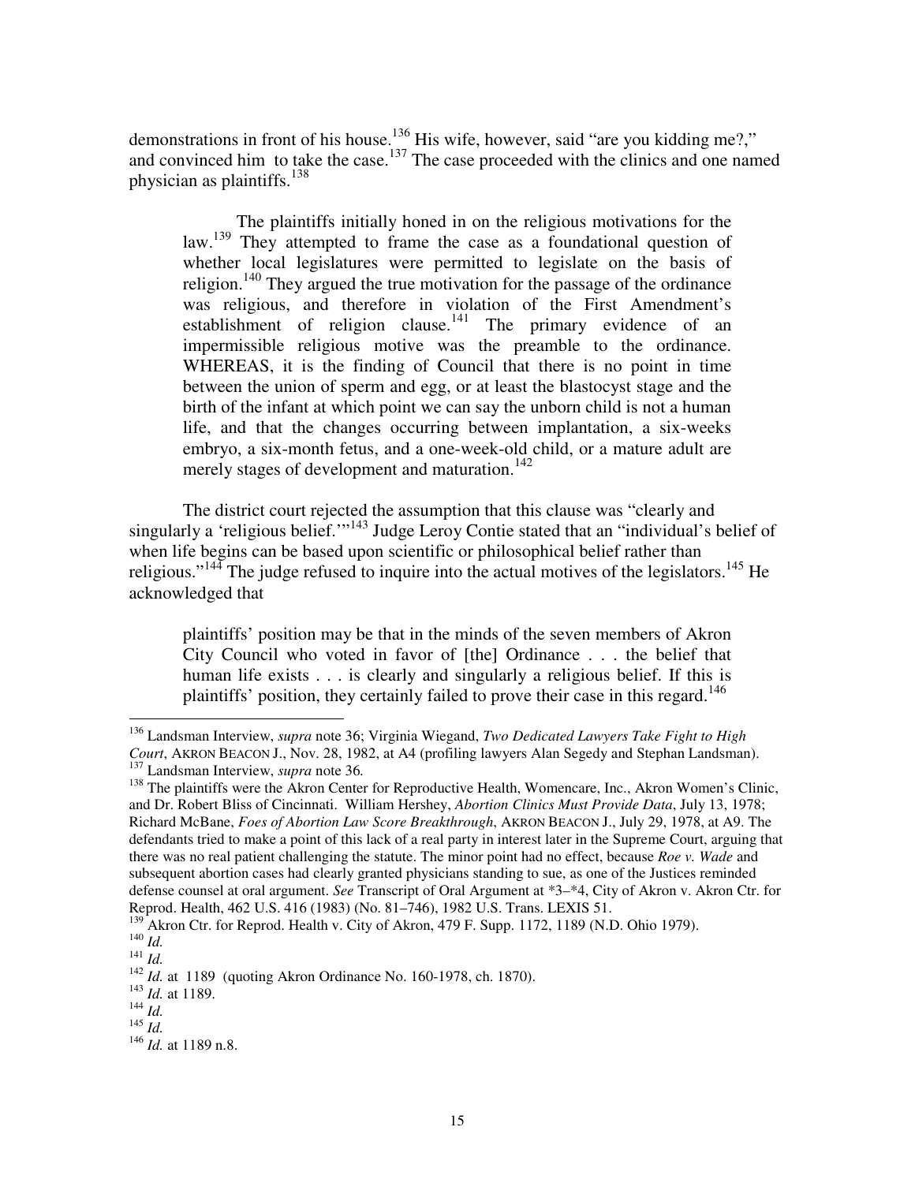demonstrations in front of his house.[136] His wife, however, said "are you kidding me?," and convinced him to take the case.[137] The case proceeded with the clinics and one named physician as plaintiffs.[138]

> The plaintiffs initially honed in on the religious motivations for the law.[139] They attempted to frame the case as a foundational question of whether local legislatures were permitted to legislate on the basis of religion.[140] They argued the true motivation for the passage of the ordinance was religious, and therefore in violation of the First Amendment's establishment of religion clause.[141] The primary evidence of an impermissible religious motive was the preamble to the ordinance. WHEREAS, it is the finding of Council that there is no point in time between the union of sperm and egg, or at least the blastocyst stage and the birth of the infant at which point we can say the unborn child is not a human life, and that the changes occurring between implantation, a six-weeks embryo, a six-month fetus, and a one-week-old child, or a mature adult are merely stages of development and maturation.[142]

The district court rejected the assumption that this clause was "clearly and singularly a 'religious belief.'"[143] Judge Leroy Contie stated that an "individual's belief of when life begins can be based upon scientific or philosophical belief rather than religious."[144] The judge refused to inquire into the actual motives of the legislators.[145] He acknowledged that

> plaintiffs' position may be that in the minds of the seven members of Akron City Council who voted in favor of [the] Ordinance . . . the belief that human life exists . . . is clearly and singularly a religious belief. If this is plaintiffs' position, they certainly failed to prove their case in this regard.[146]

---

[136] Landsman Interview, *supra* note 36; Virginia Wiegand, *Two Dedicated Lawyers Take Fight to High Court*, AKRON BEACON J., Nov. 28, 1982, at A4 (profiling lawyers Alan Segedy and Stephan Landsman).

[137] Landsman Interview, *supra* note 36*.*

[138] The plaintiffs were the Akron Center for Reproductive Health, Womencare, Inc., Akron Women's Clinic, and Dr. Robert Bliss of Cincinnati. William Hershey, *Abortion Clinics Must Provide Data*, July 13, 1978; Richard McBane, *Foes of Abortion Law Score Breakthrough*, AKRON BEACON J., July 29, 1978, at A9. The defendants tried to make a point of this lack of a real party in interest later in the Supreme Court, arguing that there was no real patient challenging the statute. The minor point had no effect, because *Roe v. Wade* and subsequent abortion cases had clearly granted physicians standing to sue, as one of the Justices reminded defense counsel at oral argument. *See* Transcript of Oral Argument at *3–*4, City of Akron v. Akron Ctr. for Reprod. Health, 462 U.S. 416 (1983) (No. 81–746), 1982 U.S. Trans. LEXIS 51.

[139] Akron Ctr. for Reprod. Health v. City of Akron, 479 F. Supp. 1172, 1189 (N.D. Ohio 1979).

[140] *Id.*

[141] *Id.*

[142] *Id.* at 1189 (quoting Akron Ordinance No. 160-1978, ch. 1870).

[143] *Id.* at 1189.

[144] *Id.*

[145] *Id.*

[146] *Id.* at 1189 n.8.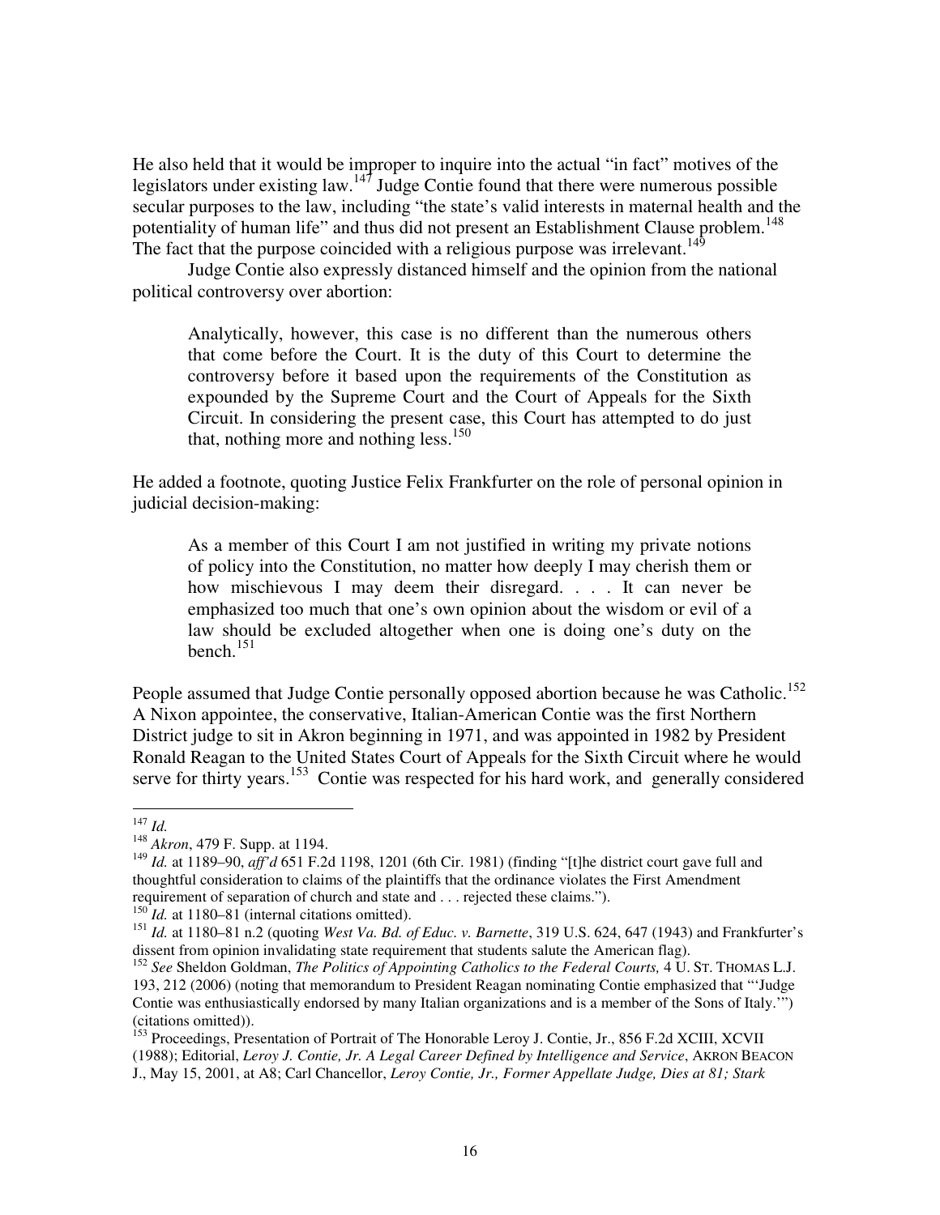He also held that it would be improper to inquire into the actual "in fact" motives of the legislators under existing law.[147] Judge Contie found that there were numerous possible secular purposes to the law, including "the state's valid interests in maternal health and the potentiality of human life" and thus did not present an Establishment Clause problem.[148] The fact that the purpose coincided with a religious purpose was irrelevant.[149]

Judge Contie also expressly distanced himself and the opinion from the national political controversy over abortion:

> Analytically, however, this case is no different than the numerous others that come before the Court. It is the duty of this Court to determine the controversy before it based upon the requirements of the Constitution as expounded by the Supreme Court and the Court of Appeals for the Sixth Circuit. In considering the present case, this Court has attempted to do just that, nothing more and nothing less.[150]

He added a footnote, quoting Justice Felix Frankfurter on the role of personal opinion in judicial decision-making:

> As a member of this Court I am not justified in writing my private notions of policy into the Constitution, no matter how deeply I may cherish them or how mischievous I may deem their disregard. . . . It can never be emphasized too much that one's own opinion about the wisdom or evil of a law should be excluded altogether when one is doing one's duty on the bench.[151]

People assumed that Judge Contie personally opposed abortion because he was Catholic.[152] A Nixon appointee, the conservative, Italian-American Contie was the first Northern District judge to sit in Akron beginning in 1971, and was appointed in 1982 by President Ronald Reagan to the United States Court of Appeals for the Sixth Circuit where he would serve for thirty years.[153] Contie was respected for his hard work, and generally considered

---

[147] *Id.*

[148] *Akron*, 479 F. Supp. at 1194.

[149] *Id.* at 1189–90, *aff'd* 651 F.2d 1198, 1201 (6th Cir. 1981) (finding "[t]he district court gave full and thoughtful consideration to claims of the plaintiffs that the ordinance violates the First Amendment requirement of separation of church and state and . . . rejected these claims.").

[150] *Id.* at 1180–81 (internal citations omitted).

[151] *Id.* at 1180–81 n.2 (quoting *West Va. Bd. of Educ. v. Barnette*, 319 U.S. 624, 647 (1943) and Frankfurter's dissent from opinion invalidating state requirement that students salute the American flag).

[152] *See* Sheldon Goldman, *The Politics of Appointing Catholics to the Federal Courts,* 4 U. ST. THOMAS L.J. 193, 212 (2006) (noting that memorandum to President Reagan nominating Contie emphasized that "'Judge Contie was enthusiastically endorsed by many Italian organizations and is a member of the Sons of Italy.'") (citations omitted)).

[153] Proceedings, Presentation of Portrait of The Honorable Leroy J. Contie, Jr., 856 F.2d XCIII, XCVII (1988); Editorial, *Leroy J. Contie, Jr. A Legal Career Defined by Intelligence and Service*, AKRON BEACON J., May 15, 2001, at A8; Carl Chancellor, *Leroy Contie, Jr., Former Appellate Judge, Dies at 81; Stark*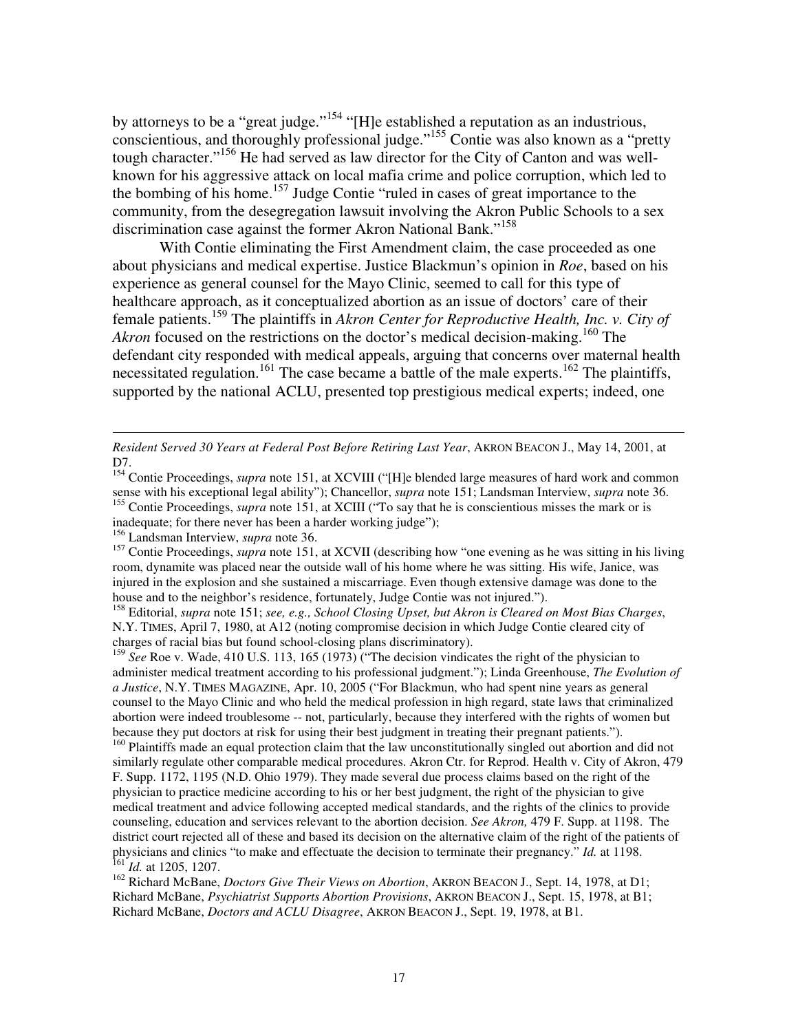by attorneys to be a "great judge."[154] "[H]e established a reputation as an industrious, conscientious, and thoroughly professional judge."[155] Contie was also known as a "pretty tough character."[156] He had served as law director for the City of Canton and was well-known for his aggressive attack on local mafia crime and police corruption, which led to the bombing of his home.[157] Judge Contie "ruled in cases of great importance to the community, from the desegregation lawsuit involving the Akron Public Schools to a sex discrimination case against the former Akron National Bank."[158]

With Contie eliminating the First Amendment claim, the case proceeded as one about physicians and medical expertise. Justice Blackmun's opinion in *Roe*, based on his experience as general counsel for the Mayo Clinic, seemed to call for this type of healthcare approach, as it conceptualized abortion as an issue of doctors' care of their female patients.[159] The plaintiffs in *Akron Center for Reproductive Health, Inc. v. City of Akron* focused on the restrictions on the doctor's medical decision-making.[160] The defendant city responded with medical appeals, arguing that concerns over maternal health necessitated regulation.[161] The case became a battle of the male experts.[162] The plaintiffs, supported by the national ACLU, presented top prestigious medical experts; indeed, one

---

*Resident Served 30 Years at Federal Post Before Retiring Last Year*, AKRON BEACON J., May 14, 2001, at D7.

[154] Contie Proceedings, *supra* note 151, at XCVIII ("[H]e blended large measures of hard work and common sense with his exceptional legal ability"); Chancellor, *supra* note 151; Landsman Interview, *supra* note 36.

[155] Contie Proceedings, *supra* note 151, at XCIII ("To say that he is conscientious misses the mark or is inadequate; for there never has been a harder working judge");

[156] Landsman Interview, *supra* note 36.

[157] Contie Proceedings, *supra* note 151, at XCVII (describing how "one evening as he was sitting in his living room, dynamite was placed near the outside wall of his home where he was sitting. His wife, Janice, was injured in the explosion and she sustained a miscarriage. Even though extensive damage was done to the house and to the neighbor's residence, fortunately, Judge Contie was not injured.").

[158] Editorial, *supra* note 151; *see, e.g., School Closing Upset, but Akron is Cleared on Most Bias Charges*, N.Y. TIMES, April 7, 1980, at A12 (noting compromise decision in which Judge Contie cleared city of charges of racial bias but found school-closing plans discriminatory).

[159] *See* Roe v. Wade, 410 U.S. 113, 165 (1973) ("The decision vindicates the right of the physician to administer medical treatment according to his professional judgment."); Linda Greenhouse, *The Evolution of a Justice*, N.Y. TIMES MAGAZINE, Apr. 10, 2005 ("For Blackmun, who had spent nine years as general counsel to the Mayo Clinic and who held the medical profession in high regard, state laws that criminalized abortion were indeed troublesome -- not, particularly, because they interfered with the rights of women but because they put doctors at risk for using their best judgment in treating their pregnant patients.").

[160] Plaintiffs made an equal protection claim that the law unconstitutionally singled out abortion and did not similarly regulate other comparable medical procedures. Akron Ctr. for Reprod. Health v. City of Akron, 479 F. Supp. 1172, 1195 (N.D. Ohio 1979). They made several due process claims based on the right of the physician to practice medicine according to his or her best judgment, the right of the physician to give medical treatment and advice following accepted medical standards, and the rights of the clinics to provide counseling, education and services relevant to the abortion decision. *See Akron,* 479 F. Supp. at 1198. The district court rejected all of these and based its decision on the alternative claim of the right of the patients of physicians and clinics "to make and effectuate the decision to terminate their pregnancy." *Id.* at 1198.

[161] *Id.* at 1205, 1207.

[162] Richard McBane, *Doctors Give Their Views on Abortion*, AKRON BEACON J., Sept. 14, 1978, at D1; Richard McBane, *Psychiatrist Supports Abortion Provisions*, AKRON BEACON J., Sept. 15, 1978, at B1; Richard McBane, *Doctors and ACLU Disagree*, AKRON BEACON J., Sept. 19, 1978, at B1.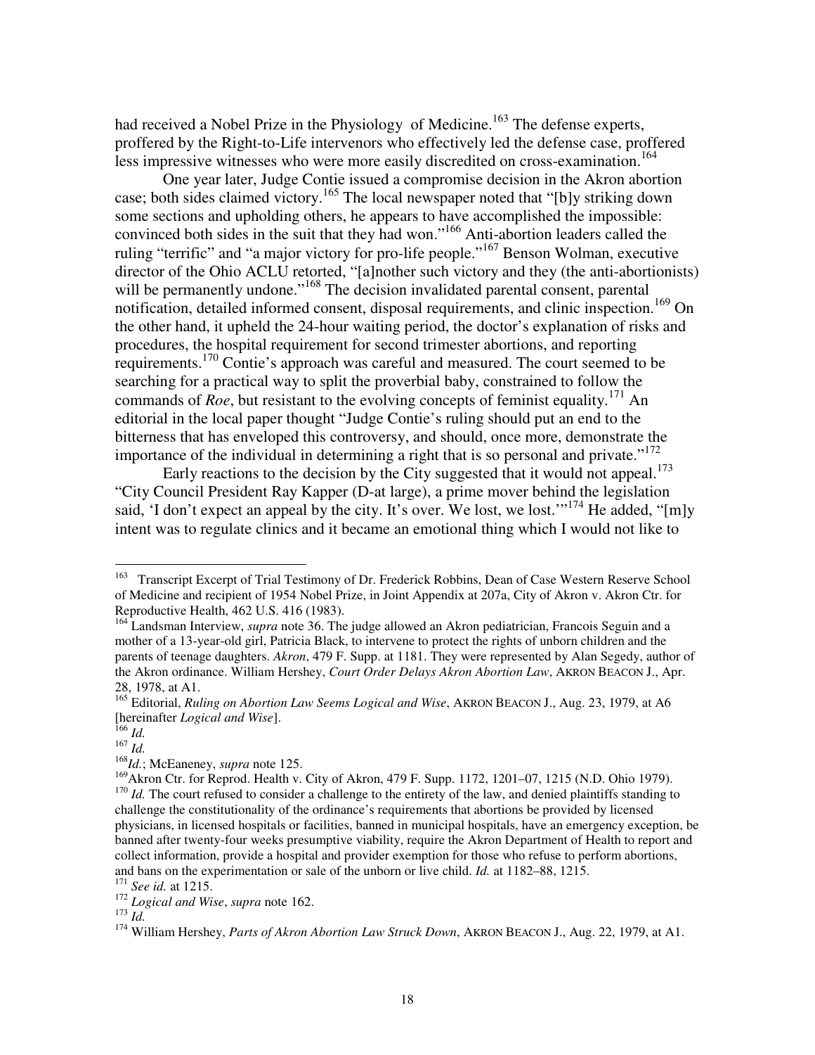had received a Nobel Prize in the Physiology of Medicine.[163] The defense experts, proffered by the Right-to-Life intervenors who effectively led the defense case, proffered less impressive witnesses who were more easily discredited on cross-examination.[164]

One year later, Judge Contie issued a compromise decision in the Akron abortion case; both sides claimed victory.[165] The local newspaper noted that "[b]y striking down some sections and upholding others, he appears to have accomplished the impossible: convinced both sides in the suit that they had won."[166] Anti-abortion leaders called the ruling "terrific" and "a major victory for pro-life people."[167] Benson Wolman, executive director of the Ohio ACLU retorted, "[a]nother such victory and they (the anti-abortionists) will be permanently undone."[168] The decision invalidated parental consent, parental notification, detailed informed consent, disposal requirements, and clinic inspection.[169] On the other hand, it upheld the 24-hour waiting period, the doctor's explanation of risks and procedures, the hospital requirement for second trimester abortions, and reporting requirements.[170] Contie's approach was careful and measured. The court seemed to be searching for a practical way to split the proverbial baby, constrained to follow the commands of *Roe*, but resistant to the evolving concepts of feminist equality.[171] An editorial in the local paper thought "Judge Contie's ruling should put an end to the bitterness that has enveloped this controversy, and should, once more, demonstrate the importance of the individual in determining a right that is so personal and private."[172]

Early reactions to the decision by the City suggested that it would not appeal.[173] "City Council President Ray Kapper (D-at large), a prime mover behind the legislation said, 'I don't expect an appeal by the city. It's over. We lost, we lost.'"[174] He added, "[m]y intent was to regulate clinics and it became an emotional thing which I would not like to

---

[163] Transcript Excerpt of Trial Testimony of Dr. Frederick Robbins, Dean of Case Western Reserve School of Medicine and recipient of 1954 Nobel Prize, in Joint Appendix at 207a, City of Akron v. Akron Ctr. for Reproductive Health, 462 U.S. 416 (1983).

[164] Landsman Interview, *supra* note 36. The judge allowed an Akron pediatrician, Francois Seguin and a mother of a 13-year-old girl, Patricia Black, to intervene to protect the rights of unborn children and the parents of teenage daughters. *Akron*, 479 F. Supp. at 1181. They were represented by Alan Segedy, author of the Akron ordinance. William Hershey, *Court Order Delays Akron Abortion Law*, AKRON BEACON J., Apr. 28, 1978, at A1.

[165] Editorial, *Ruling on Abortion Law Seems Logical and Wise*, AKRON BEACON J., Aug. 23, 1979, at A6 [hereinafter *Logical and Wise*].

[166] *Id.*

[167] *Id.*

[168] *Id.*; McEaneney, *supra* note 125.

[169] Akron Ctr. for Reprod. Health v. City of Akron, 479 F. Supp. 1172, 1201–07, 1215 (N.D. Ohio 1979).

[170] *Id.* The court refused to consider a challenge to the entirety of the law, and denied plaintiffs standing to challenge the constitutionality of the ordinance's requirements that abortions be provided by licensed physicians, in licensed hospitals or facilities, banned in municipal hospitals, have an emergency exception, be banned after twenty-four weeks presumptive viability, require the Akron Department of Health to report and collect information, provide a hospital and provider exemption for those who refuse to perform abortions, and bans on the experimentation or sale of the unborn or live child. *Id.* at 1182–88, 1215.

[171] *See id.* at 1215.

[172] *Logical and Wise*, *supra* note 162.

[173] *Id.*

[174] William Hershey, *Parts of Akron Abortion Law Struck Down*, AKRON BEACON J., Aug. 22, 1979, at A1.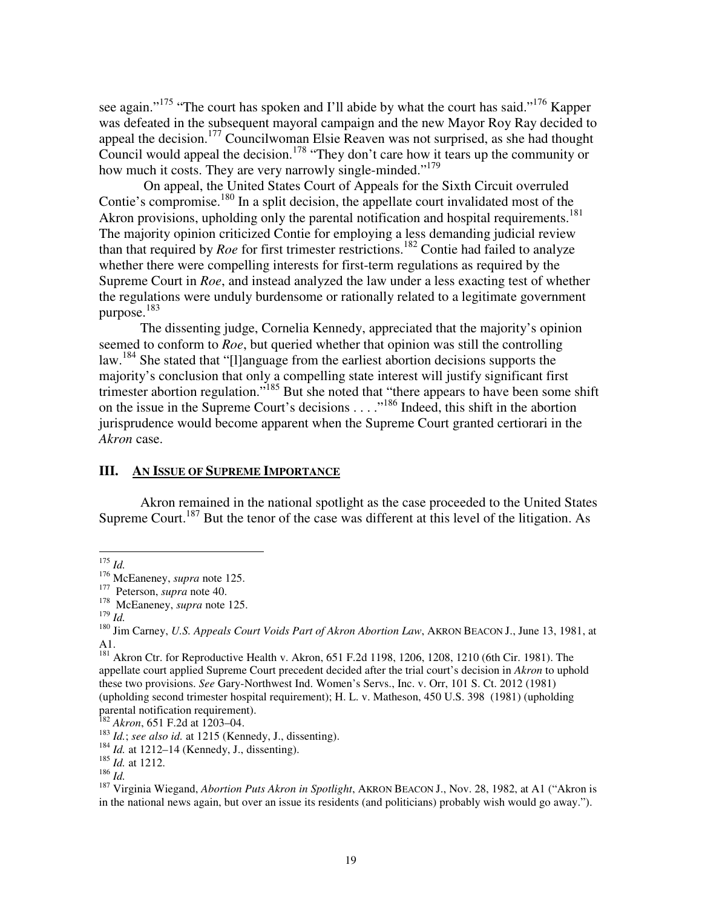see again."[175] "The court has spoken and I'll abide by what the court has said."[176] Kapper was defeated in the subsequent mayoral campaign and the new Mayor Roy Ray decided to appeal the decision.[177] Councilwoman Elsie Reaven was not surprised, as she had thought Council would appeal the decision.[178] "They don't care how it tears up the community or how much it costs. They are very narrowly single-minded."[179]

On appeal, the United States Court of Appeals for the Sixth Circuit overruled Contie's compromise.[180] In a split decision, the appellate court invalidated most of the Akron provisions, upholding only the parental notification and hospital requirements.[181] The majority opinion criticized Contie for employing a less demanding judicial review than that required by *Roe* for first trimester restrictions.[182] Contie had failed to analyze whether there were compelling interests for first-term regulations as required by the Supreme Court in *Roe*, and instead analyzed the law under a less exacting test of whether the regulations were unduly burdensome or rationally related to a legitimate government purpose.[183]

The dissenting judge, Cornelia Kennedy, appreciated that the majority's opinion seemed to conform to *Roe*, but queried whether that opinion was still the controlling law.[184] She stated that "[l]anguage from the earliest abortion decisions supports the majority's conclusion that only a compelling state interest will justify significant first trimester abortion regulation."[185] But she noted that "there appears to have been some shift on the issue in the Supreme Court's decisions . . . ."[186] Indeed, this shift in the abortion jurisprudence would become apparent when the Supreme Court granted certiorari in the *Akron* case.

## III. AN ISSUE OF SUPREME IMPORTANCE

Akron remained in the national spotlight as the case proceeded to the United States Supreme Court.[187] But the tenor of the case was different at this level of the litigation. As

---

[175] *Id.*

[176] McEaneney, *supra* note 125.

[177] Peterson, *supra* note 40.

[178] McEaneney, *supra* note 125.

[179] *Id.*

[180] Jim Carney, *U.S. Appeals Court Voids Part of Akron Abortion Law*, AKRON BEACON J., June 13, 1981, at A1.

[181] Akron Ctr. for Reproductive Health v. Akron, 651 F.2d 1198, 1206, 1208, 1210 (6th Cir. 1981). The appellate court applied Supreme Court precedent decided after the trial court's decision in *Akron* to uphold these two provisions. *See* Gary-Northwest Ind. Women's Servs., Inc. v. Orr, 101 S. Ct. 2012 (1981) (upholding second trimester hospital requirement); H. L. v. Matheson, 450 U.S. 398 (1981) (upholding parental notification requirement).

[182] *Akron*, 651 F.2d at 1203–04.

[183] *Id.*; *see also id.* at 1215 (Kennedy, J., dissenting).

[184] *Id.* at 1212–14 (Kennedy, J., dissenting).

[185] *Id.* at 1212.

[186] *Id.*

[187] Virginia Wiegand, *Abortion Puts Akron in Spotlight*, AKRON BEACON J., Nov. 28, 1982, at A1 ("Akron is in the national news again, but over an issue its residents (and politicians) probably wish would go away.").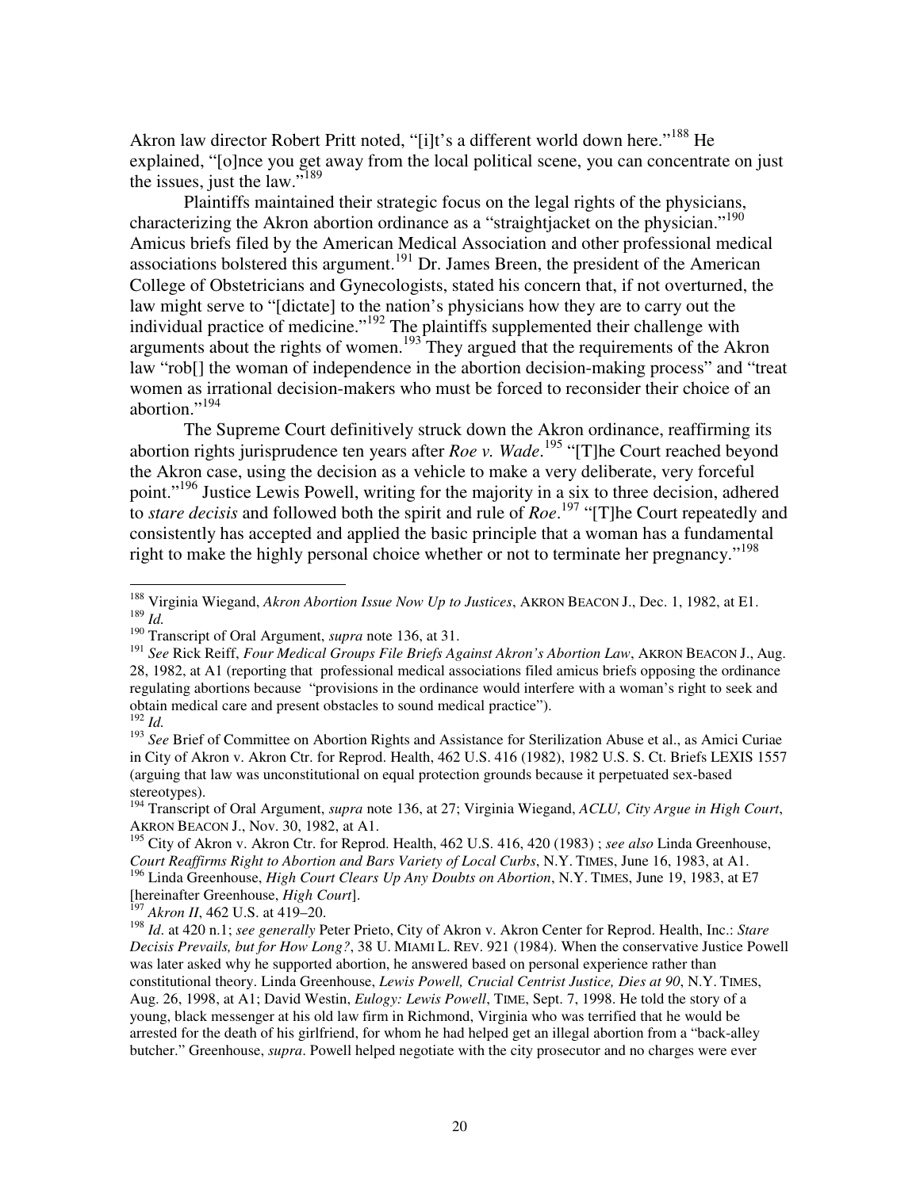Akron law director Robert Pritt noted, "[i]t's a different world down here."[188] He explained, "[o]nce you get away from the local political scene, you can concentrate on just the issues, just the law."[189]

Plaintiffs maintained their strategic focus on the legal rights of the physicians, characterizing the Akron abortion ordinance as a "straightjacket on the physician."[190] Amicus briefs filed by the American Medical Association and other professional medical associations bolstered this argument.[191] Dr. James Breen, the president of the American College of Obstetricians and Gynecologists, stated his concern that, if not overturned, the law might serve to "[dictate] to the nation's physicians how they are to carry out the individual practice of medicine."[192] The plaintiffs supplemented their challenge with arguments about the rights of women.[193] They argued that the requirements of the Akron law "rob[] the woman of independence in the abortion decision-making process" and "treat women as irrational decision-makers who must be forced to reconsider their choice of an abortion."[194]

The Supreme Court definitively struck down the Akron ordinance, reaffirming its abortion rights jurisprudence ten years after *Roe v. Wade*.[195] "[T]he Court reached beyond the Akron case, using the decision as a vehicle to make a very deliberate, very forceful point."[196] Justice Lewis Powell, writing for the majority in a six to three decision, adhered to *stare decisis* and followed both the spirit and rule of *Roe*.[197] "[T]he Court repeatedly and consistently has accepted and applied the basic principle that a woman has a fundamental right to make the highly personal choice whether or not to terminate her pregnancy."[198]

---

[188] Virginia Wiegand, *Akron Abortion Issue Now Up to Justices*, AKRON BEACON J., Dec. 1, 1982, at E1.

[189] *Id.*

[190] Transcript of Oral Argument, *supra* note 136, at 31.

[191] *See* Rick Reiff, *Four Medical Groups File Briefs Against Akron's Abortion Law*, AKRON BEACON J., Aug. 28, 1982, at A1 (reporting that professional medical associations filed amicus briefs opposing the ordinance regulating abortions because "provisions in the ordinance would interfere with a woman's right to seek and obtain medical care and present obstacles to sound medical practice").

[192] *Id.*

[193] *See* Brief of Committee on Abortion Rights and Assistance for Sterilization Abuse et al., as Amici Curiae in City of Akron v. Akron Ctr. for Reprod. Health, 462 U.S. 416 (1982), 1982 U.S. S. Ct. Briefs LEXIS 1557 (arguing that law was unconstitutional on equal protection grounds because it perpetuated sex-based stereotypes).

[194] Transcript of Oral Argument, *supra* note 136, at 27; Virginia Wiegand, *ACLU, City Argue in High Court*, AKRON BEACON J., Nov. 30, 1982, at A1.

[195] City of Akron v. Akron Ctr. for Reprod. Health, 462 U.S. 416, 420 (1983) ; *see also* Linda Greenhouse, *Court Reaffirms Right to Abortion and Bars Variety of Local Curbs*, N.Y. TIMES, June 16, 1983, at A1.

[196] Linda Greenhouse, *High Court Clears Up Any Doubts on Abortion*, N.Y. TIMES, June 19, 1983, at E7 [hereinafter Greenhouse, *High Court*].

[197] *Akron II*, 462 U.S. at 419–20.

[198] *Id*. at 420 n.1; *see generally* Peter Prieto, City of Akron v. Akron Center for Reprod. Health, Inc.: *Stare Decisis Prevails, but for How Long?*, 38 U. MIAMI L. REV. 921 (1984). When the conservative Justice Powell was later asked why he supported abortion, he answered based on personal experience rather than constitutional theory. Linda Greenhouse, *Lewis Powell, Crucial Centrist Justice, Dies at 90*, N.Y. TIMES, Aug. 26, 1998, at A1; David Westin, *Eulogy: Lewis Powell*, TIME, Sept. 7, 1998. He told the story of a young, black messenger at his old law firm in Richmond, Virginia who was terrified that he would be arrested for the death of his girlfriend, for whom he had helped get an illegal abortion from a "back-alley butcher." Greenhouse, *supra*. Powell helped negotiate with the city prosecutor and no charges were ever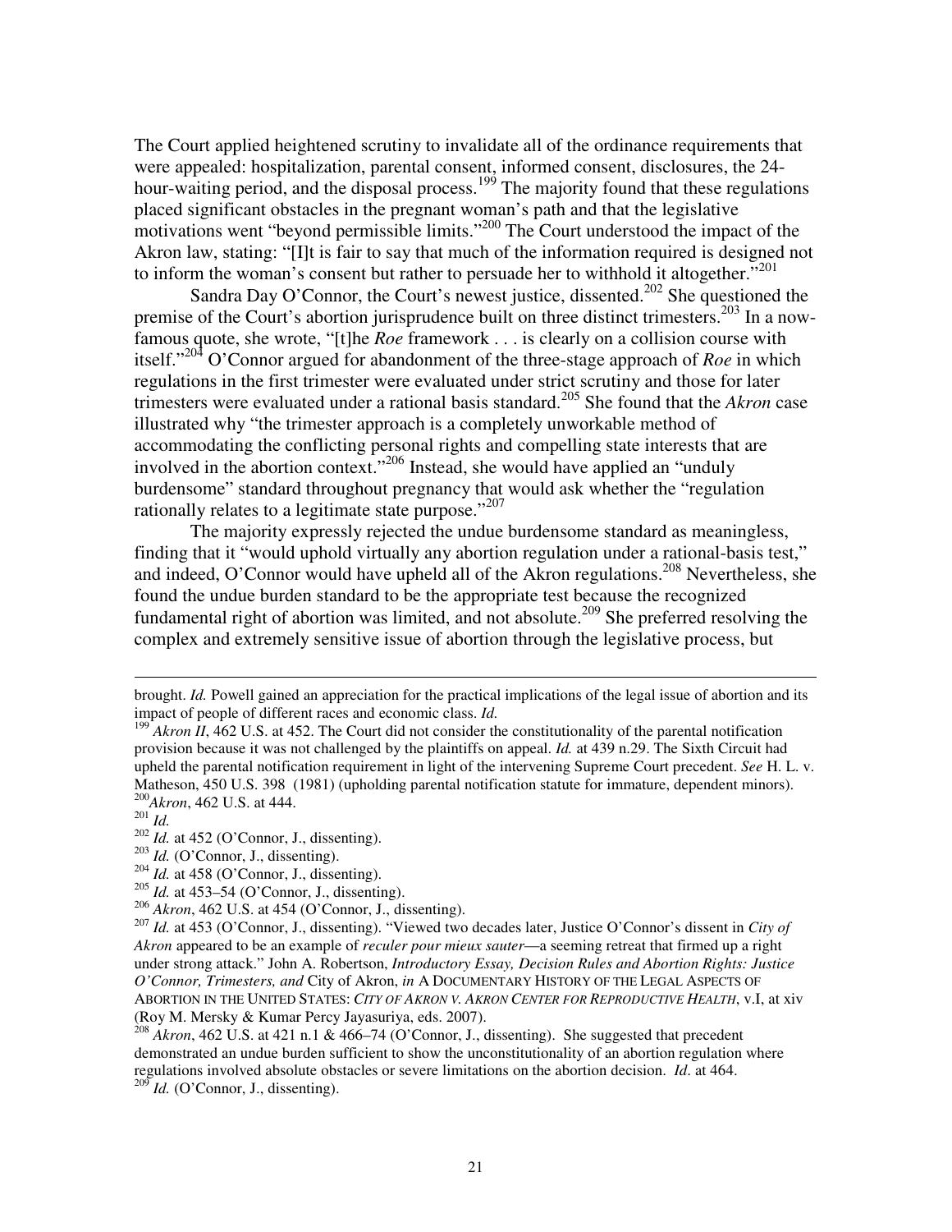The Court applied heightened scrutiny to invalidate all of the ordinance requirements that were appealed: hospitalization, parental consent, informed consent, disclosures, the 24-hour-waiting period, and the disposal process.[199] The majority found that these regulations placed significant obstacles in the pregnant woman's path and that the legislative motivations went "beyond permissible limits."[200] The Court understood the impact of the Akron law, stating: "[I]t is fair to say that much of the information required is designed not to inform the woman's consent but rather to persuade her to withhold it altogether."[201]

Sandra Day O'Connor, the Court's newest justice, dissented.[202] She questioned the premise of the Court's abortion jurisprudence built on three distinct trimesters.[203] In a now-famous quote, she wrote, "[t]he *Roe* framework . . . is clearly on a collision course with itself."[204] O'Connor argued for abandonment of the three-stage approach of *Roe* in which regulations in the first trimester were evaluated under strict scrutiny and those for later trimesters were evaluated under a rational basis standard.[205] She found that the *Akron* case illustrated why "the trimester approach is a completely unworkable method of accommodating the conflicting personal rights and compelling state interests that are involved in the abortion context."[206] Instead, she would have applied an "unduly burdensome" standard throughout pregnancy that would ask whether the "regulation rationally relates to a legitimate state purpose."[207]

The majority expressly rejected the undue burdensome standard as meaningless, finding that it "would uphold virtually any abortion regulation under a rational-basis test," and indeed, O'Connor would have upheld all of the Akron regulations.[208] Nevertheless, she found the undue burden standard to be the appropriate test because the recognized fundamental right of abortion was limited, and not absolute.[209] She preferred resolving the complex and extremely sensitive issue of abortion through the legislative process, but

---

brought. *Id.* Powell gained an appreciation for the practical implications of the legal issue of abortion and its impact of people of different races and economic class. *Id.*

[199] *Akron II*, 462 U.S. at 452. The Court did not consider the constitutionality of the parental notification provision because it was not challenged by the plaintiffs on appeal. *Id.* at 439 n.29. The Sixth Circuit had upheld the parental notification requirement in light of the intervening Supreme Court precedent. *See* H. L. v. Matheson, 450 U.S. 398 (1981) (upholding parental notification statute for immature, dependent minors).

[200] *Akron*, 462 U.S. at 444.

[201] *Id.*

[202] *Id.* at 452 (O'Connor, J., dissenting).

[203] *Id.* (O'Connor, J., dissenting).

[204] *Id.* at 458 (O'Connor, J., dissenting).

[205] *Id.* at 453–54 (O'Connor, J., dissenting).

[206] *Akron*, 462 U.S. at 454 (O'Connor, J., dissenting).

[207] *Id.* at 453 (O'Connor, J., dissenting). "Viewed two decades later, Justice O'Connor's dissent in *City of Akron* appeared to be an example of *reculer pour mieux sauter*—a seeming retreat that firmed up a right under strong attack." John A. Robertson, *Introductory Essay, Decision Rules and Abortion Rights: Justice O'Connor, Trimesters, and* City of Akron, *in* A DOCUMENTARY HISTORY OF THE LEGAL ASPECTS OF ABORTION IN THE UNITED STATES: *CITY OF AKRON V. AKRON CENTER FOR REPRODUCTIVE HEALTH*, v.I, at xiv (Roy M. Mersky & Kumar Percy Jayasuriya, eds. 2007).

[208] *Akron*, 462 U.S. at 421 n.1 & 466–74 (O'Connor, J., dissenting). She suggested that precedent demonstrated an undue burden sufficient to show the unconstitutionality of an abortion regulation where regulations involved absolute obstacles or severe limitations on the abortion decision. *Id*. at 464.

[209] *Id.* (O'Connor, J., dissenting).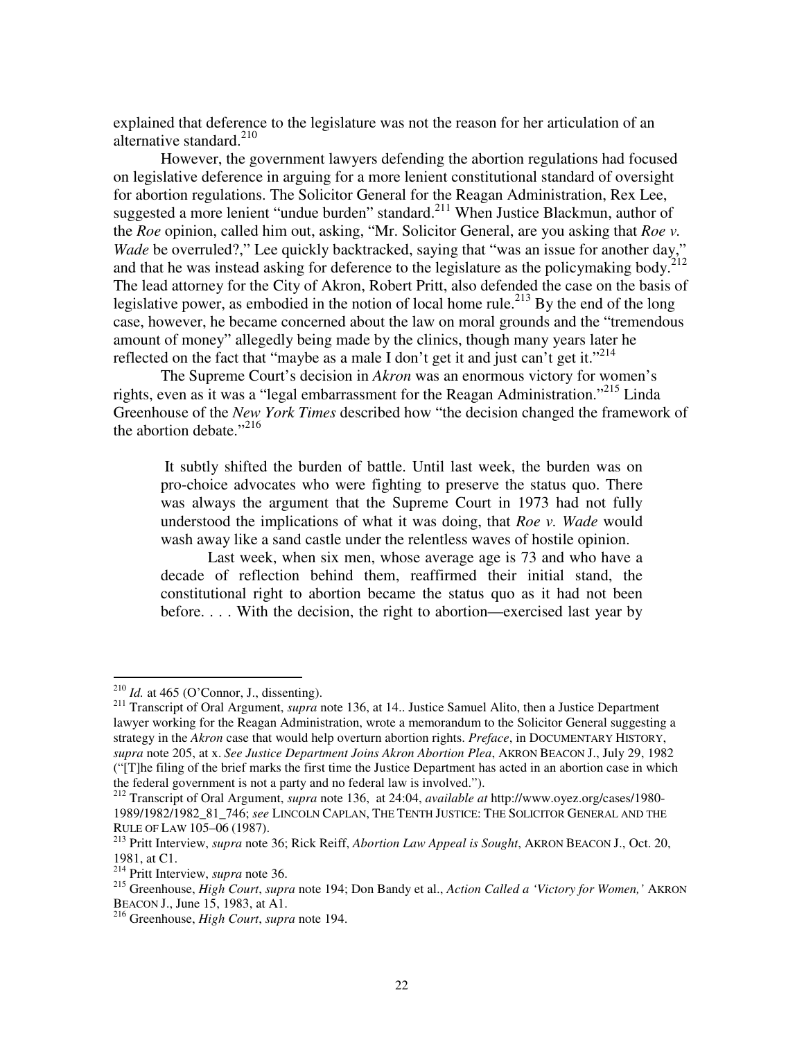explained that deference to the legislature was not the reason for her articulation of an alternative standard.[210]

However, the government lawyers defending the abortion regulations had focused on legislative deference in arguing for a more lenient constitutional standard of oversight for abortion regulations. The Solicitor General for the Reagan Administration, Rex Lee, suggested a more lenient "undue burden" standard.[211] When Justice Blackmun, author of the *Roe* opinion, called him out, asking, "Mr. Solicitor General, are you asking that *Roe v. Wade* be overruled?," Lee quickly backtracked, saying that "was an issue for another day," and that he was instead asking for deference to the legislature as the policymaking body.[212] The lead attorney for the City of Akron, Robert Pritt, also defended the case on the basis of legislative power, as embodied in the notion of local home rule.[213] By the end of the long case, however, he became concerned about the law on moral grounds and the "tremendous amount of money" allegedly being made by the clinics, though many years later he reflected on the fact that "maybe as a male I don't get it and just can't get it."[214]

The Supreme Court's decision in *Akron* was an enormous victory for women's rights, even as it was a "legal embarrassment for the Reagan Administration."[215] Linda Greenhouse of the *New York Times* described how "the decision changed the framework of the abortion debate."[216]

> It subtly shifted the burden of battle. Until last week, the burden was on pro-choice advocates who were fighting to preserve the status quo. There was always the argument that the Supreme Court in 1973 had not fully understood the implications of what it was doing, that *Roe v. Wade* would wash away like a sand castle under the relentless waves of hostile opinion.
>
> Last week, when six men, whose average age is 73 and who have a decade of reflection behind them, reaffirmed their initial stand, the constitutional right to abortion became the status quo as it had not been before. . . . With the decision, the right to abortion—exercised last year by

---

[210] *Id.* at 465 (O'Connor, J., dissenting).

[211] Transcript of Oral Argument, *supra* note 136, at 14.. Justice Samuel Alito, then a Justice Department lawyer working for the Reagan Administration, wrote a memorandum to the Solicitor General suggesting a strategy in the *Akron* case that would help overturn abortion rights. *Preface*, in DOCUMENTARY HISTORY, *supra* note 205, at x. *See Justice Department Joins Akron Abortion Plea*, AKRON BEACON J., July 29, 1982 ("[T]he filing of the brief marks the first time the Justice Department has acted in an abortion case in which the federal government is not a party and no federal law is involved.").

[212] Transcript of Oral Argument, *supra* note 136, at 24:04, *available at* http://www.oyez.org/cases/1980-1989/1982/1982_81_746; *see* LINCOLN CAPLAN, THE TENTH JUSTICE: THE SOLICITOR GENERAL AND THE RULE OF LAW 105–06 (1987).

[213] Pritt Interview, *supra* note 36; Rick Reiff, *Abortion Law Appeal is Sought*, AKRON BEACON J., Oct. 20, 1981, at C1.

[214] Pritt Interview, *supra* note 36.

[215] Greenhouse, *High Court*, *supra* note 194; Don Bandy et al., *Action Called a 'Victory for Women,'* AKRON BEACON J., June 15, 1983, at A1.

[216] Greenhouse, *High Court*, *supra* note 194.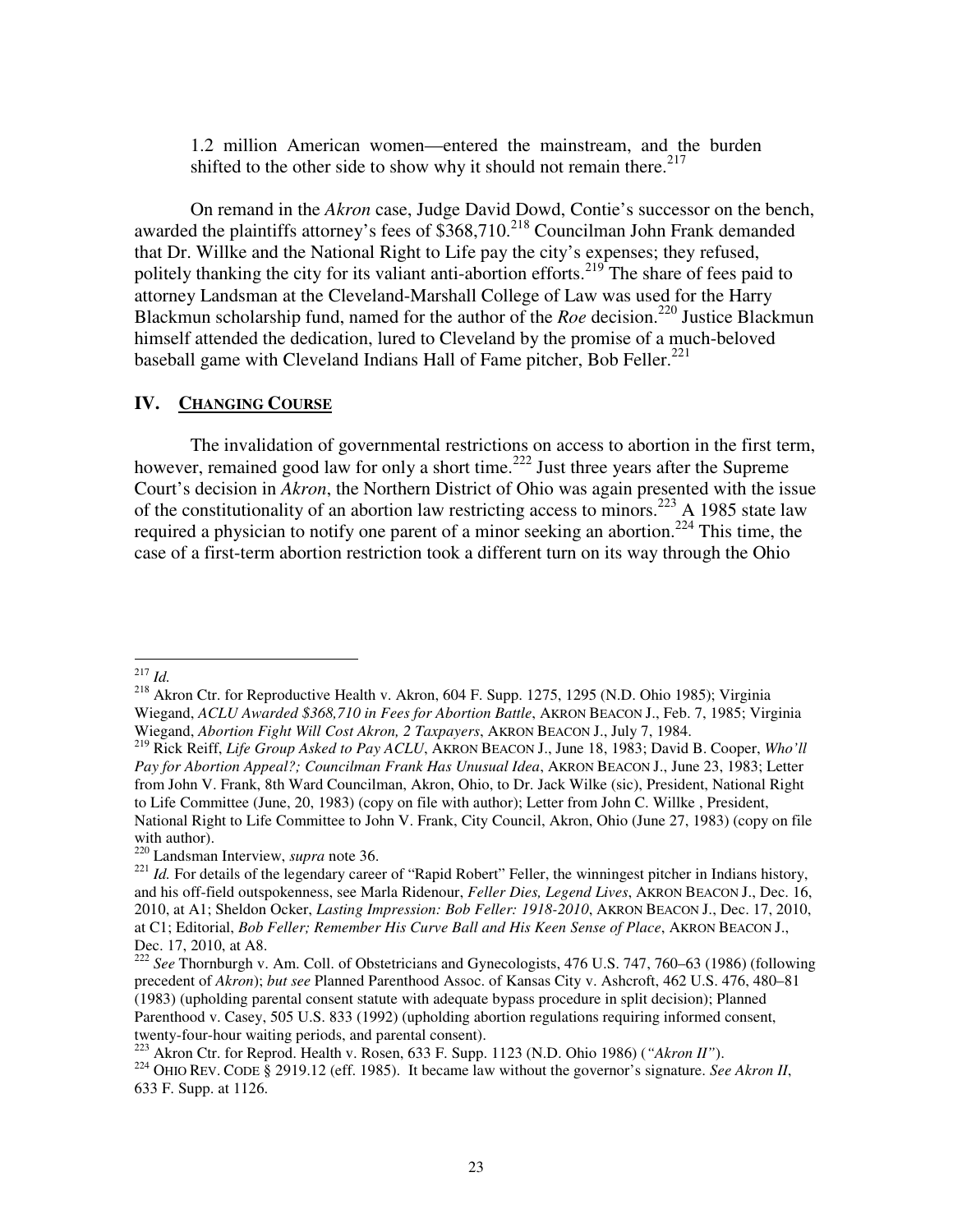> 1.2 million American women—entered the mainstream, and the burden shifted to the other side to show why it should not remain there.[217]

On remand in the *Akron* case, Judge David Dowd, Contie's successor on the bench, awarded the plaintiffs attorney's fees of $368,710.[218] Councilman John Frank demanded that Dr. Willke and the National Right to Life pay the city's expenses; they refused, politely thanking the city for its valiant anti-abortion efforts.[219] The share of fees paid to attorney Landsman at the Cleveland-Marshall College of Law was used for the Harry Blackmun scholarship fund, named for the author of the *Roe* decision.[220] Justice Blackmun himself attended the dedication, lured to Cleveland by the promise of a much-beloved baseball game with Cleveland Indians Hall of Fame pitcher, Bob Feller.[221]

## IV. Changing Course

The invalidation of governmental restrictions on access to abortion in the first term, however, remained good law for only a short time.[222] Just three years after the Supreme Court's decision in *Akron*, the Northern District of Ohio was again presented with the issue of the constitutionality of an abortion law restricting access to minors.[223] A 1985 state law required a physician to notify one parent of a minor seeking an abortion.[224] This time, the case of a first-term abortion restriction took a different turn on its way through the Ohio

---

[217] *Id.*

[218] Akron Ctr. for Reproductive Health v. Akron, 604 F. Supp. 1275, 1295 (N.D. Ohio 1985); Virginia Wiegand, *ACLU Awarded $368,710 in Fees for Abortion Battle*, AKRON BEACON J., Feb. 7, 1985; Virginia Wiegand, *Abortion Fight Will Cost Akron, 2 Taxpayers*, AKRON BEACON J., July 7, 1984.

[219] Rick Reiff, *Life Group Asked to Pay ACLU*, AKRON BEACON J., June 18, 1983; David B. Cooper, *Who'll Pay for Abortion Appeal?; Councilman Frank Has Unusual Idea*, AKRON BEACON J., June 23, 1983; Letter from John V. Frank, 8th Ward Councilman, Akron, Ohio, to Dr. Jack Wilke (sic), President, National Right to Life Committee (June, 20, 1983) (copy on file with author); Letter from John C. Willke , President, National Right to Life Committee to John V. Frank, City Council, Akron, Ohio (June 27, 1983) (copy on file with author).

[220] Landsman Interview, *supra* note 36.

[221] *Id.* For details of the legendary career of "Rapid Robert" Feller, the winningest pitcher in Indians history, and his off-field outspokenness, see Marla Ridenour, *Feller Dies, Legend Lives*, AKRON BEACON J., Dec. 16, 2010, at A1; Sheldon Ocker, *Lasting Impression: Bob Feller: 1918-2010*, AKRON BEACON J., Dec. 17, 2010, at C1; Editorial, *Bob Feller; Remember His Curve Ball and His Keen Sense of Place*, AKRON BEACON J., Dec. 17, 2010, at A8.

[222] *See* Thornburgh v. Am. Coll. of Obstetricians and Gynecologists, 476 U.S. 747, 760–63 (1986) (following precedent of *Akron*); *but see* Planned Parenthood Assoc. of Kansas City v. Ashcroft, 462 U.S. 476, 480–81 (1983) (upholding parental consent statute with adequate bypass procedure in split decision); Planned Parenthood v. Casey, 505 U.S. 833 (1992) (upholding abortion regulations requiring informed consent, twenty-four-hour waiting periods, and parental consent).

[223] Akron Ctr. for Reprod. Health v. Rosen, 633 F. Supp. 1123 (N.D. Ohio 1986) (*"Akron II"*).

[224] OHIO REV. CODE § 2919.12 (eff. 1985). It became law without the governor's signature. *See Akron II*, 633 F. Supp. at 1126.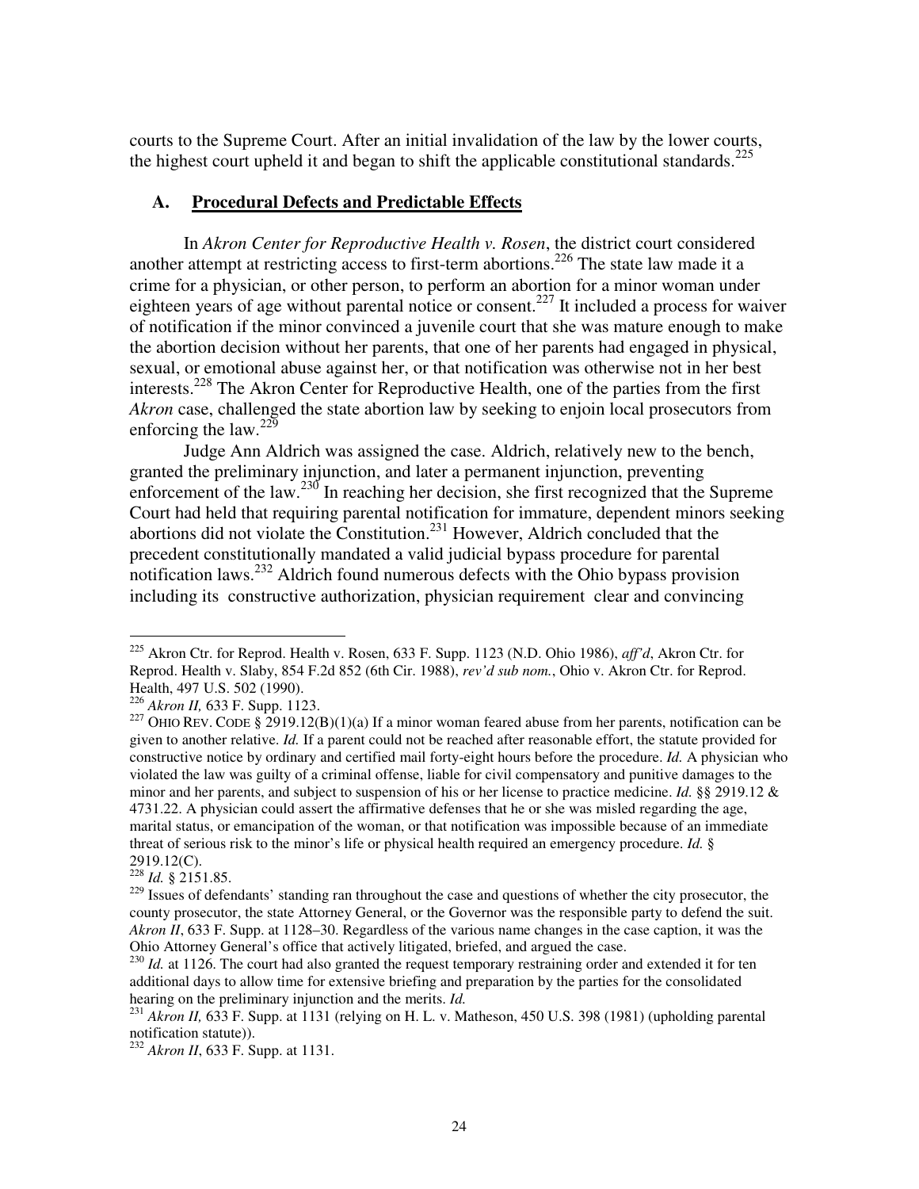courts to the Supreme Court. After an initial invalidation of the law by the lower courts, the highest court upheld it and began to shift the applicable constitutional standards.[225]

### A. **Procedural Defects and Predictable Effects**

In *Akron Center for Reproductive Health v. Rosen*, the district court considered another attempt at restricting access to first-term abortions.[226] The state law made it a crime for a physician, or other person, to perform an abortion for a minor woman under eighteen years of age without parental notice or consent.[227] It included a process for waiver of notification if the minor convinced a juvenile court that she was mature enough to make the abortion decision without her parents, that one of her parents had engaged in physical, sexual, or emotional abuse against her, or that notification was otherwise not in her best interests.[228] The Akron Center for Reproductive Health, one of the parties from the first *Akron* case, challenged the state abortion law by seeking to enjoin local prosecutors from enforcing the law.[229]

Judge Ann Aldrich was assigned the case. Aldrich, relatively new to the bench, granted the preliminary injunction, and later a permanent injunction, preventing enforcement of the law.[230] In reaching her decision, she first recognized that the Supreme Court had held that requiring parental notification for immature, dependent minors seeking abortions did not violate the Constitution.[231] However, Aldrich concluded that the precedent constitutionally mandated a valid judicial bypass procedure for parental notification laws.[232] Aldrich found numerous defects with the Ohio bypass provision including its constructive authorization, physician requirement clear and convincing

---

[225] Akron Ctr. for Reprod. Health v. Rosen, 633 F. Supp. 1123 (N.D. Ohio 1986), *aff'd*, Akron Ctr. for Reprod. Health v. Slaby, 854 F.2d 852 (6th Cir. 1988), *rev'd sub nom.*, Ohio v. Akron Ctr. for Reprod. Health, 497 U.S. 502 (1990).

[226] *Akron II,* 633 F. Supp. 1123.

[227] OHIO REV. CODE § 2919.12(B)(1)(a) If a minor woman feared abuse from her parents, notification can be given to another relative. *Id.* If a parent could not be reached after reasonable effort, the statute provided for constructive notice by ordinary and certified mail forty-eight hours before the procedure. *Id.* A physician who violated the law was guilty of a criminal offense, liable for civil compensatory and punitive damages to the minor and her parents, and subject to suspension of his or her license to practice medicine. *Id.* §§ 2919.12 & 4731.22. A physician could assert the affirmative defenses that he or she was misled regarding the age, marital status, or emancipation of the woman, or that notification was impossible because of an immediate threat of serious risk to the minor's life or physical health required an emergency procedure. *Id.* § 2919.12(C).

[228] *Id.* § 2151.85.

[229] Issues of defendants' standing ran throughout the case and questions of whether the city prosecutor, the county prosecutor, the state Attorney General, or the Governor was the responsible party to defend the suit. *Akron II*, 633 F. Supp. at 1128–30. Regardless of the various name changes in the case caption, it was the Ohio Attorney General's office that actively litigated, briefed, and argued the case.

[230] *Id.* at 1126. The court had also granted the request temporary restraining order and extended it for ten additional days to allow time for extensive briefing and preparation by the parties for the consolidated hearing on the preliminary injunction and the merits. *Id.*

[231] *Akron II,* 633 F. Supp. at 1131 (relying on H. L. v. Matheson, 450 U.S. 398 (1981) (upholding parental notification statute)).

[232] *Akron II*, 633 F. Supp. at 1131.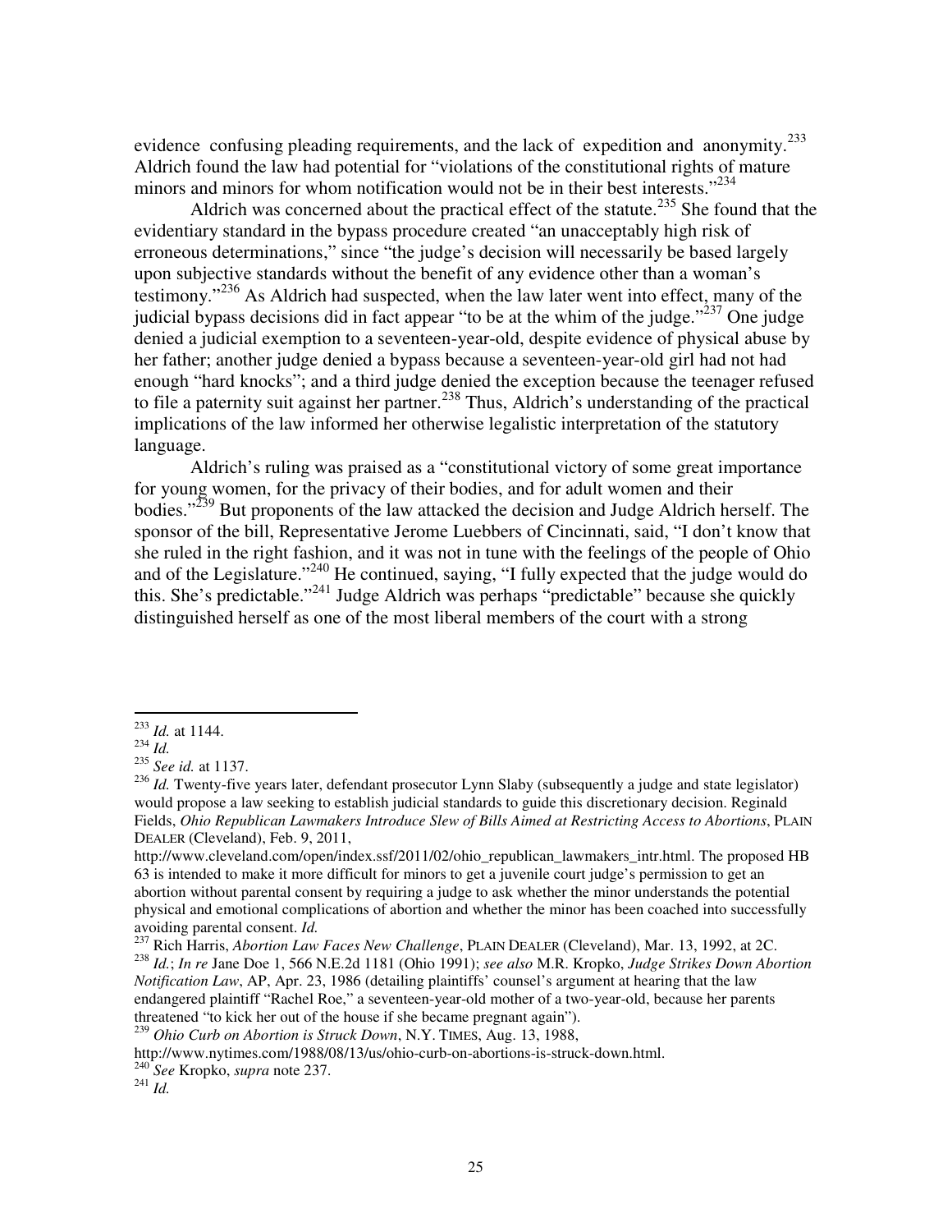evidence confusing pleading requirements, and the lack of expedition and anonymity.[233] Aldrich found the law had potential for "violations of the constitutional rights of mature minors and minors for whom notification would not be in their best interests."[234]

Aldrich was concerned about the practical effect of the statute.[235] She found that the evidentiary standard in the bypass procedure created "an unacceptably high risk of erroneous determinations," since "the judge's decision will necessarily be based largely upon subjective standards without the benefit of any evidence other than a woman's testimony."[236] As Aldrich had suspected, when the law later went into effect, many of the judicial bypass decisions did in fact appear "to be at the whim of the judge."[237] One judge denied a judicial exemption to a seventeen-year-old, despite evidence of physical abuse by her father; another judge denied a bypass because a seventeen-year-old girl had not had enough "hard knocks"; and a third judge denied the exception because the teenager refused to file a paternity suit against her partner.[238] Thus, Aldrich's understanding of the practical implications of the law informed her otherwise legalistic interpretation of the statutory language.

Aldrich's ruling was praised as a "constitutional victory of some great importance for young women, for the privacy of their bodies, and for adult women and their bodies."[239] But proponents of the law attacked the decision and Judge Aldrich herself. The sponsor of the bill, Representative Jerome Luebbers of Cincinnati, said, "I don't know that she ruled in the right fashion, and it was not in tune with the feelings of the people of Ohio and of the Legislature."[240] He continued, saying, "I fully expected that the judge would do this. She's predictable."[241] Judge Aldrich was perhaps "predictable" because she quickly distinguished herself as one of the most liberal members of the court with a strong

---

[233] *Id.* at 1144.

[234] *Id.*

[235] *See id.* at 1137.

[236] *Id.* Twenty-five years later, defendant prosecutor Lynn Slaby (subsequently a judge and state legislator) would propose a law seeking to establish judicial standards to guide this discretionary decision. Reginald Fields, *Ohio Republican Lawmakers Introduce Slew of Bills Aimed at Restricting Access to Abortions*, PLAIN DEALER (Cleveland), Feb. 9, 2011, http://www.cleveland.com/open/index.ssf/2011/02/ohio_republican_lawmakers_intr.html. The proposed HB 63 is intended to make it more difficult for minors to get a juvenile court judge's permission to get an abortion without parental consent by requiring a judge to ask whether the minor understands the potential physical and emotional complications of abortion and whether the minor has been coached into successfully avoiding parental consent. *Id.*

[237] Rich Harris, *Abortion Law Faces New Challenge*, PLAIN DEALER (Cleveland), Mar. 13, 1992, at 2C.

[238] *Id.*; *In re* Jane Doe 1, 566 N.E.2d 1181 (Ohio 1991); *see also* M.R. Kropko, *Judge Strikes Down Abortion Notification Law*, AP, Apr. 23, 1986 (detailing plaintiffs' counsel's argument at hearing that the law endangered plaintiff "Rachel Roe," a seventeen-year-old mother of a two-year-old, because her parents threatened "to kick her out of the house if she became pregnant again").

[239] *Ohio Curb on Abortion is Struck Down*, N.Y. TIMES, Aug. 13, 1988, http://www.nytimes.com/1988/08/13/us/ohio-curb-on-abortions-is-struck-down.html.

[240] *See* Kropko, *supra* note 237.

[241] *Id.*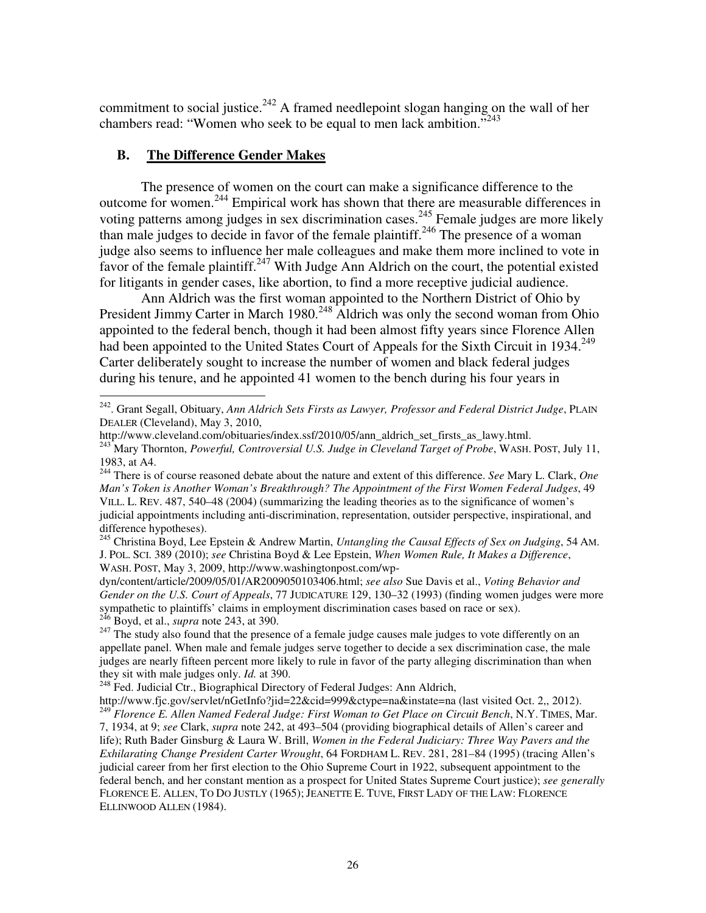commitment to social justice.[242] A framed needlepoint slogan hanging on the wall of her chambers read: "Women who seek to be equal to men lack ambition."[243]

## B. The Difference Gender Makes

The presence of women on the court can make a significance difference to the outcome for women.[244] Empirical work has shown that there are measurable differences in voting patterns among judges in sex discrimination cases.[245] Female judges are more likely than male judges to decide in favor of the female plaintiff.[246] The presence of a woman judge also seems to influence her male colleagues and make them more inclined to vote in favor of the female plaintiff.[247] With Judge Ann Aldrich on the court, the potential existed for litigants in gender cases, like abortion, to find a more receptive judicial audience.

Ann Aldrich was the first woman appointed to the Northern District of Ohio by President Jimmy Carter in March 1980.[248] Aldrich was only the second woman from Ohio appointed to the federal bench, though it had been almost fifty years since Florence Allen had been appointed to the United States Court of Appeals for the Sixth Circuit in 1934.[249] Carter deliberately sought to increase the number of women and black federal judges during his tenure, and he appointed 41 women to the bench during his four years in

---

[242]. Grant Segall, Obituary, *Ann Aldrich Sets Firsts as Lawyer, Professor and Federal District Judge*, PLAIN DEALER (Cleveland), May 3, 2010, http://www.cleveland.com/obituaries/index.ssf/2010/05/ann_aldrich_set_firsts_as_lawy.html.

[243] Mary Thornton, *Powerful, Controversial U.S. Judge in Cleveland Target of Probe*, WASH. POST, July 11, 1983, at A4.

[244] There is of course reasoned debate about the nature and extent of this difference. *See* Mary L. Clark, *One Man's Token is Another Woman's Breakthrough? The Appointment of the First Women Federal Judges*, 49 VILL. L. REV. 487, 540–48 (2004) (summarizing the leading theories as to the significance of women's judicial appointments including anti-discrimination, representation, outsider perspective, inspirational, and difference hypotheses).

[245] Christina Boyd, Lee Epstein & Andrew Martin, *Untangling the Causal Effects of Sex on Judging*, 54 AM. J. POL. SCI. 389 (2010); *see* Christina Boyd & Lee Epstein, *When Women Rule, It Makes a Difference*, WASH. POST, May 3, 2009, http://www.washingtonpost.com/wp-dyn/content/article/2009/05/01/AR2009050103406.html; *see also* Sue Davis et al., *Voting Behavior and Gender on the U.S. Court of Appeals*, 77 JUDICATURE 129, 130–32 (1993) (finding women judges were more sympathetic to plaintiffs' claims in employment discrimination cases based on race or sex).

[246] Boyd, et al., *supra* note 243, at 390.

[247] The study also found that the presence of a female judge causes male judges to vote differently on an appellate panel. When male and female judges serve together to decide a sex discrimination case, the male judges are nearly fifteen percent more likely to rule in favor of the party alleging discrimination than when they sit with male judges only. *Id.* at 390.

[248] Fed. Judicial Ctr., Biographical Directory of Federal Judges: Ann Aldrich, http://www.fjc.gov/servlet/nGetInfo?jid=22&cid=999&ctype=na&instate=na (last visited Oct. 2,, 2012).

[249] *Florence E. Allen Named Federal Judge: First Woman to Get Place on Circuit Bench*, N.Y. TIMES, Mar. 7, 1934, at 9; *see* Clark, *supra* note 242, at 493–504 (providing biographical details of Allen's career and life); Ruth Bader Ginsburg & Laura W. Brill, *Women in the Federal Judiciary: Three Way Pavers and the Exhilarating Change President Carter Wrought*, 64 FORDHAM L. REV. 281, 281–84 (1995) (tracing Allen's judicial career from her first election to the Ohio Supreme Court in 1922, subsequent appointment to the federal bench, and her constant mention as a prospect for United States Supreme Court justice); *see generally* FLORENCE E. ALLEN, TO DO JUSTLY (1965); JEANETTE E. TUVE, FIRST LADY OF THE LAW: FLORENCE ELLINWOOD ALLEN (1984).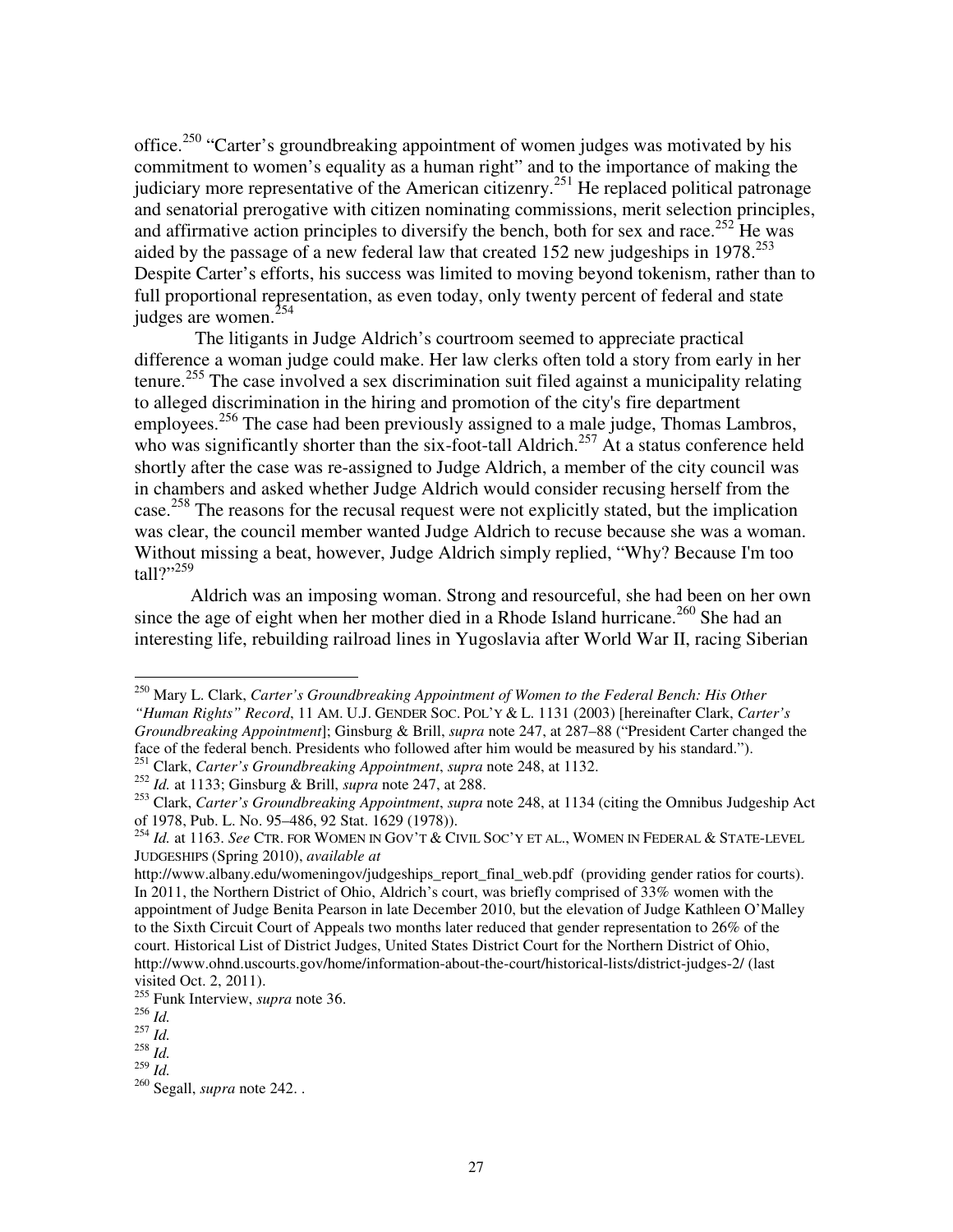office.[250] "Carter's groundbreaking appointment of women judges was motivated by his commitment to women's equality as a human right" and to the importance of making the judiciary more representative of the American citizenry.[251] He replaced political patronage and senatorial prerogative with citizen nominating commissions, merit selection principles, and affirmative action principles to diversify the bench, both for sex and race.[252] He was aided by the passage of a new federal law that created 152 new judgeships in 1978.[253] Despite Carter's efforts, his success was limited to moving beyond tokenism, rather than to full proportional representation, as even today, only twenty percent of federal and state judges are women.[254]

The litigants in Judge Aldrich's courtroom seemed to appreciate practical difference a woman judge could make. Her law clerks often told a story from early in her tenure.[255] The case involved a sex discrimination suit filed against a municipality relating to alleged discrimination in the hiring and promotion of the city's fire department employees.[256] The case had been previously assigned to a male judge, Thomas Lambros, who was significantly shorter than the six-foot-tall Aldrich.[257] At a status conference held shortly after the case was re-assigned to Judge Aldrich, a member of the city council was in chambers and asked whether Judge Aldrich would consider recusing herself from the case.[258] The reasons for the recusal request were not explicitly stated, but the implication was clear, the council member wanted Judge Aldrich to recuse because she was a woman. Without missing a beat, however, Judge Aldrich simply replied, "Why? Because I'm too tall?"[259]

Aldrich was an imposing woman. Strong and resourceful, she had been on her own since the age of eight when her mother died in a Rhode Island hurricane.[260] She had an interesting life, rebuilding railroad lines in Yugoslavia after World War II, racing Siberian

---

[250] Mary L. Clark, *Carter's Groundbreaking Appointment of Women to the Federal Bench: His Other "Human Rights" Record*, 11 AM. U.J. GENDER SOC. POL'Y & L. 1131 (2003) [hereinafter Clark, *Carter's Groundbreaking Appointment*]; Ginsburg & Brill, *supra* note 247, at 287–88 ("President Carter changed the face of the federal bench. Presidents who followed after him would be measured by his standard.").

[251] Clark, *Carter's Groundbreaking Appointment*, *supra* note 248, at 1132.

[252] *Id.* at 1133; Ginsburg & Brill, *supra* note 247, at 288.

[253] Clark, *Carter's Groundbreaking Appointment*, *supra* note 248, at 1134 (citing the Omnibus Judgeship Act of 1978, Pub. L. No. 95–486, 92 Stat. 1629 (1978)).

[254] *Id.* at 1163. *See* CTR. FOR WOMEN IN GOV'T & CIVIL SOC'Y ET AL., WOMEN IN FEDERAL & STATE-LEVEL JUDGESHIPS (Spring 2010), *available at* http://www.albany.edu/womeningov/judgeships_report_final_web.pdf (providing gender ratios for courts). In 2011, the Northern District of Ohio, Aldrich's court, was briefly comprised of 33% women with the appointment of Judge Benita Pearson in late December 2010, but the elevation of Judge Kathleen O'Malley to the Sixth Circuit Court of Appeals two months later reduced that gender representation to 26% of the court. Historical List of District Judges, United States District Court for the Northern District of Ohio, http://www.ohnd.uscourts.gov/home/information-about-the-court/historical-lists/district-judges-2/ (last visited Oct. 2, 2011).

[255] Funk Interview, *supra* note 36.

[256] *Id.*

[257] *Id.*

[258] *Id.*

[259] *Id.*

[260] Segall, *supra* note 242. .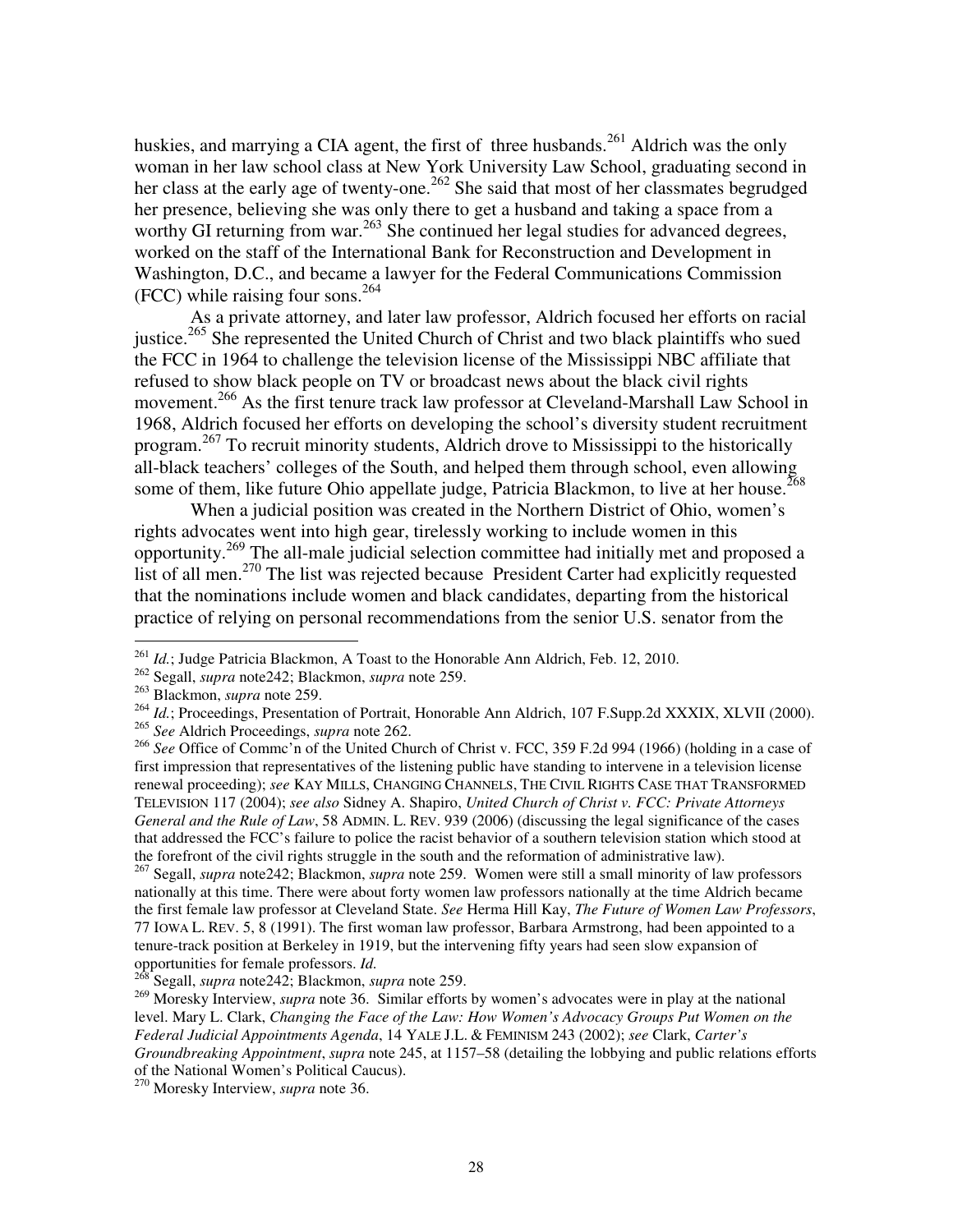huskies, and marrying a CIA agent, the first of three husbands.[261] Aldrich was the only woman in her law school class at New York University Law School, graduating second in her class at the early age of twenty-one.[262] She said that most of her classmates begrudged her presence, believing she was only there to get a husband and taking a space from a worthy GI returning from war.[263] She continued her legal studies for advanced degrees, worked on the staff of the International Bank for Reconstruction and Development in Washington, D.C., and became a lawyer for the Federal Communications Commission (FCC) while raising four sons.[264]

As a private attorney, and later law professor, Aldrich focused her efforts on racial justice.[265] She represented the United Church of Christ and two black plaintiffs who sued the FCC in 1964 to challenge the television license of the Mississippi NBC affiliate that refused to show black people on TV or broadcast news about the black civil rights movement.[266] As the first tenure track law professor at Cleveland-Marshall Law School in 1968, Aldrich focused her efforts on developing the school's diversity student recruitment program.[267] To recruit minority students, Aldrich drove to Mississippi to the historically all-black teachers' colleges of the South, and helped them through school, even allowing some of them, like future Ohio appellate judge, Patricia Blackmon, to live at her house.[268]

When a judicial position was created in the Northern District of Ohio, women's rights advocates went into high gear, tirelessly working to include women in this opportunity.[269] The all-male judicial selection committee had initially met and proposed a list of all men.[270] The list was rejected because President Carter had explicitly requested that the nominations include women and black candidates, departing from the historical practice of relying on personal recommendations from the senior U.S. senator from the

---

[261] *Id.*; Judge Patricia Blackmon, A Toast to the Honorable Ann Aldrich, Feb. 12, 2010.

[262] Segall, *supra* note242; Blackmon, *supra* note 259.

[263] Blackmon, *supra* note 259.

[264] *Id.*; Proceedings, Presentation of Portrait, Honorable Ann Aldrich, 107 F.Supp.2d XXXIX, XLVII (2000).

[265] *See* Aldrich Proceedings, *supra* note 262.

[266] *See* Office of Commc'n of the United Church of Christ v. FCC, 359 F.2d 994 (1966) (holding in a case of first impression that representatives of the listening public have standing to intervene in a television license renewal proceeding); *see* KAY MILLS, CHANGING CHANNELS, THE CIVIL RIGHTS CASE THAT TRANSFORMED TELEVISION 117 (2004); *see also* Sidney A. Shapiro, *United Church of Christ v. FCC: Private Attorneys General and the Rule of Law*, 58 ADMIN. L. REV. 939 (2006) (discussing the legal significance of the cases that addressed the FCC's failure to police the racist behavior of a southern television station which stood at the forefront of the civil rights struggle in the south and the reformation of administrative law).

[267] Segall, *supra* note242; Blackmon, *supra* note 259. Women were still a small minority of law professors nationally at this time. There were about forty women law professors nationally at the time Aldrich became the first female law professor at Cleveland State. *See* Herma Hill Kay, *The Future of Women Law Professors*, 77 IOWA L. REV. 5, 8 (1991). The first woman law professor, Barbara Armstrong, had been appointed to a tenure-track position at Berkeley in 1919, but the intervening fifty years had seen slow expansion of opportunities for female professors. *Id.*

[268] Segall, *supra* note242; Blackmon, *supra* note 259.

[269] Moresky Interview, *supra* note 36. Similar efforts by women's advocates were in play at the national level. Mary L. Clark, *Changing the Face of the Law: How Women's Advocacy Groups Put Women on the Federal Judicial Appointments Agenda*, 14 YALE J.L. & FEMINISM 243 (2002); *see* Clark, *Carter's Groundbreaking Appointment*, *supra* note 245, at 1157–58 (detailing the lobbying and public relations efforts of the National Women's Political Caucus).

[270] Moresky Interview, *supra* note 36.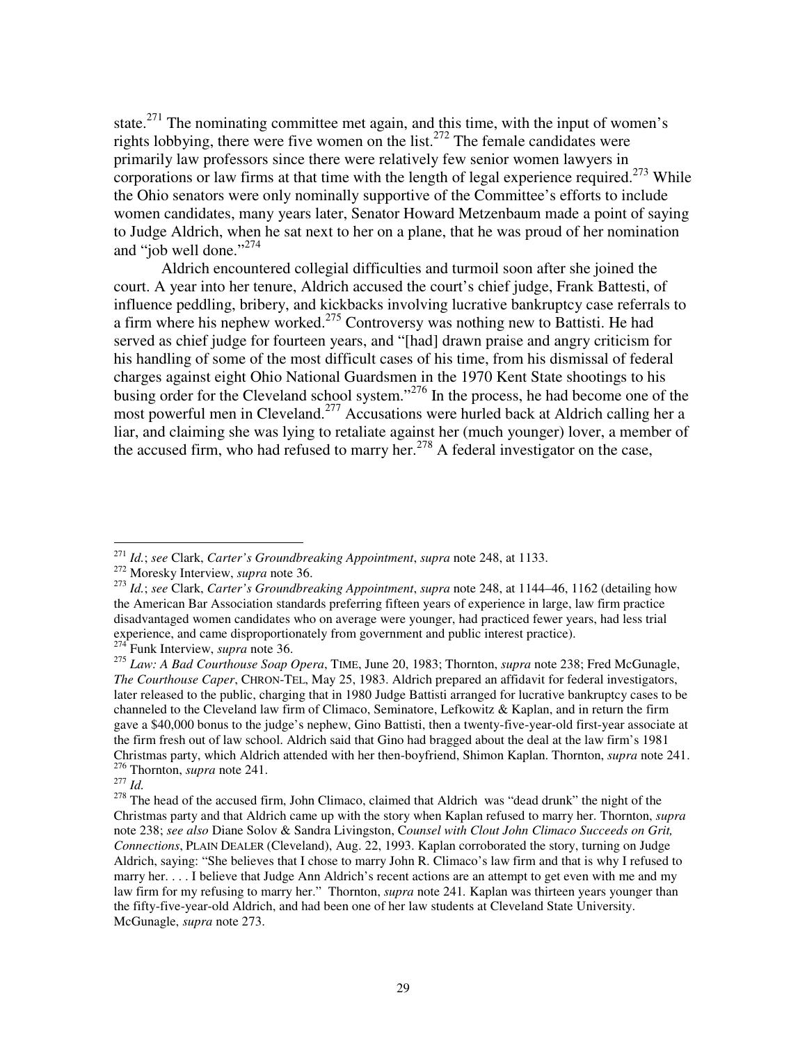state.[271] The nominating committee met again, and this time, with the input of women's rights lobbying, there were five women on the list.[272] The female candidates were primarily law professors since there were relatively few senior women lawyers in corporations or law firms at that time with the length of legal experience required.[273] While the Ohio senators were only nominally supportive of the Committee's efforts to include women candidates, many years later, Senator Howard Metzenbaum made a point of saying to Judge Aldrich, when he sat next to her on a plane, that he was proud of her nomination and "job well done."[274]

Aldrich encountered collegial difficulties and turmoil soon after she joined the court. A year into her tenure, Aldrich accused the court's chief judge, Frank Battesti, of influence peddling, bribery, and kickbacks involving lucrative bankruptcy case referrals to a firm where his nephew worked.[275] Controversy was nothing new to Battisti. He had served as chief judge for fourteen years, and "[had] drawn praise and angry criticism for his handling of some of the most difficult cases of his time, from his dismissal of federal charges against eight Ohio National Guardsmen in the 1970 Kent State shootings to his busing order for the Cleveland school system."[276] In the process, he had become one of the most powerful men in Cleveland.[277] Accusations were hurled back at Aldrich calling her a liar, and claiming she was lying to retaliate against her (much younger) lover, a member of the accused firm, who had refused to marry her.[278] A federal investigator on the case,

---

[271] *Id.*; *see* Clark, *Carter's Groundbreaking Appointment*, *supra* note 248, at 1133.

[272] Moresky Interview, *supra* note 36.

[273] *Id.*; *see* Clark, *Carter's Groundbreaking Appointment*, *supra* note 248, at 1144–46, 1162 (detailing how the American Bar Association standards preferring fifteen years of experience in large, law firm practice disadvantaged women candidates who on average were younger, had practiced fewer years, had less trial experience, and came disproportionately from government and public interest practice).

[274] Funk Interview, *supra* note 36.

[275] *Law: A Bad Courthouse Soap Opera*, TIME, June 20, 1983; Thornton, *supra* note 238; Fred McGunagle, *The Courthouse Caper*, CHRON-TEL, May 25, 1983. Aldrich prepared an affidavit for federal investigators, later released to the public, charging that in 1980 Judge Battisti arranged for lucrative bankruptcy cases to be channeled to the Cleveland law firm of Climaco, Seminatore, Lefkowitz & Kaplan, and in return the firm gave a $40,000 bonus to the judge's nephew, Gino Battisti, then a twenty-five-year-old first-year associate at the firm fresh out of law school. Aldrich said that Gino had bragged about the deal at the law firm's 1981 Christmas party, which Aldrich attended with her then-boyfriend, Shimon Kaplan. Thornton, *supra* note 241.

[276] Thornton, *supra* note 241.

[277] *Id.*

[278] The head of the accused firm, John Climaco, claimed that Aldrich was "dead drunk" the night of the Christmas party and that Aldrich came up with the story when Kaplan refused to marry her. Thornton, *supra* note 238; *see also* Diane Solov & Sandra Livingston, *Counsel with Clout John Climaco Succeeds on Grit, Connections*, PLAIN DEALER (Cleveland), Aug. 22, 1993. Kaplan corroborated the story, turning on Judge Aldrich, saying: "She believes that I chose to marry John R. Climaco's law firm and that is why I refused to marry her. . . . I believe that Judge Ann Aldrich's recent actions are an attempt to get even with me and my law firm for my refusing to marry her." Thornton, *supra* note 241. Kaplan was thirteen years younger than the fifty-five-year-old Aldrich, and had been one of her law students at Cleveland State University. McGunagle, *supra* note 273.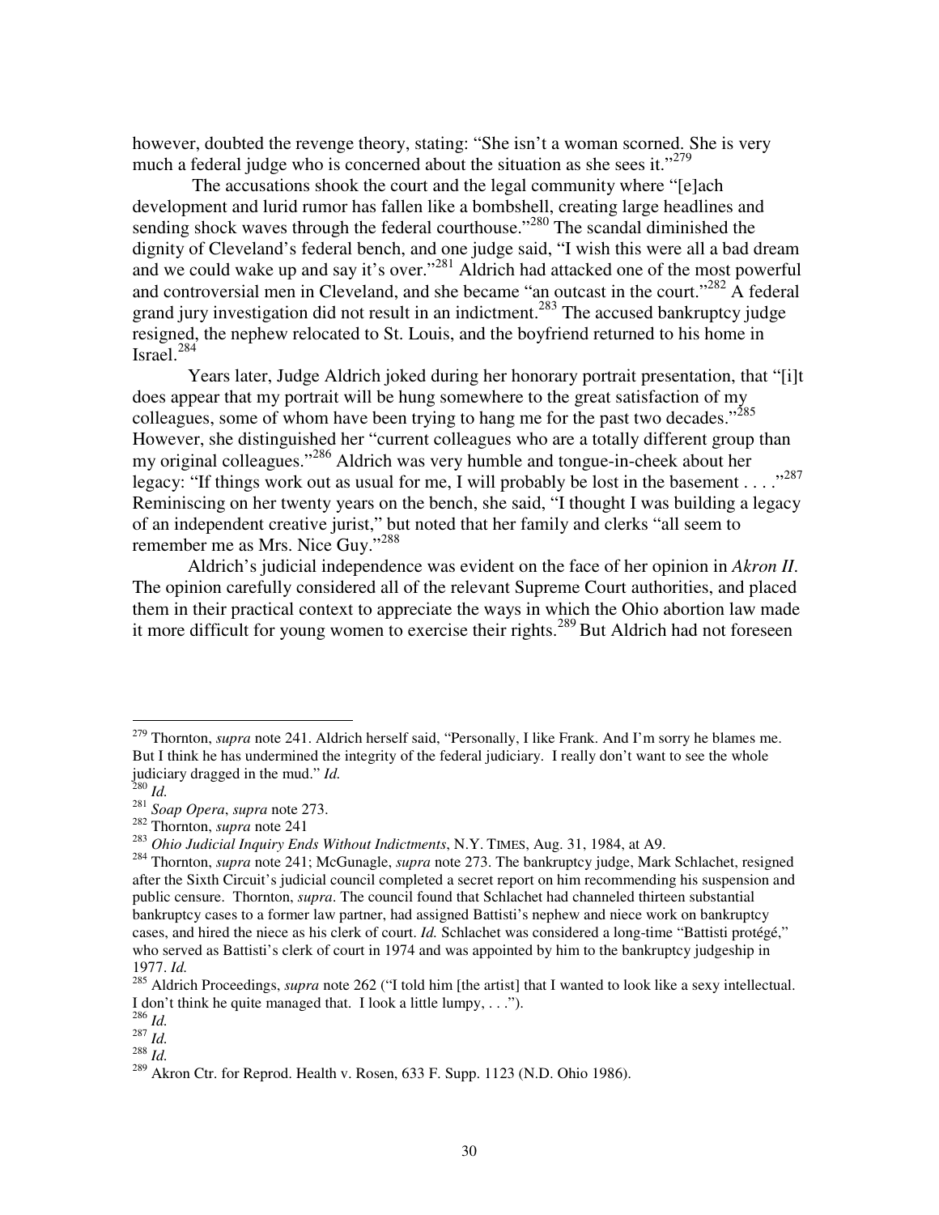however, doubted the revenge theory, stating: "She isn't a woman scorned. She is very much a federal judge who is concerned about the situation as she sees it."[279]

The accusations shook the court and the legal community where "[e]ach development and lurid rumor has fallen like a bombshell, creating large headlines and sending shock waves through the federal courthouse."[280] The scandal diminished the dignity of Cleveland's federal bench, and one judge said, "I wish this were all a bad dream and we could wake up and say it's over."[281] Aldrich had attacked one of the most powerful and controversial men in Cleveland, and she became "an outcast in the court."[282] A federal grand jury investigation did not result in an indictment.[283] The accused bankruptcy judge resigned, the nephew relocated to St. Louis, and the boyfriend returned to his home in Israel.[284]

Years later, Judge Aldrich joked during her honorary portrait presentation, that "[i]t does appear that my portrait will be hung somewhere to the great satisfaction of my colleagues, some of whom have been trying to hang me for the past two decades."[285] However, she distinguished her "current colleagues who are a totally different group than my original colleagues."[286] Aldrich was very humble and tongue-in-cheek about her legacy: "If things work out as usual for me, I will probably be lost in the basement . . . ."[287] Reminiscing on her twenty years on the bench, she said, "I thought I was building a legacy of an independent creative jurist," but noted that her family and clerks "all seem to remember me as Mrs. Nice Guy."[288]

Aldrich's judicial independence was evident on the face of her opinion in *Akron II*. The opinion carefully considered all of the relevant Supreme Court authorities, and placed them in their practical context to appreciate the ways in which the Ohio abortion law made it more difficult for young women to exercise their rights.[289] But Aldrich had not foreseen

---

[279] Thornton, *supra* note 241. Aldrich herself said, "Personally, I like Frank. And I'm sorry he blames me. But I think he has undermined the integrity of the federal judiciary. I really don't want to see the whole judiciary dragged in the mud." *Id.*

[280] *Id.*

[281] *Soap Opera*, *supra* note 273.

[282] Thornton, *supra* note 241

[283] *Ohio Judicial Inquiry Ends Without Indictments*, N.Y. TIMES, Aug. 31, 1984, at A9.

[284] Thornton, *supra* note 241; McGunagle, *supra* note 273. The bankruptcy judge, Mark Schlachet, resigned after the Sixth Circuit's judicial council completed a secret report on him recommending his suspension and public censure. Thornton, *supra*. The council found that Schlachet had channeled thirteen substantial bankruptcy cases to a former law partner, had assigned Battisti's nephew and niece work on bankruptcy cases, and hired the niece as his clerk of court. *Id.* Schlachet was considered a long-time "Battisti protégé," who served as Battisti's clerk of court in 1974 and was appointed by him to the bankruptcy judgeship in 1977. *Id.*

[285] Aldrich Proceedings, *supra* note 262 ("I told him [the artist] that I wanted to look like a sexy intellectual. I don't think he quite managed that. I look a little lumpy, . . .").

[286] *Id.*

[287] *Id.*

[288] *Id.*

[289] Akron Ctr. for Reprod. Health v. Rosen, 633 F. Supp. 1123 (N.D. Ohio 1986).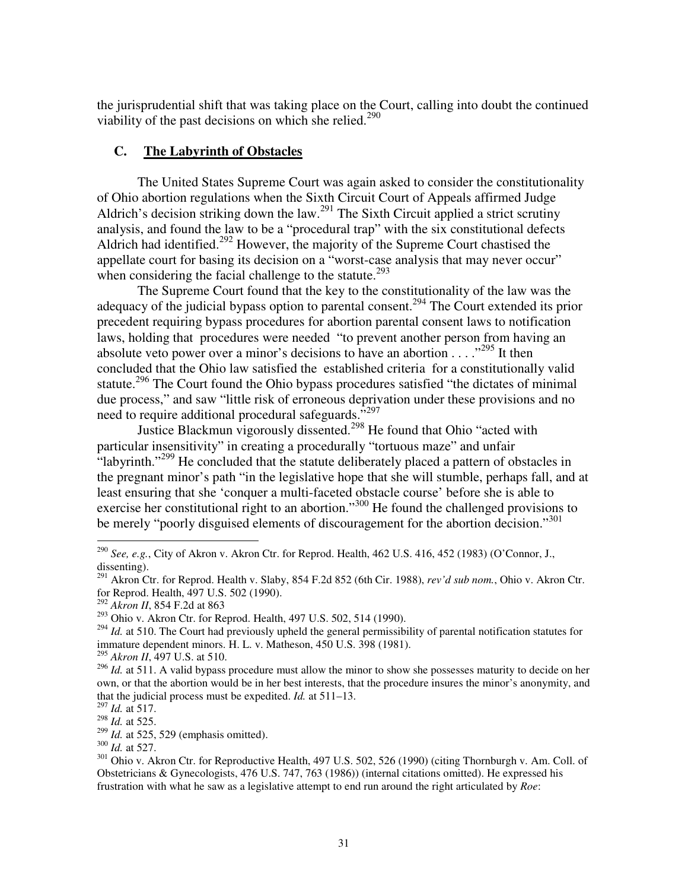the jurisprudential shift that was taking place on the Court, calling into doubt the continued viability of the past decisions on which she relied.[290]

### C. **The Labyrinth of Obstacles**

The United States Supreme Court was again asked to consider the constitutionality of Ohio abortion regulations when the Sixth Circuit Court of Appeals affirmed Judge Aldrich's decision striking down the law.[291] The Sixth Circuit applied a strict scrutiny analysis, and found the law to be a "procedural trap" with the six constitutional defects Aldrich had identified.[292] However, the majority of the Supreme Court chastised the appellate court for basing its decision on a "worst-case analysis that may never occur" when considering the facial challenge to the statute.[293]

The Supreme Court found that the key to the constitutionality of the law was the adequacy of the judicial bypass option to parental consent.[294] The Court extended its prior precedent requiring bypass procedures for abortion parental consent laws to notification laws, holding that procedures were needed "to prevent another person from having an absolute veto power over a minor's decisions to have an abortion . . . ."[295] It then concluded that the Ohio law satisfied the established criteria for a constitutionally valid statute.[296] The Court found the Ohio bypass procedures satisfied "the dictates of minimal due process," and saw "little risk of erroneous deprivation under these provisions and no need to require additional procedural safeguards."[297]

Justice Blackmun vigorously dissented.[298] He found that Ohio "acted with particular insensitivity" in creating a procedurally "tortuous maze" and unfair "labyrinth."[299] He concluded that the statute deliberately placed a pattern of obstacles in the pregnant minor's path "in the legislative hope that she will stumble, perhaps fall, and at least ensuring that she 'conquer a multi-faceted obstacle course' before she is able to exercise her constitutional right to an abortion."[300] He found the challenged provisions to be merely "poorly disguised elements of discouragement for the abortion decision."[301]

---

[290] *See, e.g.*, City of Akron v. Akron Ctr. for Reprod. Health, 462 U.S. 416, 452 (1983) (O'Connor, J., dissenting).

[291] Akron Ctr. for Reprod. Health v. Slaby, 854 F.2d 852 (6th Cir. 1988), *rev'd sub nom.*, Ohio v. Akron Ctr. for Reprod. Health, 497 U.S. 502 (1990).

[292] *Akron II*, 854 F.2d at 863

[293] Ohio v. Akron Ctr. for Reprod. Health, 497 U.S. 502, 514 (1990).

[294] *Id.* at 510. The Court had previously upheld the general permissibility of parental notification statutes for immature dependent minors. H. L. v. Matheson, 450 U.S. 398 (1981).

[295] *Akron II*, 497 U.S. at 510.

[296] *Id.* at 511. A valid bypass procedure must allow the minor to show she possesses maturity to decide on her own, or that the abortion would be in her best interests, that the procedure insures the minor's anonymity, and that the judicial process must be expedited. *Id.* at 511–13.

[297] *Id.* at 517.

[298] *Id.* at 525.

[299] *Id.* at 525, 529 (emphasis omitted).

[300] *Id.* at 527.

[301] Ohio v. Akron Ctr. for Reproductive Health, 497 U.S. 502, 526 (1990) (citing Thornburgh v. Am. Coll. of Obstetricians & Gynecologists, 476 U.S. 747, 763 (1986)) (internal citations omitted). He expressed his frustration with what he saw as a legislative attempt to end run around the right articulated by *Roe*: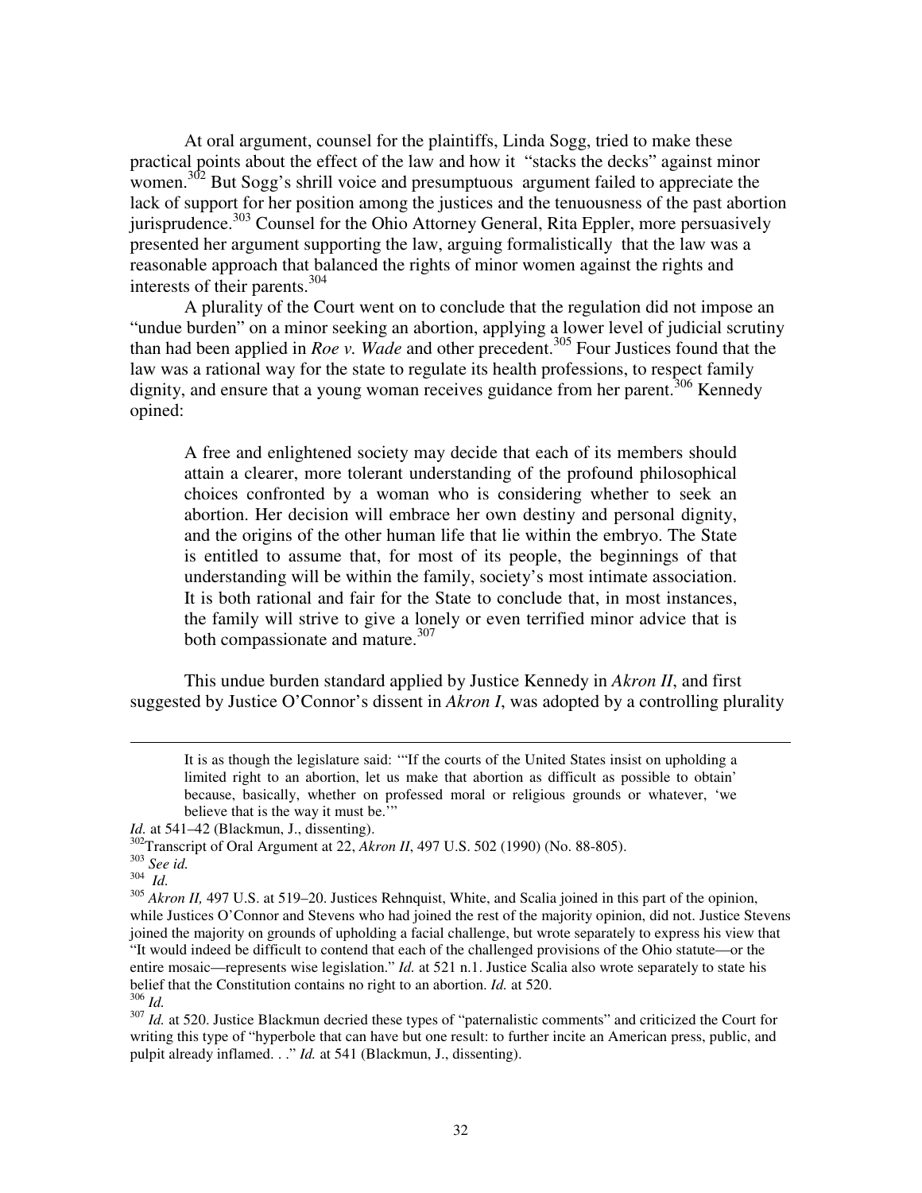At oral argument, counsel for the plaintiffs, Linda Sogg, tried to make these practical points about the effect of the law and how it "stacks the decks" against minor women.[302] But Sogg's shrill voice and presumptuous argument failed to appreciate the lack of support for her position among the justices and the tenuousness of the past abortion jurisprudence.[303] Counsel for the Ohio Attorney General, Rita Eppler, more persuasively presented her argument supporting the law, arguing formalistically that the law was a reasonable approach that balanced the rights of minor women against the rights and interests of their parents.[304]

A plurality of the Court went on to conclude that the regulation did not impose an "undue burden" on a minor seeking an abortion, applying a lower level of judicial scrutiny than had been applied in *Roe v. Wade* and other precedent.[305] Four Justices found that the law was a rational way for the state to regulate its health professions, to respect family dignity, and ensure that a young woman receives guidance from her parent.[306] Kennedy opined:

> A free and enlightened society may decide that each of its members should attain a clearer, more tolerant understanding of the profound philosophical choices confronted by a woman who is considering whether to seek an abortion. Her decision will embrace her own destiny and personal dignity, and the origins of the other human life that lie within the embryo. The State is entitled to assume that, for most of its people, the beginnings of that understanding will be within the family, society's most intimate association. It is both rational and fair for the State to conclude that, in most instances, the family will strive to give a lonely or even terrified minor advice that is both compassionate and mature.[307]

This undue burden standard applied by Justice Kennedy in *Akron II*, and first suggested by Justice O'Connor's dissent in *Akron I*, was adopted by a controlling plurality

---

> It is as though the legislature said: '"If the courts of the United States insist on upholding a limited right to an abortion, let us make that abortion as difficult as possible to obtain' because, basically, whether on professed moral or religious grounds or whatever, 'we believe that is the way it must be.'"

*Id.* at 541–42 (Blackmun, J., dissenting).

[302] Transcript of Oral Argument at 22, *Akron II*, 497 U.S. 502 (1990) (No. 88-805).

[303] *See id.*

[304] *Id.*

[305] *Akron II,* 497 U.S. at 519–20. Justices Rehnquist, White, and Scalia joined in this part of the opinion, while Justices O'Connor and Stevens who had joined the rest of the majority opinion, did not. Justice Stevens joined the majority on grounds of upholding a facial challenge, but wrote separately to express his view that "It would indeed be difficult to contend that each of the challenged provisions of the Ohio statute—or the entire mosaic—represents wise legislation." *Id.* at 521 n.1. Justice Scalia also wrote separately to state his belief that the Constitution contains no right to an abortion. *Id.* at 520.

[306] *Id.*

[307] *Id.* at 520. Justice Blackmun decried these types of "paternalistic comments" and criticized the Court for writing this type of "hyperbole that can have but one result: to further incite an American press, public, and pulpit already inflamed. . ." *Id.* at 541 (Blackmun, J., dissenting).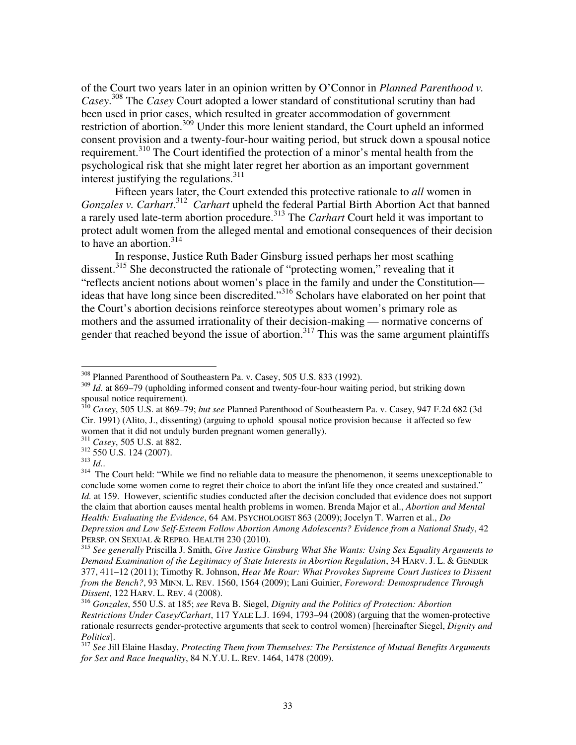of the Court two years later in an opinion written by O'Connor in *Planned Parenthood v. Casey*.[308] The *Casey* Court adopted a lower standard of constitutional scrutiny than had been used in prior cases, which resulted in greater accommodation of government restriction of abortion.[309] Under this more lenient standard, the Court upheld an informed consent provision and a twenty-four-hour waiting period, but struck down a spousal notice requirement.[310] The Court identified the protection of a minor's mental health from the psychological risk that she might later regret her abortion as an important government interest justifying the regulations.[311]

Fifteen years later, the Court extended this protective rationale to *all* women in *Gonzales v. Carhart*.[312] *Carhart* upheld the federal Partial Birth Abortion Act that banned a rarely used late-term abortion procedure.[313] The *Carhart* Court held it was important to protect adult women from the alleged mental and emotional consequences of their decision to have an abortion.[314]

In response, Justice Ruth Bader Ginsburg issued perhaps her most scathing dissent.[315] She deconstructed the rationale of "protecting women," revealing that it "reflects ancient notions about women's place in the family and under the Constitution—ideas that have long since been discredited."[316] Scholars have elaborated on her point that the Court's abortion decisions reinforce stereotypes about women's primary role as mothers and the assumed irrationality of their decision-making — normative concerns of gender that reached beyond the issue of abortion.[317] This was the same argument plaintiffs

---

[308] Planned Parenthood of Southeastern Pa. v. Casey, 505 U.S. 833 (1992).

[309] *Id.* at 869–79 (upholding informed consent and twenty-four-hour waiting period, but striking down spousal notice requirement).

[310] *Casey*, 505 U.S. at 869–79; *but see* Planned Parenthood of Southeastern Pa. v. Casey, 947 F.2d 682 (3d Cir. 1991) (Alito, J., dissenting) (arguing to uphold spousal notice provision because it affected so few women that it did not unduly burden pregnant women generally).

[311] *Casey*, 505 U.S. at 882.

[312] 550 U.S. 124 (2007).

[313] *Id.*.

[314] The Court held: "While we find no reliable data to measure the phenomenon, it seems unexceptionable to conclude some women come to regret their choice to abort the infant life they once created and sustained." *Id.* at 159. However, scientific studies conducted after the decision concluded that evidence does not support the claim that abortion causes mental health problems in women. Brenda Major et al., *Abortion and Mental Health: Evaluating the Evidence*, 64 AM. PSYCHOLOGIST 863 (2009); Jocelyn T. Warren et al., *Do Depression and Low Self-Esteem Follow Abortion Among Adolescents? Evidence from a National Study*, 42 PERSP. ON SEXUAL & REPRO. HEALTH 230 (2010).

[315] *See generally* Priscilla J. Smith, *Give Justice Ginsburg What She Wants: Using Sex Equality Arguments to Demand Examination of the Legitimacy of State Interests in Abortion Regulation*, 34 HARV. J. L. & GENDER 377, 411–12 (2011); Timothy R. Johnson, *Hear Me Roar: What Provokes Supreme Court Justices to Dissent from the Bench?*, 93 MINN. L. REV. 1560, 1564 (2009); Lani Guinier, *Foreword: Demosprudence Through Dissent*, 122 HARV. L. REV. 4 (2008).

[316] *Gonzales*, 550 U.S. at 185; *see* Reva B. Siegel, *Dignity and the Politics of Protection: Abortion Restrictions Under Casey/Carhart*, 117 YALE L.J. 1694, 1793–94 (2008) (arguing that the women-protective rationale resurrects gender-protective arguments that seek to control women) [hereinafter Siegel, *Dignity and Politics*].

[317] *See* Jill Elaine Hasday, *Protecting Them from Themselves: The Persistence of Mutual Benefits Arguments for Sex and Race Inequality*, 84 N.Y.U. L. REV. 1464, 1478 (2009).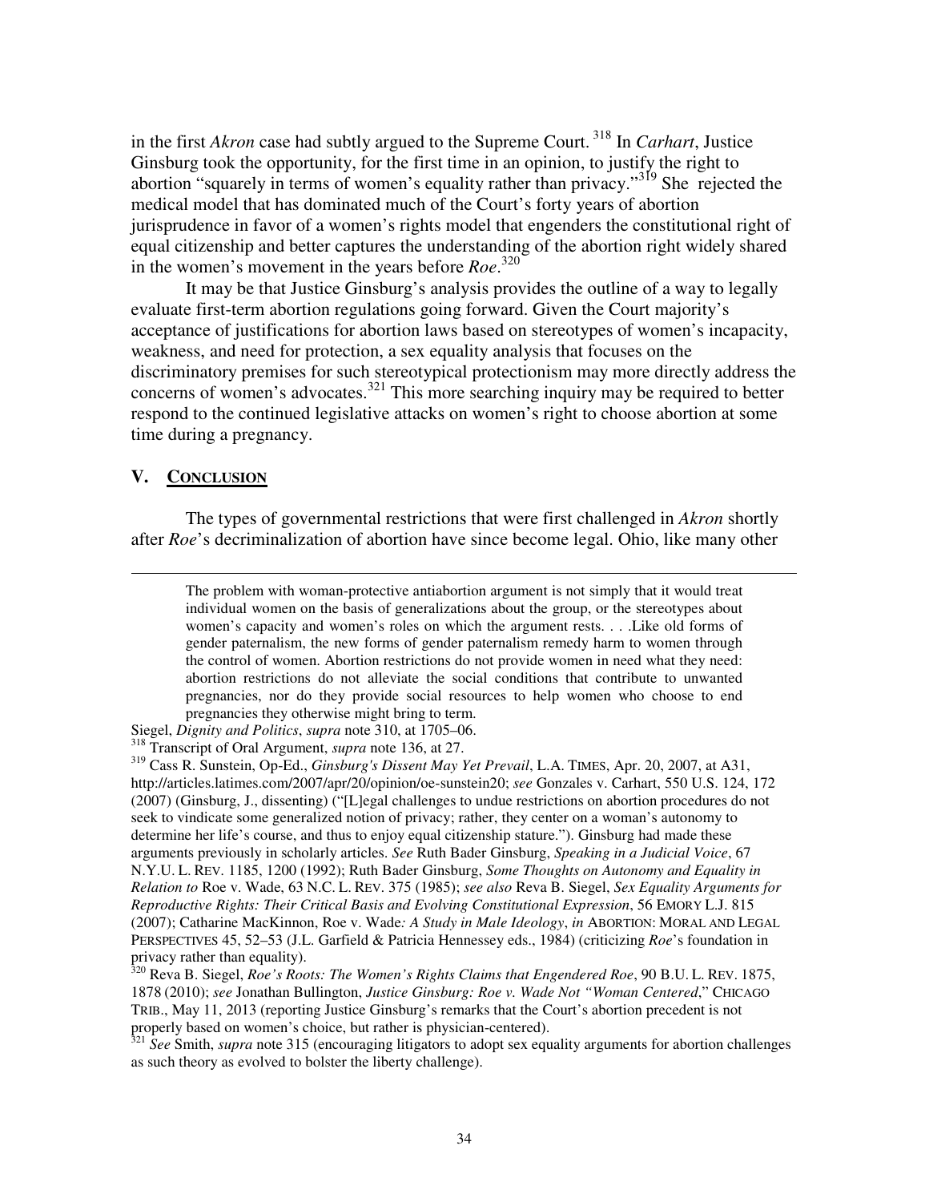in the first *Akron* case had subtly argued to the Supreme Court.[318] In *Carhart*, Justice Ginsburg took the opportunity, for the first time in an opinion, to justify the right to abortion "squarely in terms of women's equality rather than privacy."[319] She rejected the medical model that has dominated much of the Court's forty years of abortion jurisprudence in favor of a women's rights model that engenders the constitutional right of equal citizenship and better captures the understanding of the abortion right widely shared in the women's movement in the years before *Roe*.[320]

It may be that Justice Ginsburg's analysis provides the outline of a way to legally evaluate first-term abortion regulations going forward. Given the Court majority's acceptance of justifications for abortion laws based on stereotypes of women's incapacity, weakness, and need for protection, a sex equality analysis that focuses on the discriminatory premises for such stereotypical protectionism may more directly address the concerns of women's advocates.[321] This more searching inquiry may be required to better respond to the continued legislative attacks on women's right to choose abortion at some time during a pregnancy.

## V. CONCLUSION

The types of governmental restrictions that were first challenged in *Akron* shortly after *Roe*'s decriminalization of abortion have since become legal. Ohio, like many other

---

> The problem with woman-protective antiabortion argument is not simply that it would treat individual women on the basis of generalizations about the group, or the stereotypes about women's capacity and women's roles on which the argument rests. . . .Like old forms of gender paternalism, the new forms of gender paternalism remedy harm to women through the control of women. Abortion restrictions do not provide women in need what they need: abortion restrictions do not alleviate the social conditions that contribute to unwanted pregnancies, nor do they provide social resources to help women who choose to end pregnancies they otherwise might bring to term.

Siegel, *Dignity and Politics*, *supra* note 310, at 1705–06.

[318] Transcript of Oral Argument, *supra* note 136, at 27.

[319] Cass R. Sunstein, Op-Ed., *Ginsburg's Dissent May Yet Prevail*, L.A. TIMES, Apr. 20, 2007, at A31, http://articles.latimes.com/2007/apr/20/opinion/oe-sunstein20; *see* Gonzales v. Carhart, 550 U.S. 124, 172 (2007) (Ginsburg, J., dissenting) ("[L]egal challenges to undue restrictions on abortion procedures do not seek to vindicate some generalized notion of privacy; rather, they center on a woman's autonomy to determine her life's course, and thus to enjoy equal citizenship stature."). Ginsburg had made these arguments previously in scholarly articles. *See* Ruth Bader Ginsburg, *Speaking in a Judicial Voice*, 67 N.Y.U. L. REV. 1185, 1200 (1992); Ruth Bader Ginsburg, *Some Thoughts on Autonomy and Equality in Relation to* Roe v. Wade, 63 N.C. L. REV. 375 (1985); *see also* Reva B. Siegel, *Sex Equality Arguments for Reproductive Rights: Their Critical Basis and Evolving Constitutional Expression*, 56 EMORY L.J. 815 (2007); Catharine MacKinnon, Roe v. Wade*: A Study in Male Ideology*, *in* ABORTION: MORAL AND LEGAL PERSPECTIVES 45, 52–53 (J.L. Garfield & Patricia Hennessey eds., 1984) (criticizing *Roe*'s foundation in privacy rather than equality).

[320] Reva B. Siegel, *Roe's Roots: The Women's Rights Claims that Engendered Roe*, 90 B.U. L. REV. 1875, 1878 (2010); *see* Jonathan Bullington, *Justice Ginsburg: Roe v. Wade Not "Woman Centered*," CHICAGO TRIB., May 11, 2013 (reporting Justice Ginsburg's remarks that the Court's abortion precedent is not properly based on women's choice, but rather is physician-centered).

[321] *See* Smith, *supra* note 315 (encouraging litigators to adopt sex equality arguments for abortion challenges as such theory as evolved to bolster the liberty challenge).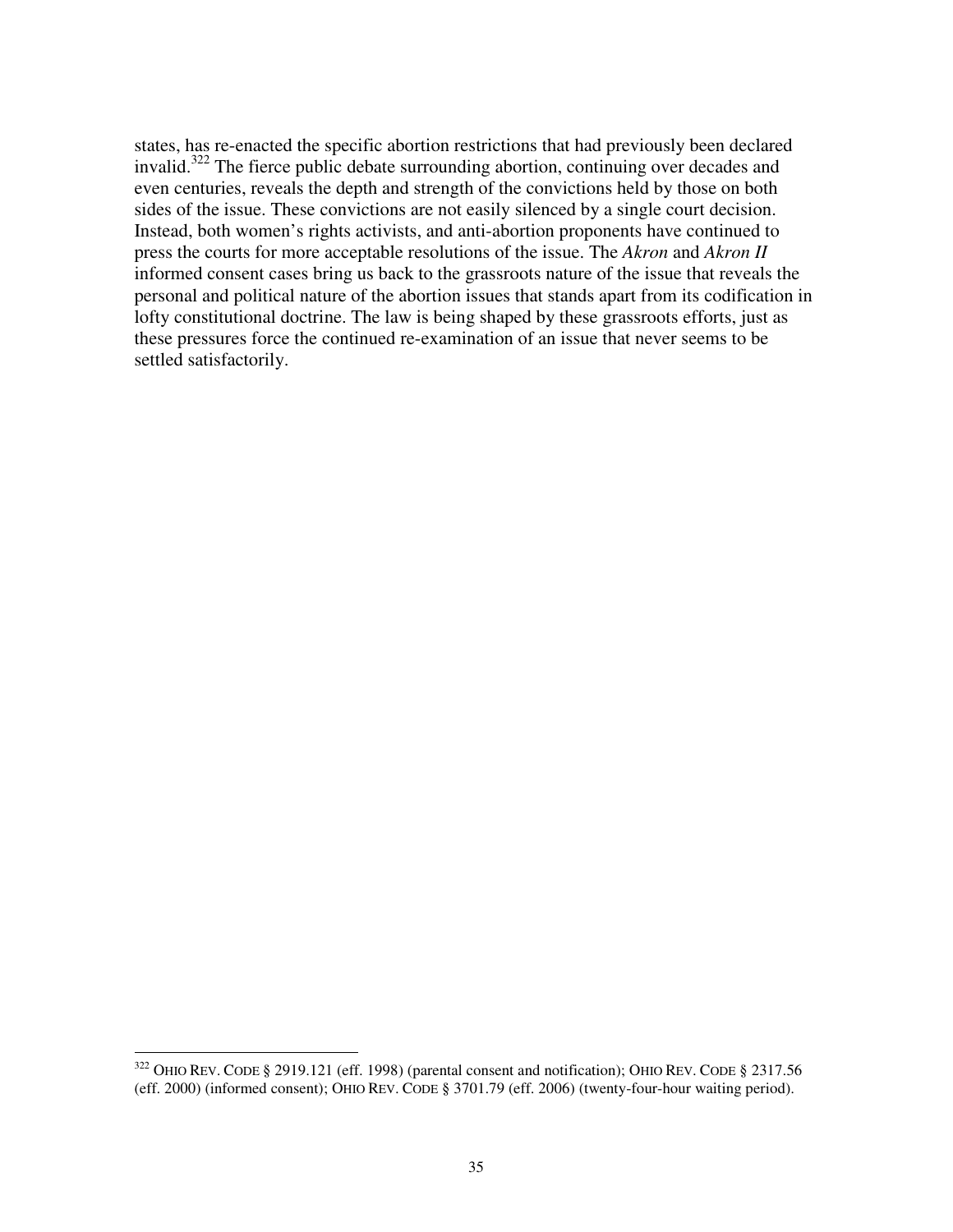states, has re-enacted the specific abortion restrictions that had previously been declared invalid.[322] The fierce public debate surrounding abortion, continuing over decades and even centuries, reveals the depth and strength of the convictions held by those on both sides of the issue. These convictions are not easily silenced by a single court decision. Instead, both women's rights activists, and anti-abortion proponents have continued to press the courts for more acceptable resolutions of the issue. The *Akron* and *Akron II* informed consent cases bring us back to the grassroots nature of the issue that reveals the personal and political nature of the abortion issues that stands apart from its codification in lofty constitutional doctrine. The law is being shaped by these grassroots efforts, just as these pressures force the continued re-examination of an issue that never seems to be settled satisfactorily.

---

[322] OHIO REV. CODE § 2919.121 (eff. 1998) (parental consent and notification); OHIO REV. CODE § 2317.56 (eff. 2000) (informed consent); OHIO REV. CODE § 3701.79 (eff. 2006) (twenty-four-hour waiting period).